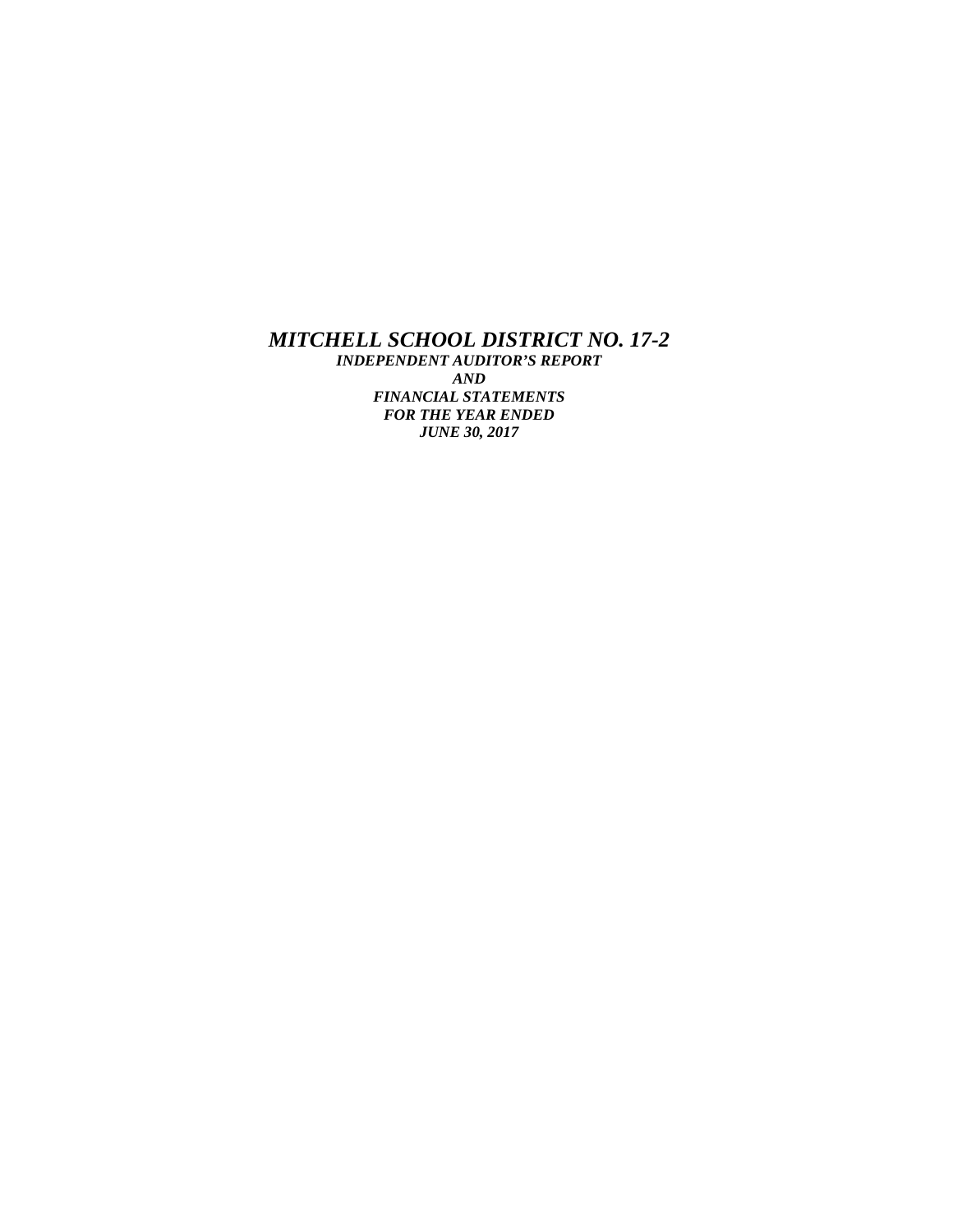# *MITCHELL SCHOOL DISTRICT NO. 17-2*

***INDEPENDENT AUDITOR'S REPORT***

***AND***

***FINANCIAL STATEMENTS***

***FOR THE YEAR ENDED***

***JUNE 30, 2017***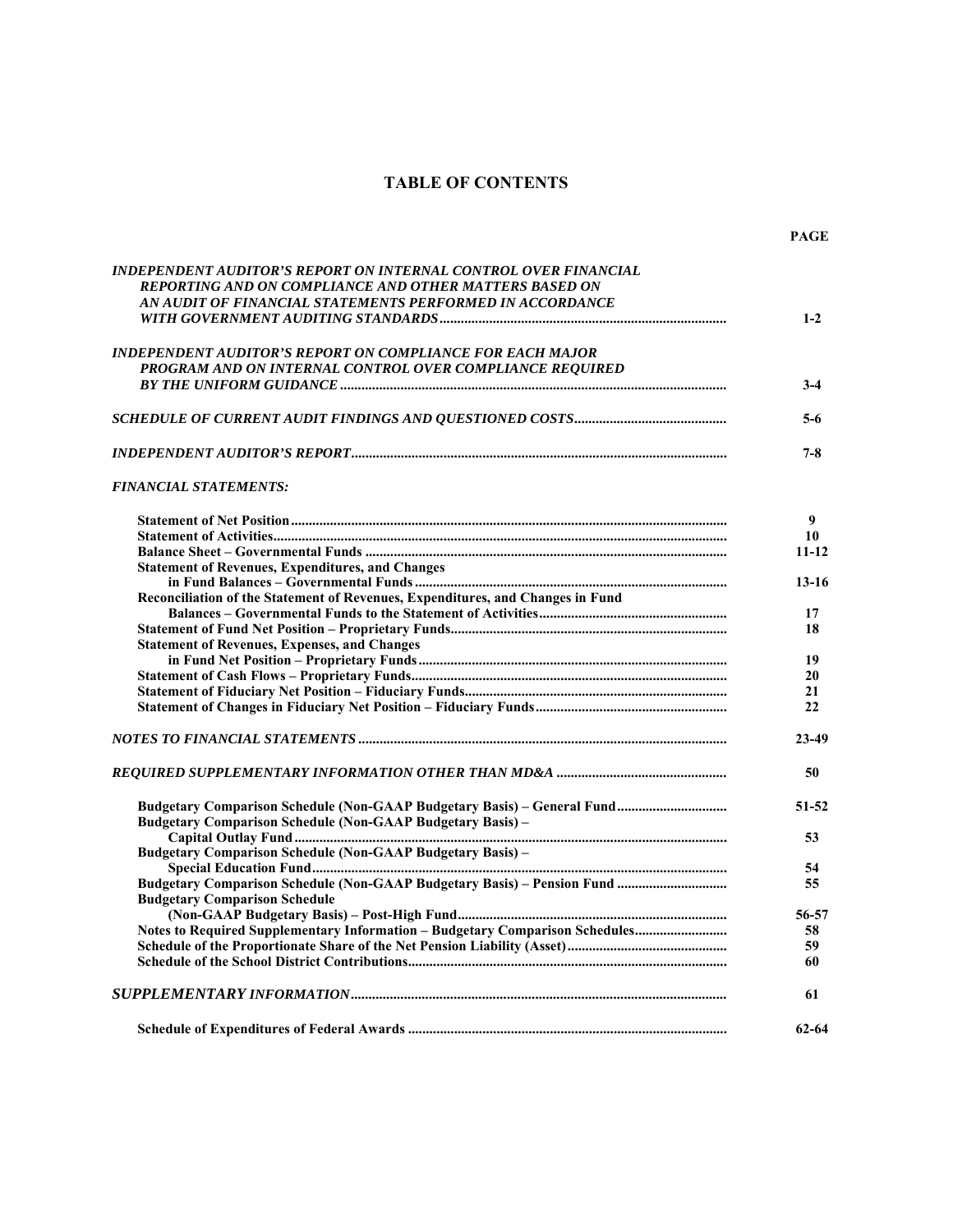# TABLE OF CONTENTS

| | PAGE |
|---|---|
| ***INDEPENDENT AUDITOR'S REPORT ON INTERNAL CONTROL OVER FINANCIAL REPORTING AND ON COMPLIANCE AND OTHER MATTERS BASED ON AN AUDIT OF FINANCIAL STATEMENTS PERFORMED IN ACCORDANCE WITH GOVERNMENT AUDITING STANDARDS*** | **1-2** |
| ***INDEPENDENT AUDITOR'S REPORT ON COMPLIANCE FOR EACH MAJOR PROGRAM AND ON INTERNAL CONTROL OVER COMPLIANCE REQUIRED BY THE UNIFORM GUIDANCE*** | **3-4** |
| ***SCHEDULE OF CURRENT AUDIT FINDINGS AND QUESTIONED COSTS*** | **5-6** |
| ***INDEPENDENT AUDITOR'S REPORT*** | **7-8** |
| ***FINANCIAL STATEMENTS:*** | |
| **Statement of Net Position** | **9** |
| **Statement of Activities** | **10** |
| **Balance Sheet – Governmental Funds** | **11-12** |
| **Statement of Revenues, Expenditures, and Changes in Fund Balances – Governmental Funds** | **13-16** |
| **Reconciliation of the Statement of Revenues, Expenditures, and Changes in Fund Balances – Governmental Funds to the Statement of Activities** | **17** |
| **Statement of Fund Net Position – Proprietary Funds** | **18** |
| **Statement of Revenues, Expenses, and Changes in Fund Net Position – Proprietary Funds** | **19** |
| **Statement of Cash Flows – Proprietary Funds** | **20** |
| **Statement of Fiduciary Net Position – Fiduciary Funds** | **21** |
| **Statement of Changes in Fiduciary Net Position – Fiduciary Funds** | **22** |
| ***NOTES TO FINANCIAL STATEMENTS*** | **23-49** |
| ***REQUIRED SUPPLEMENTARY INFORMATION OTHER THAN MD&A*** | **50** |
| **Budgetary Comparison Schedule (Non-GAAP Budgetary Basis) – General Fund** | **51-52** |
| **Budgetary Comparison Schedule (Non-GAAP Budgetary Basis) – Capital Outlay Fund** | **53** |
| **Budgetary Comparison Schedule (Non-GAAP Budgetary Basis) – Special Education Fund** | **54** |
| **Budgetary Comparison Schedule (Non-GAAP Budgetary Basis) – Pension Fund** | **55** |
| **Budgetary Comparison Schedule (Non-GAAP Budgetary Basis) – Post-High Fund** | **56-57** |
| **Notes to Required Supplementary Information – Budgetary Comparison Schedules** | **58** |
| **Schedule of the Proportionate Share of the Net Pension Liability (Asset)** | **59** |
| **Schedule of the School District Contributions** | **60** |
| ***SUPPLEMENTARY INFORMATION*** | **61** |
| **Schedule of Expenditures of Federal Awards** | **62-64** |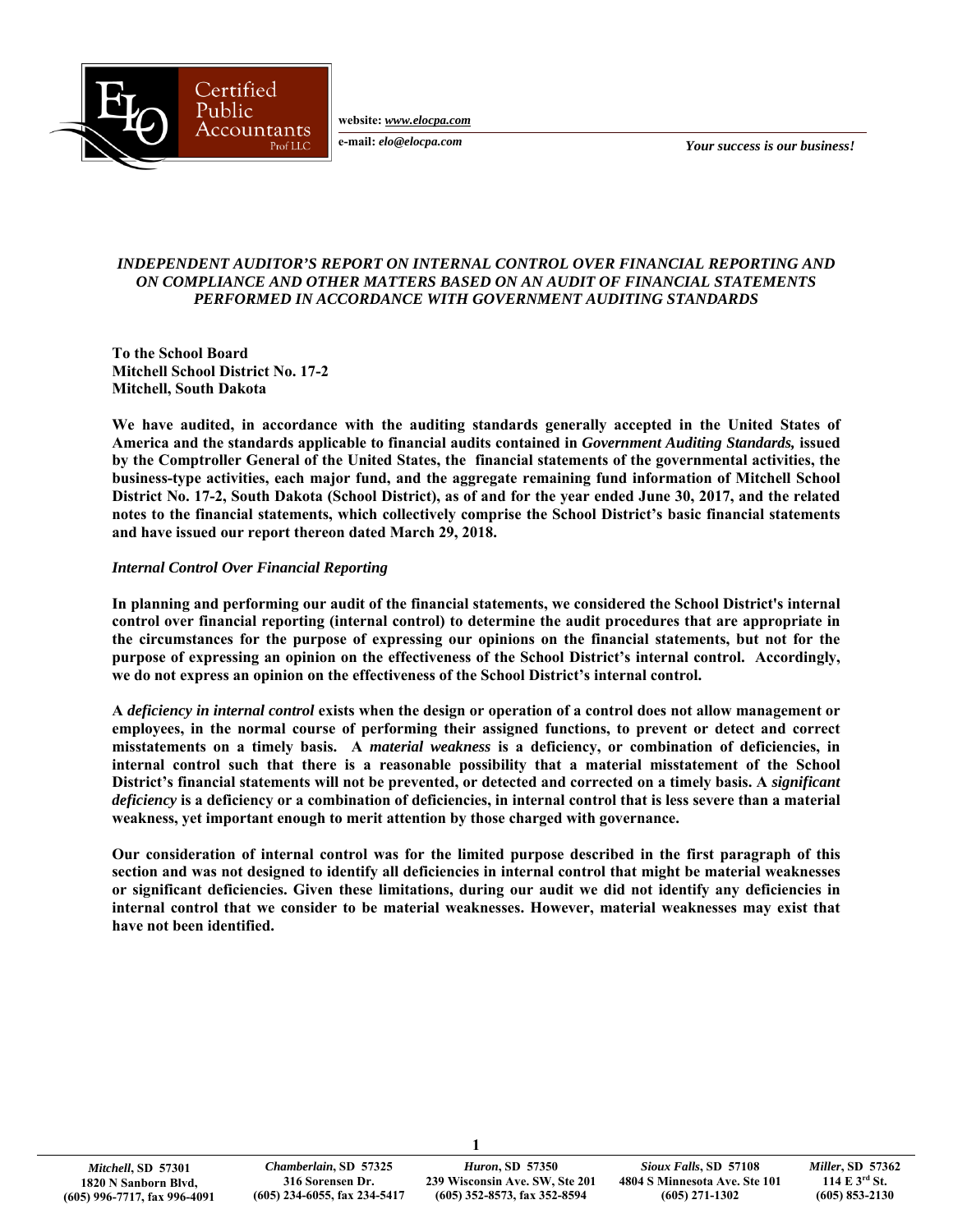website: *www.elocpa.com*

e-mail: *elo@elocpa.com*

*Your success is our business!*

***INDEPENDENT AUDITOR'S REPORT ON INTERNAL CONTROL OVER FINANCIAL REPORTING AND ON COMPLIANCE AND OTHER MATTERS BASED ON AN AUDIT OF FINANCIAL STATEMENTS PERFORMED IN ACCORDANCE WITH GOVERNMENT AUDITING STANDARDS***

**To the School Board**
**Mitchell School District No. 17-2**
**Mitchell, South Dakota**

**We have audited, in accordance with the auditing standards generally accepted in the United States of America and the standards applicable to financial audits contained in *Government Auditing Standards,* issued by the Comptroller General of the United States, the financial statements of the governmental activities, the business-type activities, each major fund, and the aggregate remaining fund information of Mitchell School District No. 17-2, South Dakota (School District), as of and for the year ended June 30, 2017, and the related notes to the financial statements, which collectively comprise the School District's basic financial statements and have issued our report thereon dated March 29, 2018.**

***Internal Control Over Financial Reporting***

**In planning and performing our audit of the financial statements, we considered the School District's internal control over financial reporting (internal control) to determine the audit procedures that are appropriate in the circumstances for the purpose of expressing our opinions on the financial statements, but not for the purpose of expressing an opinion on the effectiveness of the School District's internal control. Accordingly, we do not express an opinion on the effectiveness of the School District's internal control.**

**A *deficiency in internal control* exists when the design or operation of a control does not allow management or employees, in the normal course of performing their assigned functions, to prevent or detect and correct misstatements on a timely basis. A *material weakness* is a deficiency, or combination of deficiencies, in internal control such that there is a reasonable possibility that a material misstatement of the School District's financial statements will not be prevented, or detected and corrected on a timely basis. A *significant deficiency* is a deficiency or a combination of deficiencies, in internal control that is less severe than a material weakness, yet important enough to merit attention by those charged with governance.**

**Our consideration of internal control was for the limited purpose described in the first paragraph of this section and was not designed to identify all deficiencies in internal control that might be material weaknesses or significant deficiencies. Given these limitations, during our audit we did not identify any deficiencies in internal control that we consider to be material weaknesses. However, material weaknesses may exist that have not been identified.**

| *Mitchell*, SD 57301 | *Chamberlain*, SD 57325 | *Huron*, SD 57350 | *Sioux Falls*, SD 57108 | *Miller*, SD 57362 |
|---|---|---|---|---|
| 1820 N Sanborn Blvd, | 316 Sorensen Dr. | 239 Wisconsin Ave. SW, Ste 201 | 4804 S Minnesota Ave. Ste 101 | 114 E 3rd St. |
| (605) 996-7717, fax 996-4091 | (605) 234-6055, fax 234-5417 | (605) 352-8573, fax 352-8594 | (605) 271-1302 | (605) 853-2130 |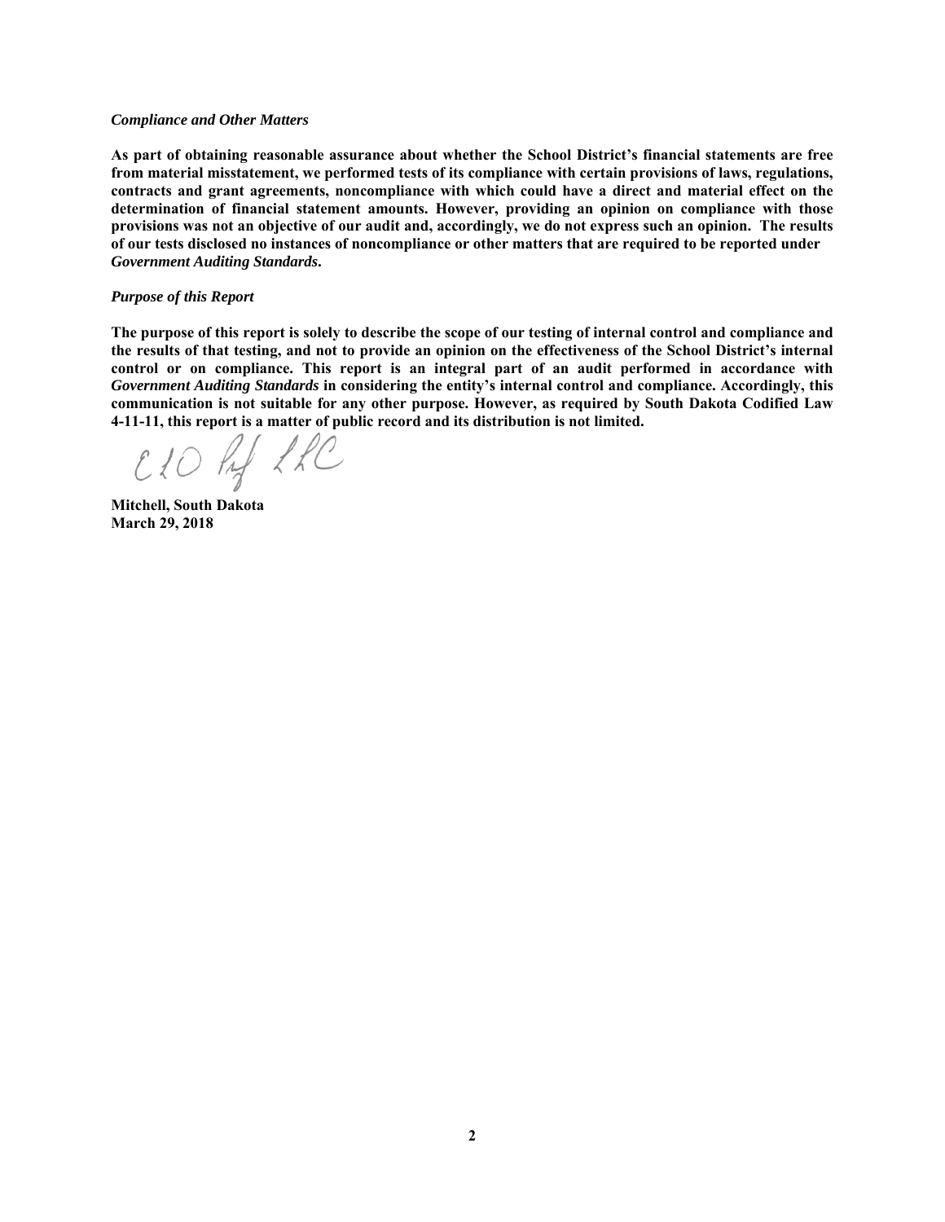***Compliance and Other Matters***

**As part of obtaining reasonable assurance about whether the School District's financial statements are free from material misstatement, we performed tests of its compliance with certain provisions of laws, regulations, contracts and grant agreements, noncompliance with which could have a direct and material effect on the determination of financial statement amounts. However, providing an opinion on compliance with those provisions was not an objective of our audit and, accordingly, we do not express such an opinion. The results of our tests disclosed no instances of noncompliance or other matters that are required to be reported under *Government Auditing Standards*.**

***Purpose of this Report***

**The purpose of this report is solely to describe the scope of our testing of internal control and compliance and the results of that testing, and not to provide an opinion on the effectiveness of the School District's internal control or on compliance. This report is an integral part of an audit performed in accordance with *Government Auditing Standards* in considering the entity's internal control and compliance. Accordingly, this communication is not suitable for any other purpose. However, as required by South Dakota Codified Law 4-11-11, this report is a matter of public record and its distribution is not limited.**

*ELO Prof LLC*

**Mitchell, South Dakota**
**March 29, 2018**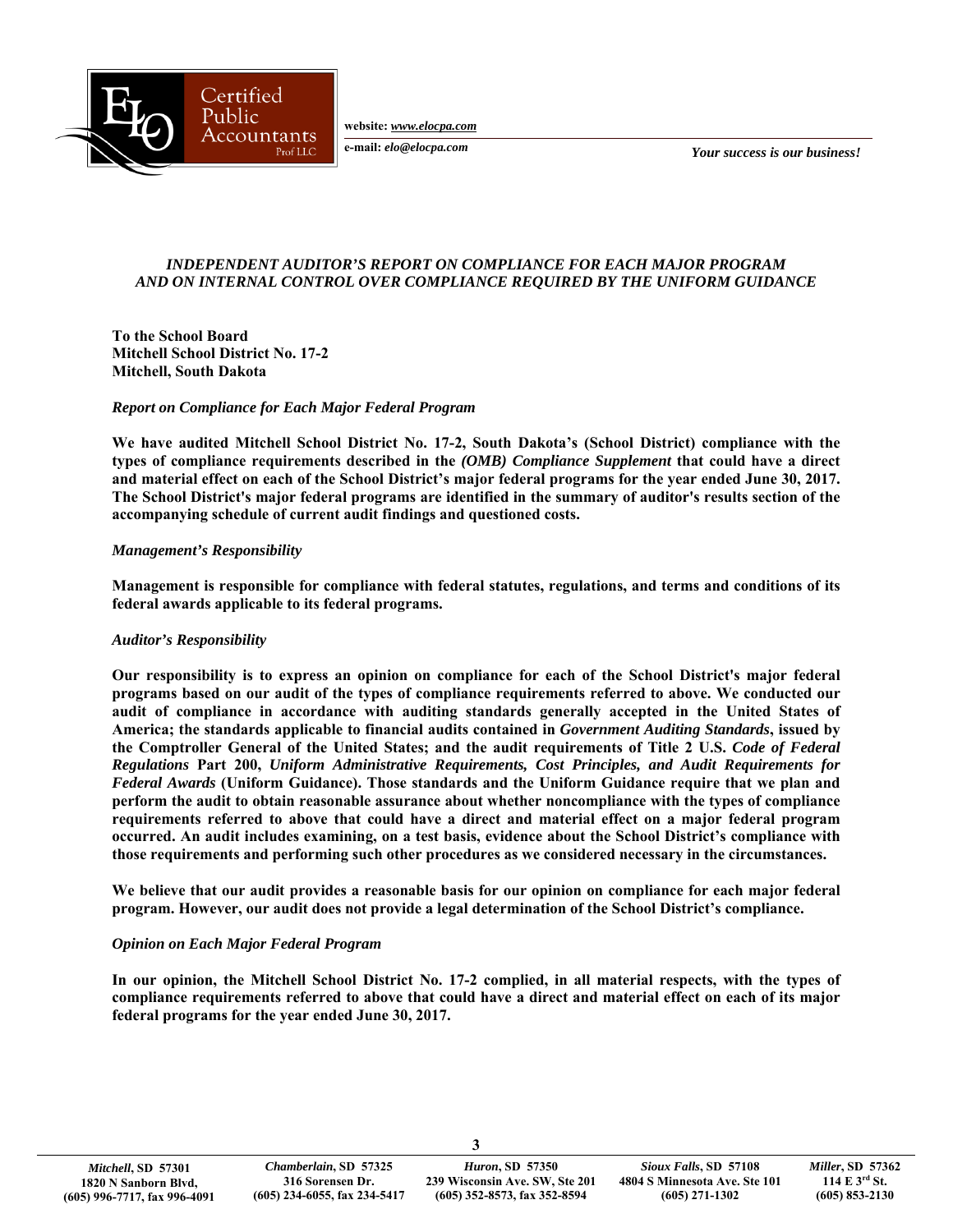# *INDEPENDENT AUDITOR'S REPORT ON COMPLIANCE FOR EACH MAJOR PROGRAM AND ON INTERNAL CONTROL OVER COMPLIANCE REQUIRED BY THE UNIFORM GUIDANCE*

**To the School Board**
**Mitchell School District No. 17-2**
**Mitchell, South Dakota**

### *Report on Compliance for Each Major Federal Program*

**We have audited Mitchell School District No. 17-2, South Dakota's (School District) compliance with the types of compliance requirements described in the *(OMB) Compliance Supplement* that could have a direct and material effect on each of the School District's major federal programs for the year ended June 30, 2017. The School District's major federal programs are identified in the summary of auditor's results section of the accompanying schedule of current audit findings and questioned costs.**

### *Management's Responsibility*

**Management is responsible for compliance with federal statutes, regulations, and terms and conditions of its federal awards applicable to its federal programs.**

### *Auditor's Responsibility*

**Our responsibility is to express an opinion on compliance for each of the School District's major federal programs based on our audit of the types of compliance requirements referred to above. We conducted our audit of compliance in accordance with auditing standards generally accepted in the United States of America; the standards applicable to financial audits contained in *Government Auditing Standards*, issued by the Comptroller General of the United States; and the audit requirements of Title 2 U.S. *Code of Federal Regulations* Part 200, *Uniform Administrative Requirements, Cost Principles, and Audit Requirements for Federal Awards* (Uniform Guidance). Those standards and the Uniform Guidance require that we plan and perform the audit to obtain reasonable assurance about whether noncompliance with the types of compliance requirements referred to above that could have a direct and material effect on a major federal program occurred. An audit includes examining, on a test basis, evidence about the School District's compliance with those requirements and performing such other procedures as we considered necessary in the circumstances.**

**We believe that our audit provides a reasonable basis for our opinion on compliance for each major federal program. However, our audit does not provide a legal determination of the School District's compliance.**

### *Opinion on Each Major Federal Program*

**In our opinion, the Mitchell School District No. 17-2 complied, in all material respects, with the types of compliance requirements referred to above that could have a direct and material effect on each of its major federal programs for the year ended June 30, 2017.**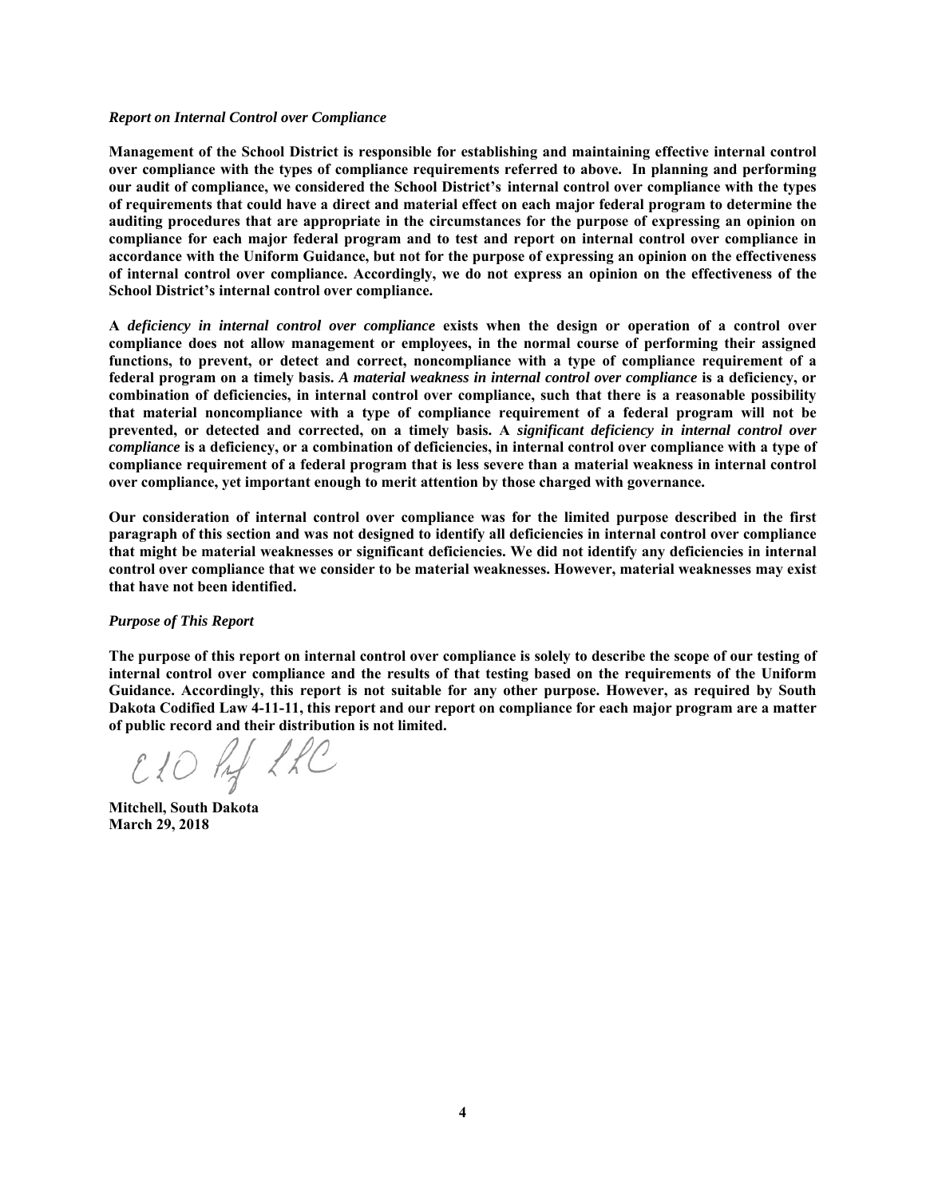***Report on Internal Control over Compliance***

**Management of the School District is responsible for establishing and maintaining effective internal control over compliance with the types of compliance requirements referred to above. In planning and performing our audit of compliance, we considered the School District's internal control over compliance with the types of requirements that could have a direct and material effect on each major federal program to determine the auditing procedures that are appropriate in the circumstances for the purpose of expressing an opinion on compliance for each major federal program and to test and report on internal control over compliance in accordance with the Uniform Guidance, but not for the purpose of expressing an opinion on the effectiveness of internal control over compliance. Accordingly, we do not express an opinion on the effectiveness of the School District's internal control over compliance.**

**A *deficiency in internal control over compliance* exists when the design or operation of a control over compliance does not allow management or employees, in the normal course of performing their assigned functions, to prevent, or detect and correct, noncompliance with a type of compliance requirement of a federal program on a timely basis. *A material weakness in internal control over compliance* is a deficiency, or combination of deficiencies, in internal control over compliance, such that there is a reasonable possibility that material noncompliance with a type of compliance requirement of a federal program will not be prevented, or detected and corrected, on a timely basis. A *significant deficiency in internal control over compliance* is a deficiency, or a combination of deficiencies, in internal control over compliance with a type of compliance requirement of a federal program that is less severe than a material weakness in internal control over compliance, yet important enough to merit attention by those charged with governance.**

**Our consideration of internal control over compliance was for the limited purpose described in the first paragraph of this section and was not designed to identify all deficiencies in internal control over compliance that might be material weaknesses or significant deficiencies. We did not identify any deficiencies in internal control over compliance that we consider to be material weaknesses. However, material weaknesses may exist that have not been identified.**

***Purpose of This Report***

**The purpose of this report on internal control over compliance is solely to describe the scope of our testing of internal control over compliance and the results of that testing based on the requirements of the Uniform Guidance. Accordingly, this report is not suitable for any other purpose. However, as required by South Dakota Codified Law 4-11-11, this report and our report on compliance for each major program are a matter of public record and their distribution is not limited.**

ELO Prof LLC

**Mitchell, South Dakota**
**March 29, 2018**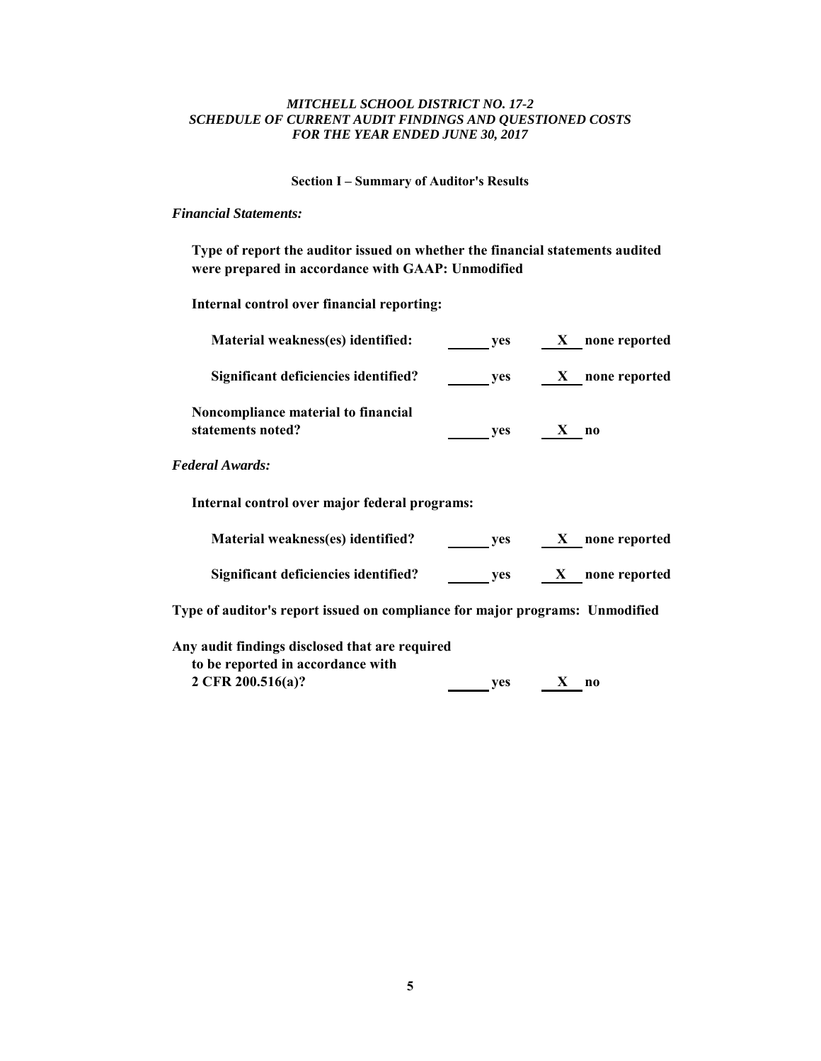*MITCHELL SCHOOL DISTRICT NO. 17-2*
*SCHEDULE OF CURRENT AUDIT FINDINGS AND QUESTIONED COSTS*
*FOR THE YEAR ENDED JUNE 30, 2017*

**Section I – Summary of Auditor's Results**

***Financial Statements:***

**Type of report the auditor issued on whether the financial statements audited were prepared in accordance with GAAP: Unmodified**

**Internal control over financial reporting:**

| | | |
|---|---|---|
| **Material weakness(es) identified:** | ______ **yes** | **X** **none reported** |
| **Significant deficiencies identified?** | ______ **yes** | **X** **none reported** |
| **Noncompliance material to financial statements noted?** | ______ **yes** | **X** **no** |

***Federal Awards:***

**Internal control over major federal programs:**

| | | |
|---|---|---|
| **Material weakness(es) identified?** | ______ **yes** | **X** **none reported** |
| **Significant deficiencies identified?** | ______ **yes** | **X** **none reported** |

**Type of auditor's report issued on compliance for major programs: Unmodified**

| | | |
|---|---|---|
| **Any audit findings disclosed that are required to be reported in accordance with 2 CFR 200.516(a)?** | ______ **yes** | **X** **no** |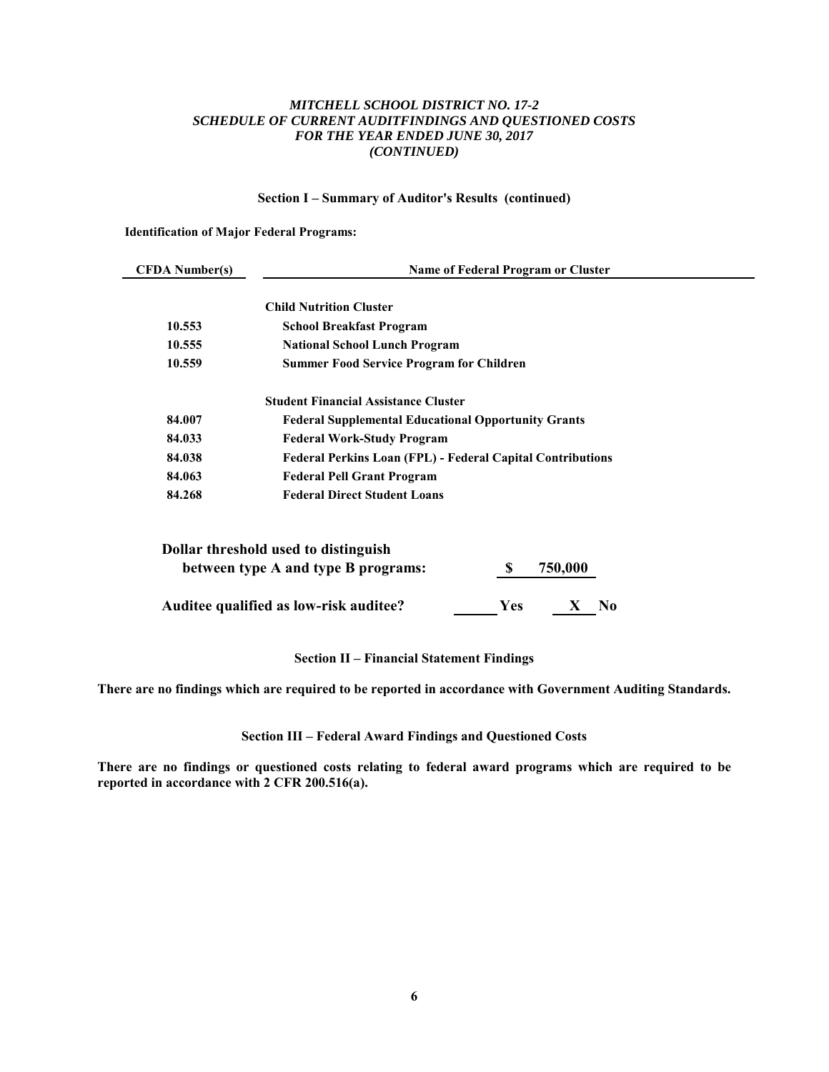*MITCHELL SCHOOL DISTRICT NO. 17-2*
*SCHEDULE OF CURRENT AUDITFINDINGS AND QUESTIONED COSTS*
*FOR THE YEAR ENDED JUNE 30, 2017*
*(CONTINUED)*

**Section I – Summary of Auditor's Results (continued)**

**Identification of Major Federal Programs:**

| CFDA Number(s) | Name of Federal Program or Cluster |
|---|---|
| | **Child Nutrition Cluster** |
| 10.553 | School Breakfast Program |
| 10.555 | National School Lunch Program |
| 10.559 | Summer Food Service Program for Children |
| | **Student Financial Assistance Cluster** |
| 84.007 | Federal Supplemental Educational Opportunity Grants |
| 84.033 | Federal Work-Study Program |
| 84.038 | Federal Perkins Loan (FPL) - Federal Capital Contributions |
| 84.063 | Federal Pell Grant Program |
| 84.268 | Federal Direct Student Loans |

**Dollar threshold used to distinguish between type A and type B programs:** $ 750,000

**Auditee qualified as low-risk auditee?** ____ Yes __X__ No

**Section II – Financial Statement Findings**

**There are no findings which are required to be reported in accordance with Government Auditing Standards.**

**Section III – Federal Award Findings and Questioned Costs**

**There are no findings or questioned costs relating to federal award programs which are required to be reported in accordance with 2 CFR 200.516(a).**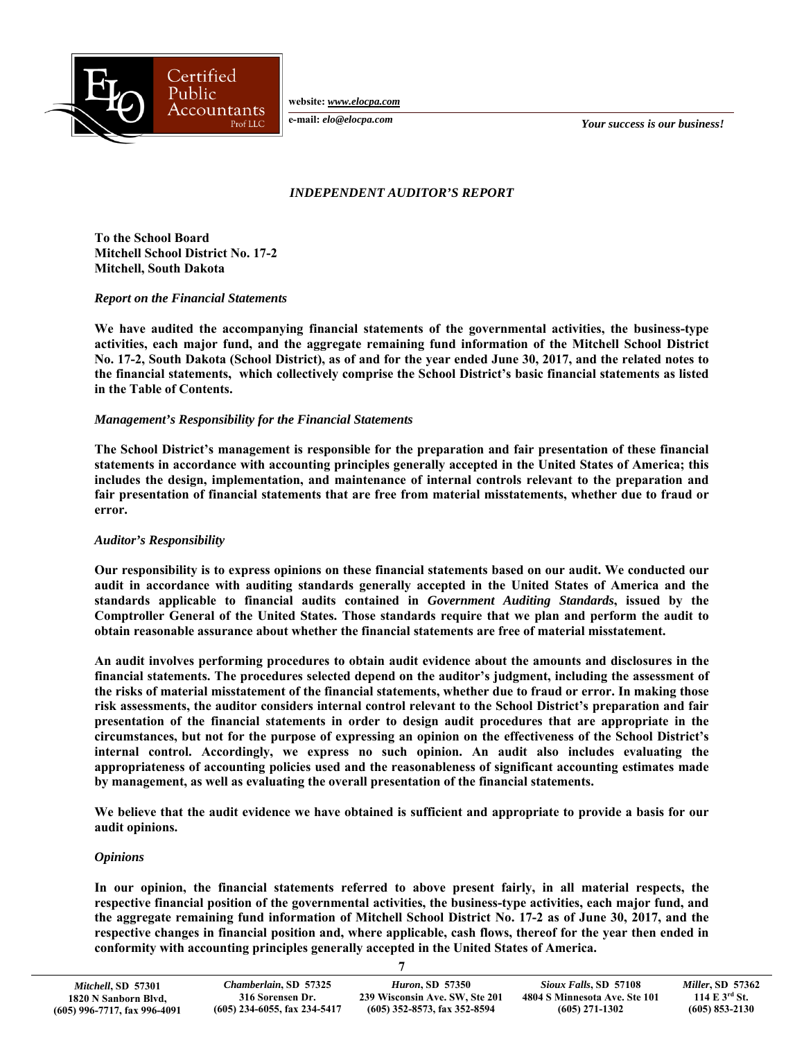# INDEPENDENT AUDITOR'S REPORT

**To the School Board**
**Mitchell School District No. 17-2**
**Mitchell, South Dakota**

*Report on the Financial Statements*

**We have audited the accompanying financial statements of the governmental activities, the business-type activities, each major fund, and the aggregate remaining fund information of the Mitchell School District No. 17-2, South Dakota (School District), as of and for the year ended June 30, 2017, and the related notes to the financial statements, which collectively comprise the School District's basic financial statements as listed in the Table of Contents.**

*Management's Responsibility for the Financial Statements*

**The School District's management is responsible for the preparation and fair presentation of these financial statements in accordance with accounting principles generally accepted in the United States of America; this includes the design, implementation, and maintenance of internal controls relevant to the preparation and fair presentation of financial statements that are free from material misstatements, whether due to fraud or error.**

*Auditor's Responsibility*

**Our responsibility is to express opinions on these financial statements based on our audit. We conducted our audit in accordance with auditing standards generally accepted in the United States of America and the standards applicable to financial audits contained in *Government Auditing Standards*, issued by the Comptroller General of the United States. Those standards require that we plan and perform the audit to obtain reasonable assurance about whether the financial statements are free of material misstatement.**

**An audit involves performing procedures to obtain audit evidence about the amounts and disclosures in the financial statements. The procedures selected depend on the auditor's judgment, including the assessment of the risks of material misstatement of the financial statements, whether due to fraud or error. In making those risk assessments, the auditor considers internal control relevant to the School District's preparation and fair presentation of the financial statements in order to design audit procedures that are appropriate in the circumstances, but not for the purpose of expressing an opinion on the effectiveness of the School District's internal control. Accordingly, we express no such opinion. An audit also includes evaluating the appropriateness of accounting policies used and the reasonableness of significant accounting estimates made by management, as well as evaluating the overall presentation of the financial statements.**

**We believe that the audit evidence we have obtained is sufficient and appropriate to provide a basis for our audit opinions.**

*Opinions*

**In our opinion, the financial statements referred to above present fairly, in all material respects, the respective financial position of the governmental activities, the business-type activities, each major fund, and the aggregate remaining fund information of Mitchell School District No. 17-2 as of June 30, 2017, and the respective changes in financial position and, where applicable, cash flows, thereof for the year then ended in conformity with accounting principles generally accepted in the United States of America.**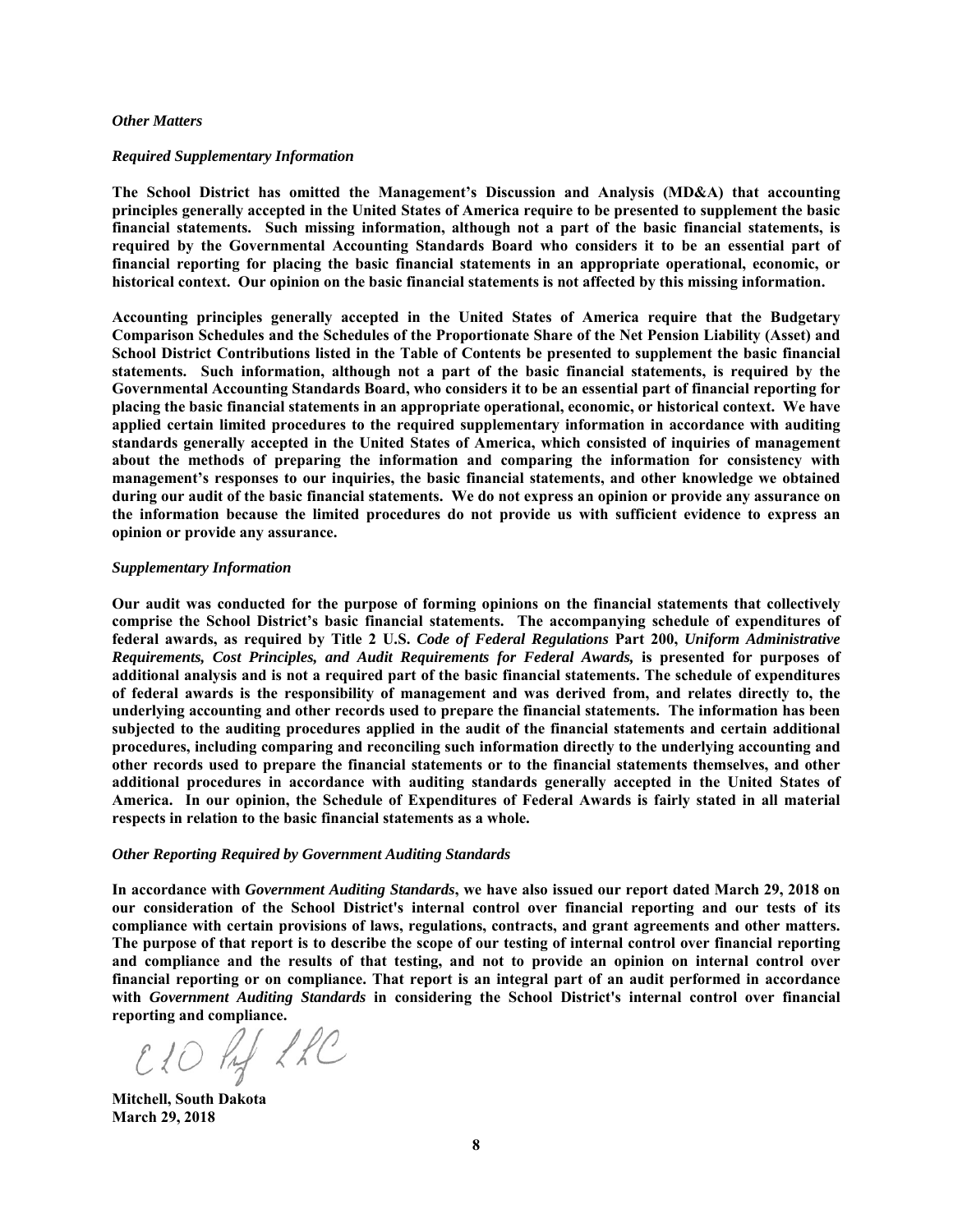*Other Matters*

*Required Supplementary Information*

**The School District has omitted the Management's Discussion and Analysis (MD&A) that accounting principles generally accepted in the United States of America require to be presented to supplement the basic financial statements. Such missing information, although not a part of the basic financial statements, is required by the Governmental Accounting Standards Board who considers it to be an essential part of financial reporting for placing the basic financial statements in an appropriate operational, economic, or historical context. Our opinion on the basic financial statements is not affected by this missing information.**

**Accounting principles generally accepted in the United States of America require that the Budgetary Comparison Schedules and the Schedules of the Proportionate Share of the Net Pension Liability (Asset) and School District Contributions listed in the Table of Contents be presented to supplement the basic financial statements. Such information, although not a part of the basic financial statements, is required by the Governmental Accounting Standards Board, who considers it to be an essential part of financial reporting for placing the basic financial statements in an appropriate operational, economic, or historical context. We have applied certain limited procedures to the required supplementary information in accordance with auditing standards generally accepted in the United States of America, which consisted of inquiries of management about the methods of preparing the information and comparing the information for consistency with management's responses to our inquiries, the basic financial statements, and other knowledge we obtained during our audit of the basic financial statements. We do not express an opinion or provide any assurance on the information because the limited procedures do not provide us with sufficient evidence to express an opinion or provide any assurance.**

*Supplementary Information*

**Our audit was conducted for the purpose of forming opinions on the financial statements that collectively comprise the School District's basic financial statements. The accompanying schedule of expenditures of federal awards, as required by Title 2 U.S. *Code of Federal Regulations* Part 200, *Uniform Administrative Requirements, Cost Principles, and Audit Requirements for Federal Awards,* is presented for purposes of additional analysis and is not a required part of the basic financial statements. The schedule of expenditures of federal awards is the responsibility of management and was derived from, and relates directly to, the underlying accounting and other records used to prepare the financial statements. The information has been subjected to the auditing procedures applied in the audit of the financial statements and certain additional procedures, including comparing and reconciling such information directly to the underlying accounting and other records used to prepare the financial statements or to the financial statements themselves, and other additional procedures in accordance with auditing standards generally accepted in the United States of America. In our opinion, the Schedule of Expenditures of Federal Awards is fairly stated in all material respects in relation to the basic financial statements as a whole.**

*Other Reporting Required by Government Auditing Standards*

**In accordance with *Government Auditing Standards*, we have also issued our report dated March 29, 2018 on our consideration of the School District's internal control over financial reporting and our tests of its compliance with certain provisions of laws, regulations, contracts, and grant agreements and other matters. The purpose of that report is to describe the scope of our testing of internal control over financial reporting and compliance and the results of that testing, and not to provide an opinion on internal control over financial reporting or on compliance. That report is an integral part of an audit performed in accordance with *Government Auditing Standards* in considering the School District's internal control over financial reporting and compliance.**

ELO Prof LLC

**Mitchell, South Dakota**
**March 29, 2018**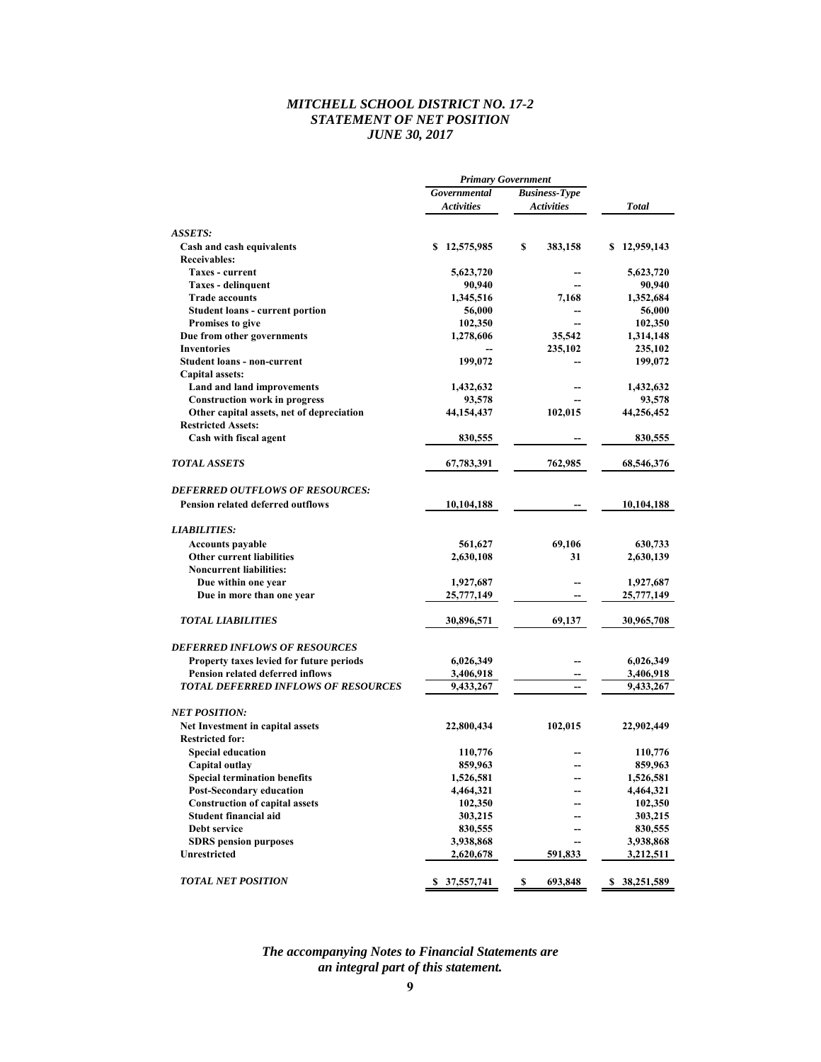# *MITCHELL SCHOOL DISTRICT NO. 17-2*
# *STATEMENT OF NET POSITION*
# *JUNE 30, 2017*

| | *Primary Government* | | |
|---|---|---|---|
| | ***Governmental Activities*** | ***Business-Type Activities*** | ***Total*** |
| ***ASSETS:*** | | | |
| **Cash and cash equivalents** | **$ 12,575,985** | **$ 383,158** | **$ 12,959,143** |
| **Receivables:** | | | |
| **Taxes - current** | **5,623,720** | **--** | **5,623,720** |
| **Taxes - delinquent** | **90,940** | **--** | **90,940** |
| **Trade accounts** | **1,345,516** | **7,168** | **1,352,684** |
| **Student loans - current portion** | **56,000** | **--** | **56,000** |
| **Promises to give** | **102,350** | **--** | **102,350** |
| **Due from other governments** | **1,278,606** | **35,542** | **1,314,148** |
| **Inventories** | **--** | **235,102** | **235,102** |
| **Student loans - non-current** | **199,072** | **--** | **199,072** |
| **Capital assets:** | | | |
| **Land and land improvements** | **1,432,632** | **--** | **1,432,632** |
| **Construction work in progress** | **93,578** | **--** | **93,578** |
| **Other capital assets, net of depreciation** | **44,154,437** | **102,015** | **44,256,452** |
| **Restricted Assets:** | | | |
| **Cash with fiscal agent** | **830,555** | **--** | **830,555** |
| ***TOTAL ASSETS*** | **67,783,391** | **762,985** | **68,546,376** |
| ***DEFERRED OUTFLOWS OF RESOURCES:*** | | | |
| **Pension related deferred outflows** | **10,104,188** | **--** | **10,104,188** |
| ***LIABILITIES:*** | | | |
| **Accounts payable** | **561,627** | **69,106** | **630,733** |
| **Other current liabilities** | **2,630,108** | **31** | **2,630,139** |
| **Noncurrent liabilities:** | | | |
| **Due within one year** | **1,927,687** | **--** | **1,927,687** |
| **Due in more than one year** | **25,777,149** | **--** | **25,777,149** |
| ***TOTAL LIABILITIES*** | **30,896,571** | **69,137** | **30,965,708** |
| ***DEFERRED INFLOWS OF RESOURCES*** | | | |
| **Property taxes levied for future periods** | **6,026,349** | **--** | **6,026,349** |
| **Pension related deferred inflows** | **3,406,918** | **--** | **3,406,918** |
| ***TOTAL DEFERRED INFLOWS OF RESOURCES*** | **9,433,267** | **--** | **9,433,267** |
| ***NET POSITION:*** | | | |
| **Net Investment in capital assets** | **22,800,434** | **102,015** | **22,902,449** |
| **Restricted for:** | | | |
| **Special education** | **110,776** | **--** | **110,776** |
| **Capital outlay** | **859,963** | **--** | **859,963** |
| **Special termination benefits** | **1,526,581** | **--** | **1,526,581** |
| **Post-Secondary education** | **4,464,321** | **--** | **4,464,321** |
| **Construction of capital assets** | **102,350** | **--** | **102,350** |
| **Student financial aid** | **303,215** | **--** | **303,215** |
| **Debt service** | **830,555** | **--** | **830,555** |
| **SDRS pension purposes** | **3,938,868** | **--** | **3,938,868** |
| **Unrestricted** | **2,620,678** | **591,833** | **3,212,511** |
| ***TOTAL NET POSITION*** | **$ 37,557,741** | **$ 693,848** | **$ 38,251,589** |

***The accompanying Notes to Financial Statements are an integral part of this statement.***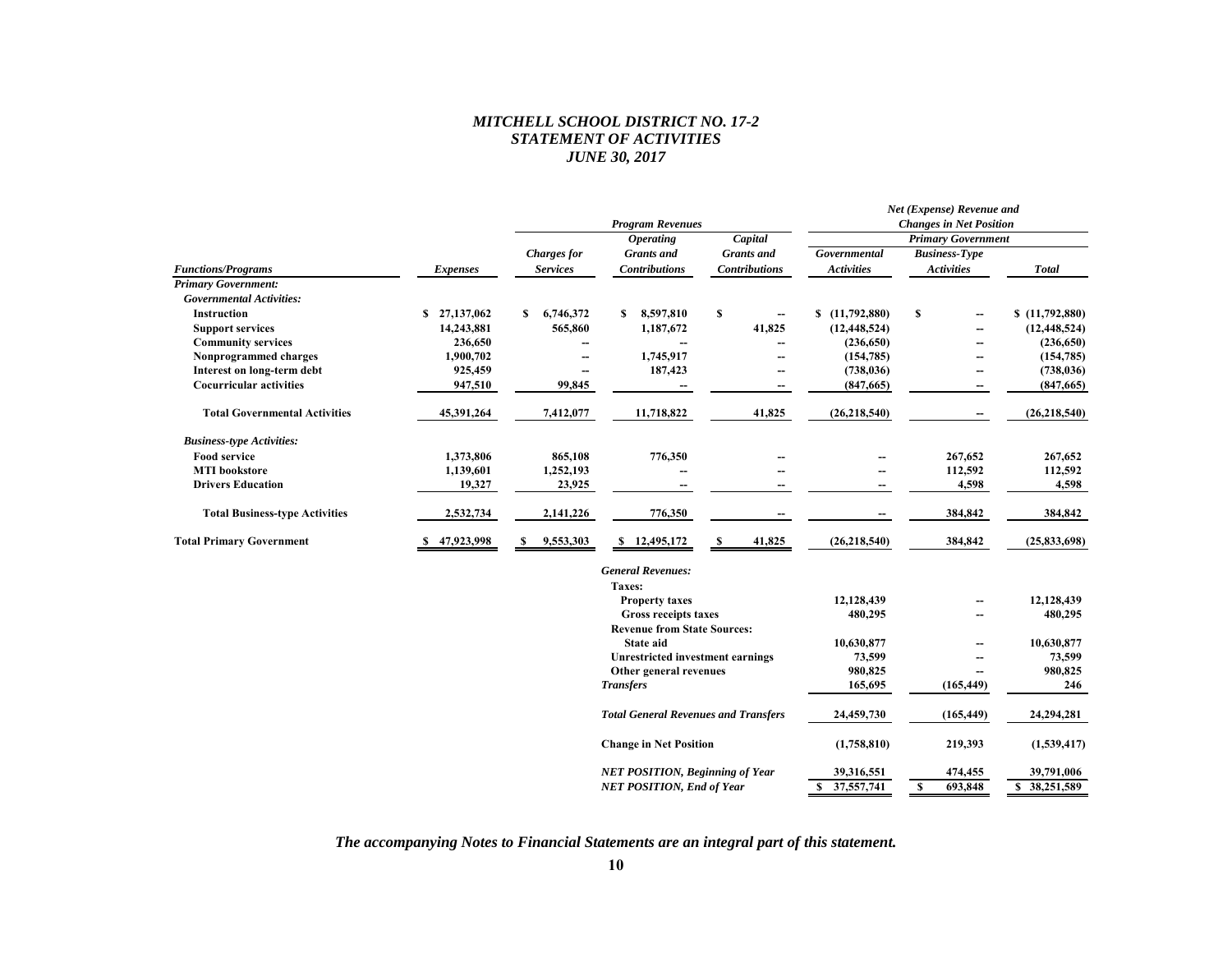# MITCHELL SCHOOL DISTRICT NO. 17-2
## STATEMENT OF ACTIVITIES
## JUNE 30, 2017

| | | Program Revenues | | | Net (Expense) Revenue and Changes in Net Position | | |
|---|---|---|---|---|---|---|---|
| | | | | | Primary Government | | |
| Functions/Programs | Expenses | Charges for Services | Operating Grants and Contributions | Capital Grants and Contributions | Governmental Activities | Business-Type Activities | Total |
| **Primary Government:** | | | | | | | |
| *Governmental Activities:* | | | | | | | |
| Instruction | $ 27,137,062 | $ 6,746,372 | $ 8,597,810 | $ -- | $ (11,792,880) | $ -- | $ (11,792,880) |
| Support services | 14,243,881 | 565,860 | 1,187,672 | 41,825 | (12,448,524) | -- | (12,448,524) |
| Community services | 236,650 | -- | -- | -- | (236,650) | -- | (236,650) |
| Nonprogrammed charges | 1,900,702 | -- | 1,745,917 | -- | (154,785) | -- | (154,785) |
| Interest on long-term debt | 925,459 | -- | 187,423 | -- | (738,036) | -- | (738,036) |
| Cocurricular activities | 947,510 | 99,845 | -- | -- | (847,665) | -- | (847,665) |
| Total Governmental Activities | 45,391,264 | 7,412,077 | 11,718,822 | 41,825 | (26,218,540) | -- | (26,218,540) |
| *Business-type Activities:* | | | | | | | |
| Food service | 1,373,806 | 865,108 | 776,350 | -- | -- | 267,652 | 267,652 |
| MTI bookstore | 1,139,601 | 1,252,193 | -- | -- | -- | 112,592 | 112,592 |
| Drivers Education | 19,327 | 23,925 | -- | -- | -- | 4,598 | 4,598 |
| Total Business-type Activities | 2,532,734 | 2,141,226 | 776,350 | -- | -- | 384,842 | 384,842 |
| **Total Primary Government** | $ 47,923,998 | $ 9,553,303 | $ 12,495,172 | $ 41,825 | (26,218,540) | 384,842 | (25,833,698) |
| | | | *General Revenues:* | | | | |
| | | | Taxes: | | | | |
| | | | Property taxes | | 12,128,439 | -- | 12,128,439 |
| | | | Gross receipts taxes | | 480,295 | -- | 480,295 |
| | | | Revenue from State Sources: | | | | |
| | | | State aid | | 10,630,877 | -- | 10,630,877 |
| | | | Unrestricted investment earnings | | 73,599 | -- | 73,599 |
| | | | Other general revenues | | 980,825 | -- | 980,825 |
| | | | *Transfers* | | 165,695 | (165,449) | 246 |
| | | | *Total General Revenues and Transfers* | | 24,459,730 | (165,449) | 24,294,281 |
| | | | Change in Net Position | | (1,758,810) | 219,393 | (1,539,417) |
| | | | *NET POSITION, Beginning of Year* | | 39,316,551 | 474,455 | 39,791,006 |
| | | | *NET POSITION, End of Year* | | $ 37,557,741 | $ 693,848 | $ 38,251,589 |

***The accompanying Notes to Financial Statements are an integral part of this statement.***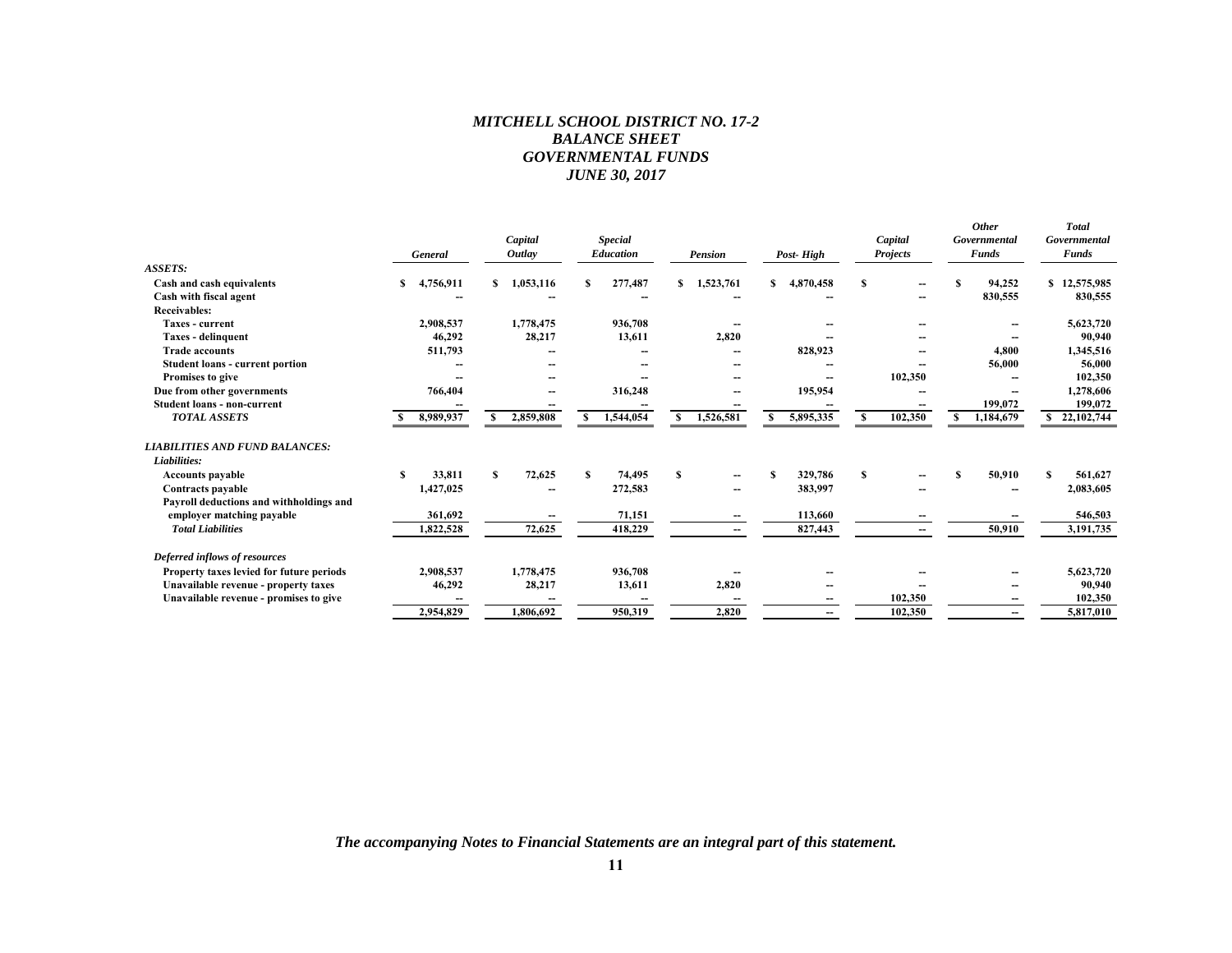# *MITCHELL SCHOOL DISTRICT NO. 17-2*
## *BALANCE SHEET*
## *GOVERNMENTAL FUNDS*
## *JUNE 30, 2017*

| | *General* | *Capital Outlay* | *Special Education* | *Pension* | *Post- High* | *Capital Projects* | *Other Governmental Funds* | *Total Governmental Funds* |
|---|---|---|---|---|---|---|---|---|
| ***ASSETS:*** | | | | | | | | |
| **Cash and cash equivalents** | $ 4,756,911 | $ 1,053,116 | $ 277,487 | $ 1,523,761 | $ 4,870,458 | $ -- | $ 94,252 | $ 12,575,985 |
| **Cash with fiscal agent** | -- | -- | -- | -- | -- | -- | 830,555 | 830,555 |
| **Receivables:** | | | | | | | | |
| **Taxes - current** | 2,908,537 | 1,778,475 | 936,708 | -- | -- | -- | -- | 5,623,720 |
| **Taxes - delinquent** | 46,292 | 28,217 | 13,611 | 2,820 | -- | -- | -- | 90,940 |
| **Trade accounts** | 511,793 | -- | -- | -- | 828,923 | -- | 4,800 | 1,345,516 |
| **Student loans - current portion** | -- | -- | -- | -- | -- | -- | 56,000 | 56,000 |
| **Promises to give** | -- | -- | -- | -- | -- | 102,350 | -- | 102,350 |
| **Due from other governments** | 766,404 | -- | 316,248 | -- | 195,954 | -- | -- | 1,278,606 |
| **Student loans - non-current** | -- | -- | -- | -- | -- | -- | 199,072 | 199,072 |
| ***TOTAL ASSETS*** | $ 8,989,937 | $ 2,859,808 | $ 1,544,054 | $ 1,526,581 | $ 5,895,335 | $ 102,350 | $ 1,184,679 | $ 22,102,744 |
| ***LIABILITIES AND FUND BALANCES:*** | | | | | | | | |
| ***Liabilities:*** | | | | | | | | |
| **Accounts payable** | $ 33,811 | $ 72,625 | $ 74,495 | $ -- | $ 329,786 | $ -- | $ 50,910 | $ 561,627 |
| **Contracts payable** | 1,427,025 | -- | 272,583 | -- | 383,997 | -- | -- | 2,083,605 |
| **Payroll deductions and withholdings and employer matching payable** | 361,692 | -- | 71,151 | -- | 113,660 | -- | -- | 546,503 |
| ***Total Liabilities*** | 1,822,528 | 72,625 | 418,229 | -- | 827,443 | -- | 50,910 | 3,191,735 |
| ***Deferred inflows of resources*** | | | | | | | | |
| **Property taxes levied for future periods** | 2,908,537 | 1,778,475 | 936,708 | -- | -- | -- | -- | 5,623,720 |
| **Unavailable revenue - property taxes** | 46,292 | 28,217 | 13,611 | 2,820 | -- | -- | -- | 90,940 |
| **Unavailable revenue - promises to give** | -- | -- | -- | -- | -- | 102,350 | -- | 102,350 |
| | 2,954,829 | 1,806,692 | 950,319 | 2,820 | -- | 102,350 | -- | 5,817,010 |

***The accompanying Notes to Financial Statements are an integral part of this statement.***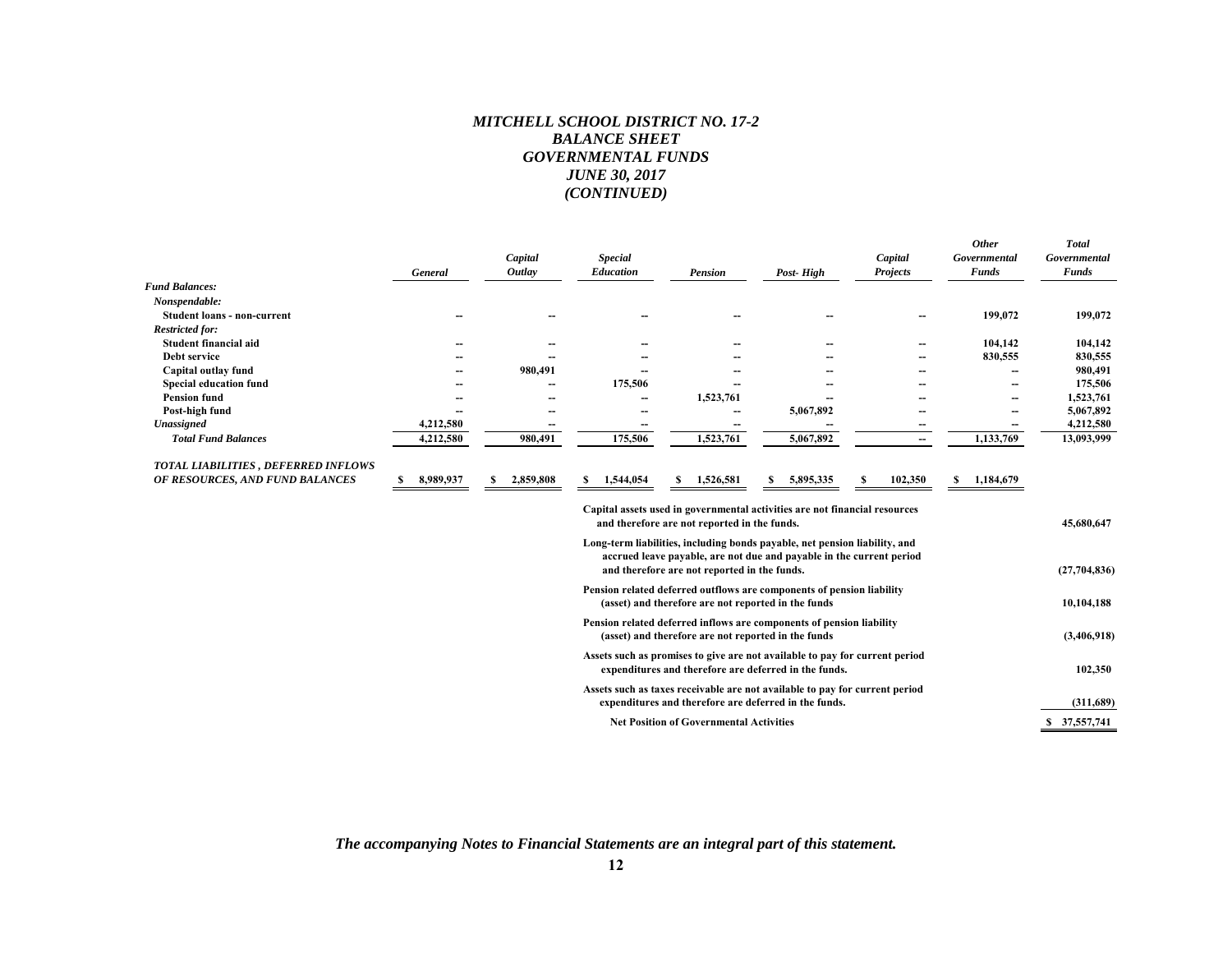# *MITCHELL SCHOOL DISTRICT NO. 17-2*
## *BALANCE SHEET*
## *GOVERNMENTAL FUNDS*
## *JUNE 30, 2017*
## *(CONTINUED)*

| | *General* | *Capital Outlay* | *Special Education* | *Pension* | *Post- High* | *Capital Projects* | *Other Governmental Funds* | *Total Governmental Funds* |
|---|---|---|---|---|---|---|---|---|
| ***Fund Balances:*** | | | | | | | | |
| ***Nonspendable:*** | | | | | | | | |
| **Student loans - non-current** | -- | -- | -- | -- | -- | -- | 199,072 | 199,072 |
| ***Restricted for:*** | | | | | | | | |
| **Student financial aid** | -- | -- | -- | -- | -- | -- | 104,142 | 104,142 |
| **Debt service** | -- | -- | -- | -- | -- | -- | 830,555 | 830,555 |
| **Capital outlay fund** | -- | 980,491 | -- | -- | -- | -- | -- | 980,491 |
| **Special education fund** | -- | -- | 175,506 | -- | -- | -- | -- | 175,506 |
| **Pension fund** | -- | -- | -- | 1,523,761 | -- | -- | -- | 1,523,761 |
| **Post-high fund** | -- | -- | -- | -- | 5,067,892 | -- | -- | 5,067,892 |
| ***Unassigned*** | 4,212,580 | -- | -- | -- | -- | -- | -- | 4,212,580 |
| ***Total Fund Balances*** | 4,212,580 | 980,491 | 175,506 | 1,523,761 | 5,067,892 | -- | 1,133,769 | 13,093,999 |
| ***TOTAL LIABILITIES , DEFERRED INFLOWS OF RESOURCES, AND FUND BALANCES*** | $ 8,989,937 | $ 2,859,808 | $ 1,544,054 | $ 1,526,581 | $ 5,895,335 | $ 102,350 | $ 1,184,679 | |
| **Capital assets used in governmental activities are not financial resources and therefore are not reported in the funds.** | | | | | | | | 45,680,647 |
| **Long-term liabilities, including bonds payable, net pension liability, and accrued leave payable, are not due and payable in the current period and therefore are not reported in the funds.** | | | | | | | | (27,704,836) |
| **Pension related deferred outflows are components of pension liability (asset) and therefore are not reported in the funds** | | | | | | | | 10,104,188 |
| **Pension related deferred inflows are components of pension liability (asset) and therefore are not reported in the funds** | | | | | | | | (3,406,918) |
| **Assets such as promises to give are not available to pay for current period expenditures and therefore are deferred in the funds.** | | | | | | | | 102,350 |
| **Assets such as taxes receivable are not available to pay for current period expenditures and therefore are deferred in the funds.** | | | | | | | | (311,689) |
| **Net Position of Governmental Activities** | | | | | | | | $ 37,557,741 |

***The accompanying Notes to Financial Statements are an integral part of this statement.***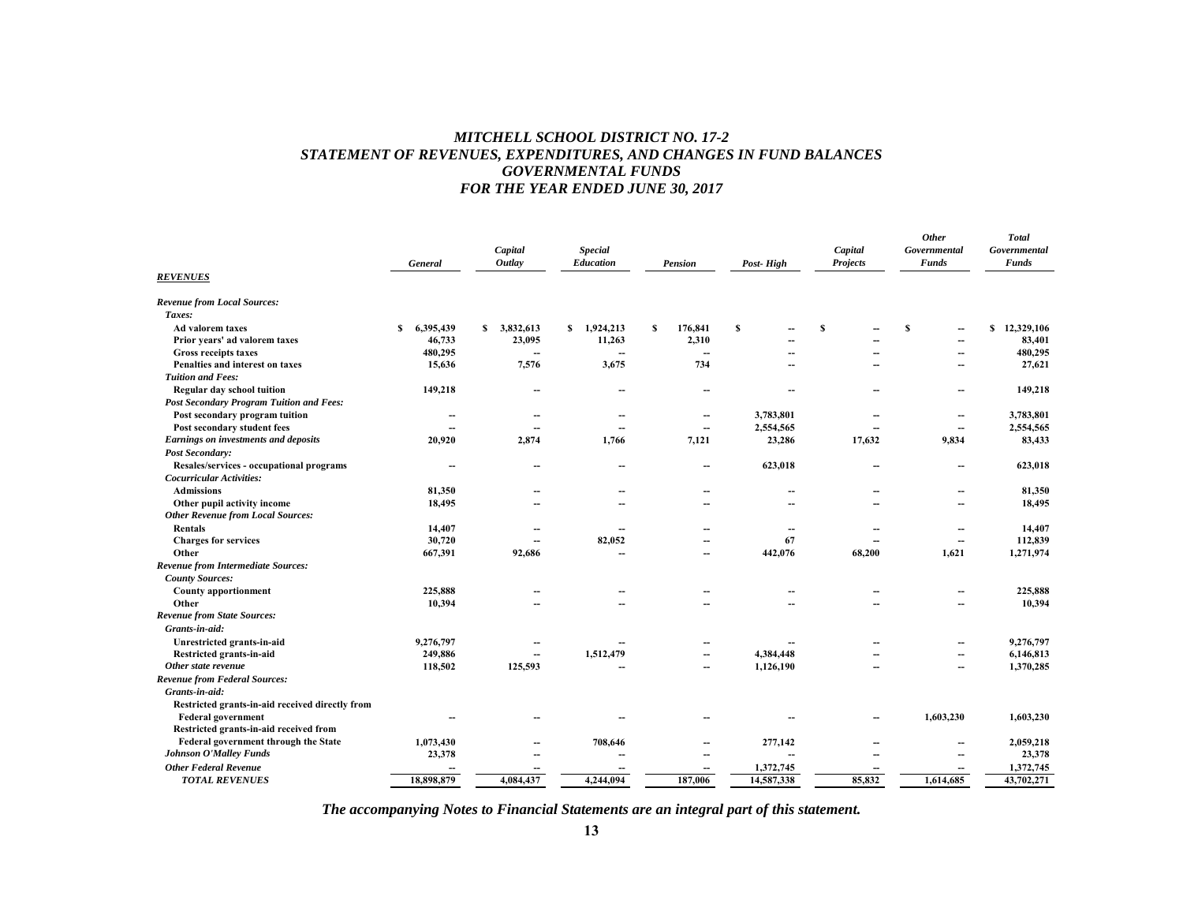# *MITCHELL SCHOOL DISTRICT NO. 17-2*
## *STATEMENT OF REVENUES, EXPENDITURES, AND CHANGES IN FUND BALANCES*
## *GOVERNMENTAL FUNDS*
## *FOR THE YEAR ENDED JUNE 30, 2017*

| | *General* | *Capital Outlay* | *Special Education* | *Pension* | *Post- High* | *Capital Projects* | *Other Governmental Funds* | *Total Governmental Funds* |
|---|---|---|---|---|---|---|---|---|
| ***REVENUES*** | | | | | | | | |
| ***Revenue from Local Sources:*** | | | | | | | | |
| ***Taxes:*** | | | | | | | | |
| **Ad valorem taxes** | **$ 6,395,439** | **$ 3,832,613** | **$ 1,924,213** | **$ 176,841** | **$ --** | **$ --** | **$ --** | **$ 12,329,106** |
| **Prior years' ad valorem taxes** | **46,733** | **23,095** | **11,263** | **2,310** | **--** | **--** | **--** | **83,401** |
| **Gross receipts taxes** | **480,295** | **--** | **--** | **--** | **--** | **--** | **--** | **480,295** |
| **Penalties and interest on taxes** | **15,636** | **7,576** | **3,675** | **734** | **--** | **--** | **--** | **27,621** |
| ***Tuition and Fees:*** | | | | | | | | |
| **Regular day school tuition** | **149,218** | **--** | **--** | **--** | **--** | **--** | **--** | **149,218** |
| ***Post Secondary Program Tuition and Fees:*** | | | | | | | | |
| **Post secondary program tuition** | **--** | **--** | **--** | **--** | **3,783,801** | **--** | **--** | **3,783,801** |
| **Post secondary student fees** | **--** | **--** | **--** | **--** | **2,554,565** | **--** | **--** | **2,554,565** |
| ***Earnings on investments and deposits*** | **20,920** | **2,874** | **1,766** | **7,121** | **23,286** | **17,632** | **9,834** | **83,433** |
| ***Post Secondary:*** | | | | | | | | |
| **Resales/services - occupational programs** | **--** | **--** | **--** | **--** | **623,018** | **--** | **--** | **623,018** |
| ***Cocurricular Activities:*** | | | | | | | | |
| **Admissions** | **81,350** | **--** | **--** | **--** | **--** | **--** | **--** | **81,350** |
| **Other pupil activity income** | **18,495** | **--** | **--** | **--** | **--** | **--** | **--** | **18,495** |
| ***Other Revenue from Local Sources:*** | | | | | | | | |
| **Rentals** | **14,407** | **--** | **--** | **--** | **--** | **--** | **--** | **14,407** |
| **Charges for services** | **30,720** | **--** | **82,052** | **--** | **67** | **--** | **--** | **112,839** |
| **Other** | **667,391** | **92,686** | **--** | **--** | **442,076** | **68,200** | **1,621** | **1,271,974** |
| ***Revenue from Intermediate Sources:*** | | | | | | | | |
| ***County Sources:*** | | | | | | | | |
| **County apportionment** | **225,888** | **--** | **--** | **--** | **--** | **--** | **--** | **225,888** |
| **Other** | **10,394** | **--** | **--** | **--** | **--** | **--** | **--** | **10,394** |
| ***Revenue from State Sources:*** | | | | | | | | |
| ***Grants-in-aid:*** | | | | | | | | |
| **Unrestricted grants-in-aid** | **9,276,797** | **--** | **--** | **--** | **--** | **--** | **--** | **9,276,797** |
| **Restricted grants-in-aid** | **249,886** | **--** | **1,512,479** | **--** | **4,384,448** | **--** | **--** | **6,146,813** |
| ***Other state revenue*** | **118,502** | **125,593** | **--** | **--** | **1,126,190** | **--** | **--** | **1,370,285** |
| ***Revenue from Federal Sources:*** | | | | | | | | |
| ***Grants-in-aid:*** | | | | | | | | |
| **Restricted grants-in-aid received directly from Federal government** | **--** | **--** | **--** | **--** | **--** | **--** | **1,603,230** | **1,603,230** |
| **Restricted grants-in-aid received from Federal government through the State** | **1,073,430** | **--** | **708,646** | **--** | **277,142** | **--** | **--** | **2,059,218** |
| ***Johnson O'Malley Funds*** | **23,378** | **--** | **--** | **--** | **--** | **--** | **--** | **23,378** |
| ***Other Federal Revenue*** | **--** | **--** | **--** | **--** | **1,372,745** | **--** | **--** | **1,372,745** |
| ***TOTAL REVENUES*** | **18,898,879** | **4,084,437** | **4,244,094** | **187,006** | **14,587,338** | **85,832** | **1,614,685** | **43,702,271** |

***The accompanying Notes to Financial Statements are an integral part of this statement.***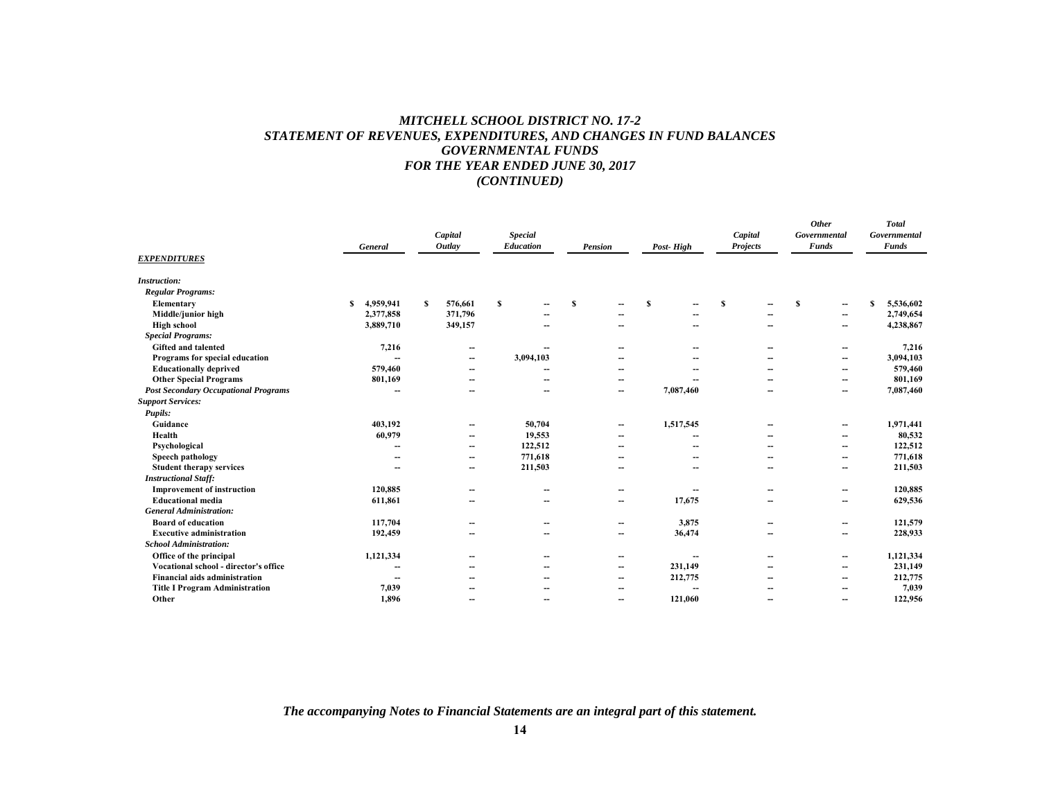# *MITCHELL SCHOOL DISTRICT NO. 17-2*
## *STATEMENT OF REVENUES, EXPENDITURES, AND CHANGES IN FUND BALANCES*
## *GOVERNMENTAL FUNDS*
## *FOR THE YEAR ENDED JUNE 30, 2017*
## *(CONTINUED)*

| | *General* | *Capital Outlay* | *Special Education* | *Pension* | *Post- High* | *Capital Projects* | *Other Governmental Funds* | *Total Governmental Funds* |
|---|---|---|---|---|---|---|---|---|
| ***EXPENDITURES*** | | | | | | | | |
| ***Instruction:*** | | | | | | | | |
| ***Regular Programs:*** | | | | | | | | |
| **Elementary** | **$ 4,959,941** | **$ 576,661** | **$ --** | **$ --** | **$ --** | **$ --** | **$ --** | **$ 5,536,602** |
| **Middle/junior high** | **2,377,858** | **371,796** | **--** | **--** | **--** | **--** | **--** | **2,749,654** |
| **High school** | **3,889,710** | **349,157** | **--** | **--** | **--** | **--** | **--** | **4,238,867** |
| ***Special Programs:*** | | | | | | | | |
| **Gifted and talented** | **7,216** | **--** | **--** | **--** | **--** | **--** | **--** | **7,216** |
| **Programs for special education** | **--** | **--** | **3,094,103** | **--** | **--** | **--** | **--** | **3,094,103** |
| **Educationally deprived** | **579,460** | **--** | **--** | **--** | **--** | **--** | **--** | **579,460** |
| **Other Special Programs** | **801,169** | **--** | **--** | **--** | **--** | **--** | **--** | **801,169** |
| ***Post Secondary Occupational Programs*** | **--** | **--** | **--** | **--** | **7,087,460** | **--** | **--** | **7,087,460** |
| ***Support Services:*** | | | | | | | | |
| ***Pupils:*** | | | | | | | | |
| **Guidance** | **403,192** | **--** | **50,704** | **--** | **1,517,545** | **--** | **--** | **1,971,441** |
| **Health** | **60,979** | **--** | **19,553** | **--** | **--** | **--** | **--** | **80,532** |
| **Psychological** | **--** | **--** | **122,512** | **--** | **--** | **--** | **--** | **122,512** |
| **Speech pathology** | **--** | **--** | **771,618** | **--** | **--** | **--** | **--** | **771,618** |
| **Student therapy services** | **--** | **--** | **211,503** | **--** | **--** | **--** | **--** | **211,503** |
| ***Instructional Staff:*** | | | | | | | | |
| **Improvement of instruction** | **120,885** | **--** | **--** | **--** | **--** | **--** | **--** | **120,885** |
| **Educational media** | **611,861** | **--** | **--** | **--** | **17,675** | **--** | **--** | **629,536** |
| ***General Administration:*** | | | | | | | | |
| **Board of education** | **117,704** | **--** | **--** | **--** | **3,875** | **--** | **--** | **121,579** |
| **Executive administration** | **192,459** | **--** | **--** | **--** | **36,474** | **--** | **--** | **228,933** |
| ***School Administration:*** | | | | | | | | |
| **Office of the principal** | **1,121,334** | **--** | **--** | **--** | **--** | **--** | **--** | **1,121,334** |
| **Vocational school - director's office** | **--** | **--** | **--** | **--** | **231,149** | **--** | **--** | **231,149** |
| **Financial aids administration** | **--** | **--** | **--** | **--** | **212,775** | **--** | **--** | **212,775** |
| **Title I Program Administration** | **7,039** | **--** | **--** | **--** | **--** | **--** | **--** | **7,039** |
| **Other** | **1,896** | **--** | **--** | **--** | **121,060** | **--** | **--** | **122,956** |

***The accompanying Notes to Financial Statements are an integral part of this statement.***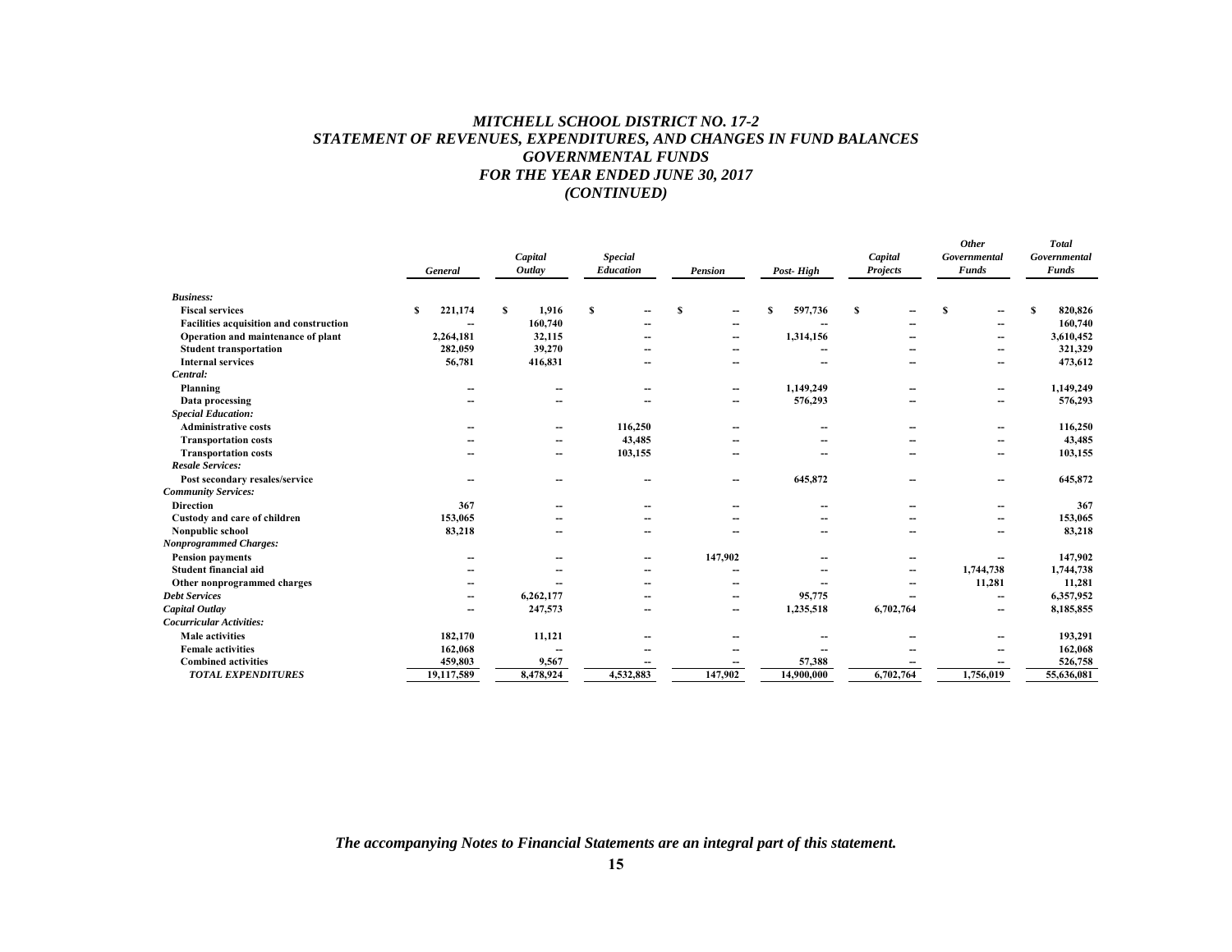# MITCHELL SCHOOL DISTRICT NO. 17-2
## STATEMENT OF REVENUES, EXPENDITURES, AND CHANGES IN FUND BALANCES
## GOVERNMENTAL FUNDS
## FOR THE YEAR ENDED JUNE 30, 2017
## (CONTINUED)

| | *General* | *Capital Outlay* | *Special Education* | *Pension* | *Post- High* | *Capital Projects* | *Other Governmental Funds* | *Total Governmental Funds* |
|---|---|---|---|---|---|---|---|---|
| ***Business:*** | | | | | | | | |
| **Fiscal services** | $ 221,174 | $ 1,916 | $ -- | $ -- | $ 597,736 | $ -- | $ -- | $ 820,826 |
| **Facilities acquisition and construction** | -- | 160,740 | -- | -- | -- | -- | -- | 160,740 |
| **Operation and maintenance of plant** | 2,264,181 | 32,115 | -- | -- | 1,314,156 | -- | -- | 3,610,452 |
| **Student transportation** | 282,059 | 39,270 | -- | -- | -- | -- | -- | 321,329 |
| **Internal services** | 56,781 | 416,831 | -- | -- | -- | -- | -- | 473,612 |
| ***Central:*** | | | | | | | | |
| **Planning** | -- | -- | -- | -- | 1,149,249 | -- | -- | 1,149,249 |
| **Data processing** | -- | -- | -- | -- | 576,293 | -- | -- | 576,293 |
| ***Special Education:*** | | | | | | | | |
| **Administrative costs** | -- | -- | 116,250 | -- | -- | -- | -- | 116,250 |
| **Transportation costs** | -- | -- | 43,485 | -- | -- | -- | -- | 43,485 |
| **Transportation costs** | -- | -- | 103,155 | -- | -- | -- | -- | 103,155 |
| ***Resale Services:*** | | | | | | | | |
| **Post secondary resales/service** | -- | -- | -- | -- | 645,872 | -- | -- | 645,872 |
| ***Community Services:*** | | | | | | | | |
| **Direction** | 367 | -- | -- | -- | -- | -- | -- | 367 |
| **Custody and care of children** | 153,065 | -- | -- | -- | -- | -- | -- | 153,065 |
| **Nonpublic school** | 83,218 | -- | -- | -- | -- | -- | -- | 83,218 |
| ***Nonprogrammed Charges:*** | | | | | | | | |
| **Pension payments** | -- | -- | -- | 147,902 | -- | -- | -- | 147,902 |
| **Student financial aid** | -- | -- | -- | -- | -- | -- | 1,744,738 | 1,744,738 |
| **Other nonprogrammed charges** | -- | -- | -- | -- | -- | -- | 11,281 | 11,281 |
| ***Debt Services*** | -- | 6,262,177 | -- | -- | 95,775 | -- | -- | 6,357,952 |
| ***Capital Outlay*** | -- | 247,573 | -- | -- | 1,235,518 | 6,702,764 | -- | 8,185,855 |
| ***Cocurricular Activities:*** | | | | | | | | |
| **Male activities** | 182,170 | 11,121 | -- | -- | -- | -- | -- | 193,291 |
| **Female activities** | 162,068 | -- | -- | -- | -- | -- | -- | 162,068 |
| **Combined activities** | 459,803 | 9,567 | -- | -- | 57,388 | -- | -- | 526,758 |
| ***TOTAL EXPENDITURES*** | 19,117,589 | 8,478,924 | 4,532,883 | 147,902 | 14,900,000 | 6,702,764 | 1,756,019 | 55,636,081 |

***The accompanying Notes to Financial Statements are an integral part of this statement.***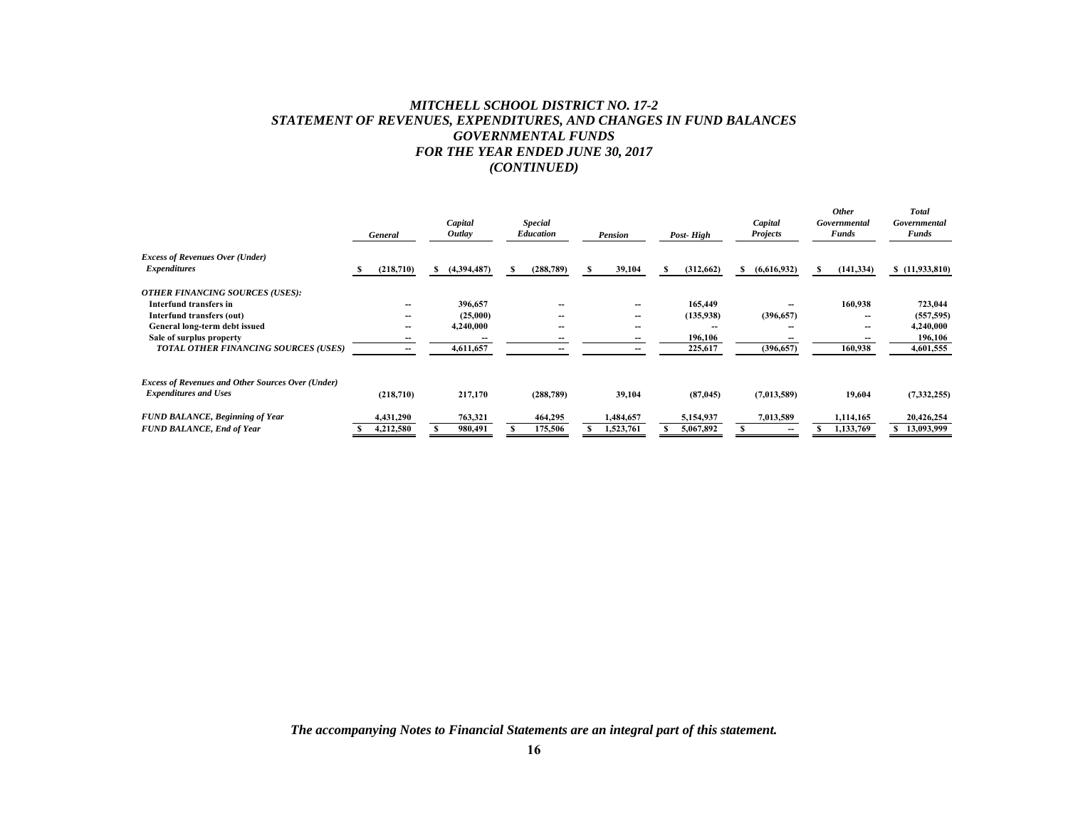# *MITCHELL SCHOOL DISTRICT NO. 17-2*
## *STATEMENT OF REVENUES, EXPENDITURES, AND CHANGES IN FUND BALANCES*
## *GOVERNMENTAL FUNDS*
## *FOR THE YEAR ENDED JUNE 30, 2017*
## *(CONTINUED)*

| | *General* | *Capital Outlay* | *Special Education* | *Pension* | *Post- High* | *Capital Projects* | *Other Governmental Funds* | *Total Governmental Funds* |
|---|---|---|---|---|---|---|---|---|
| ***Excess of Revenues Over (Under) Expenditures*** | $ (218,710) | $ (4,394,487) | $ (288,789) | $ 39,104 | $ (312,662) | $ (6,616,932) | $ (141,334) | $ (11,933,810) |
| ***OTHER FINANCING SOURCES (USES):*** | | | | | | | | |
| **Interfund transfers in** | -- | 396,657 | -- | -- | 165,449 | -- | 160,938 | 723,044 |
| **Interfund transfers (out)** | -- | (25,000) | -- | -- | (135,938) | (396,657) | -- | (557,595) |
| **General long-term debt issued** | -- | 4,240,000 | -- | -- | -- | -- | -- | 4,240,000 |
| **Sale of surplus property** | -- | -- | -- | -- | 196,106 | -- | -- | 196,106 |
| ***TOTAL OTHER FINANCING SOURCES (USES)*** | -- | 4,611,657 | -- | -- | 225,617 | (396,657) | 160,938 | 4,601,555 |
| ***Excess of Revenues and Other Sources Over (Under) Expenditures and Uses*** | (218,710) | 217,170 | (288,789) | 39,104 | (87,045) | (7,013,589) | 19,604 | (7,332,255) |
| ***FUND BALANCE, Beginning of Year*** | 4,431,290 | 763,321 | 464,295 | 1,484,657 | 5,154,937 | 7,013,589 | 1,114,165 | 20,426,254 |
| ***FUND BALANCE, End of Year*** | $ 4,212,580 | $ 980,491 | $ 175,506 | $ 1,523,761 | $ 5,067,892 | $ -- | $ 1,133,769 | $ 13,093,999 |

***The accompanying Notes to Financial Statements are an integral part of this statement.***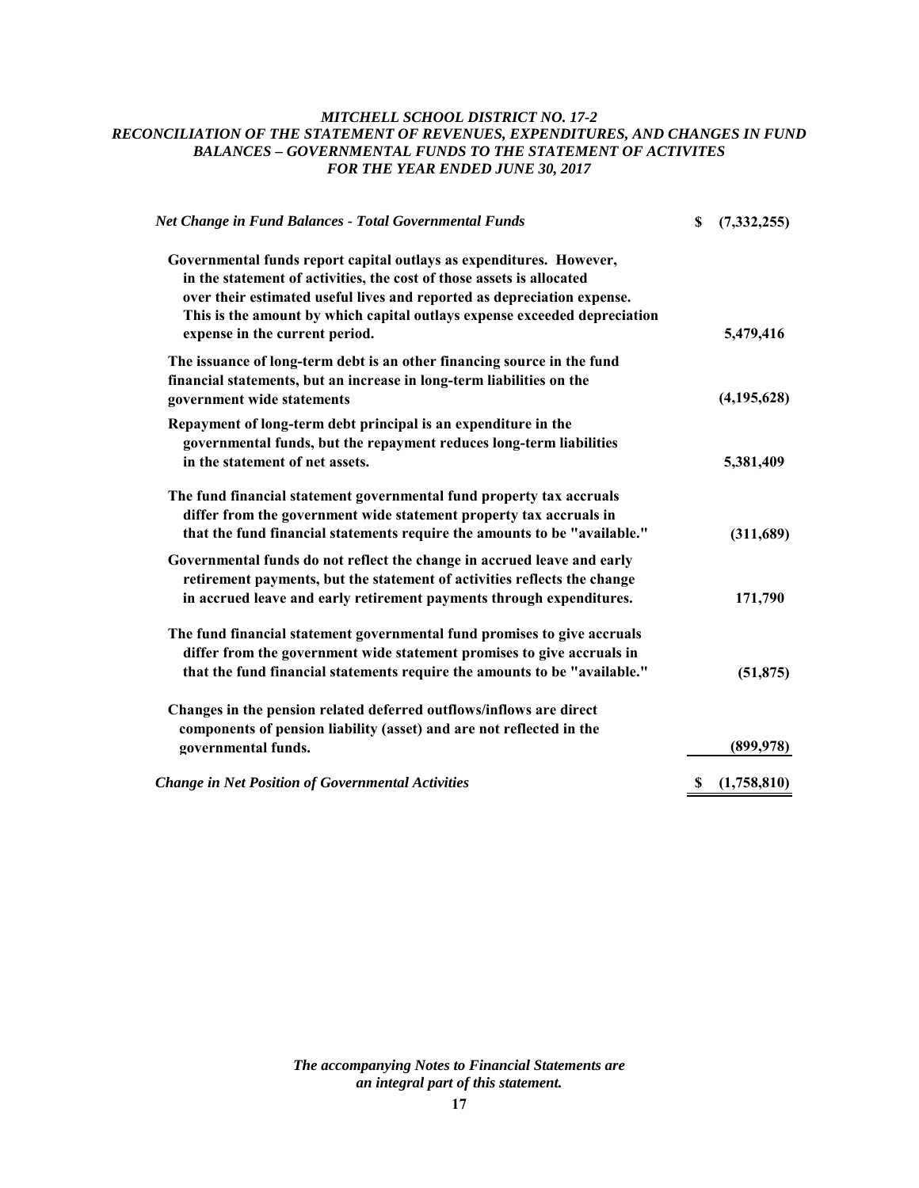### *MITCHELL SCHOOL DISTRICT NO. 17-2*
### *RECONCILIATION OF THE STATEMENT OF REVENUES, EXPENDITURES, AND CHANGES IN FUND BALANCES – GOVERNMENTAL FUNDS TO THE STATEMENT OF ACTIVITES*
### *FOR THE YEAR ENDED JUNE 30, 2017*

| | |
|---|---|
| ***Net Change in Fund Balances - Total Governmental Funds*** | **$ (7,332,255)** |
| **Governmental funds report capital outlays as expenditures. However, in the statement of activities, the cost of those assets is allocated over their estimated useful lives and reported as depreciation expense. This is the amount by which capital outlays expense exceeded depreciation expense in the current period.** | **5,479,416** |
| **The issuance of long-term debt is an other financing source in the fund financial statements, but an increase in long-term liabilities on the government wide statements** | **(4,195,628)** |
| **Repayment of long-term debt principal is an expenditure in the governmental funds, but the repayment reduces long-term liabilities in the statement of net assets.** | **5,381,409** |
| **The fund financial statement governmental fund property tax accruals differ from the government wide statement property tax accruals in that the fund financial statements require the amounts to be "available."** | **(311,689)** |
| **Governmental funds do not reflect the change in accrued leave and early retirement payments, but the statement of activities reflects the change in accrued leave and early retirement payments through expenditures.** | **171,790** |
| **The fund financial statement governmental fund promises to give accruals differ from the government wide statement promises to give accruals in that the fund financial statements require the amounts to be "available."** | **(51,875)** |
| **Changes in the pension related deferred outflows/inflows are direct components of pension liability (asset) and are not reflected in the governmental funds.** | **(899,978)** |
| ***Change in Net Position of Governmental Activities*** | **$ (1,758,810)** |

***The accompanying Notes to Financial Statements are an integral part of this statement.***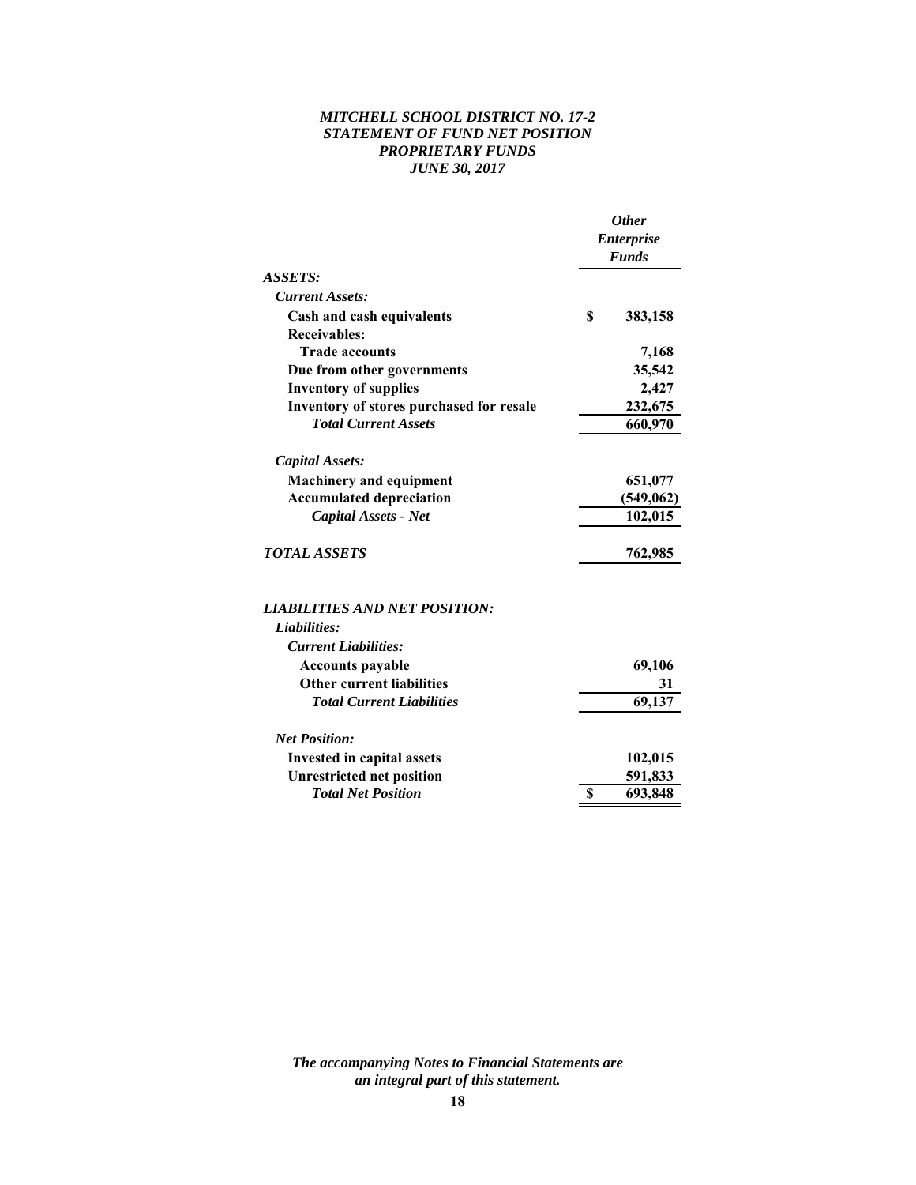# *MITCHELL SCHOOL DISTRICT NO. 17-2*
## *STATEMENT OF FUND NET POSITION*
## *PROPRIETARY FUNDS*
## *JUNE 30, 2017*

| | ***Other Enterprise Funds*** |
|---|---|
| ***ASSETS:*** | |
| ***Current Assets:*** | |
| **Cash and cash equivalents** | **$ 383,158** |
| **Receivables:** | |
| **Trade accounts** | **7,168** |
| **Due from other governments** | **35,542** |
| **Inventory of supplies** | **2,427** |
| **Inventory of stores purchased for resale** | **232,675** |
| ***Total Current Assets*** | **660,970** |
| | |
| ***Capital Assets:*** | |
| **Machinery and equipment** | **651,077** |
| **Accumulated depreciation** | **(549,062)** |
| ***Capital Assets - Net*** | **102,015** |
| | |
| ***TOTAL ASSETS*** | **762,985** |
| | |
| ***LIABILITIES AND NET POSITION:*** | |
| ***Liabilities:*** | |
| ***Current Liabilities:*** | |
| **Accounts payable** | **69,106** |
| **Other current liabilities** | **31** |
| ***Total Current Liabilities*** | **69,137** |
| | |
| ***Net Position:*** | |
| **Invested in capital assets** | **102,015** |
| **Unrestricted net position** | **591,833** |
| ***Total Net Position*** | **$ 693,848** |

***The accompanying Notes to Financial Statements are an integral part of this statement.***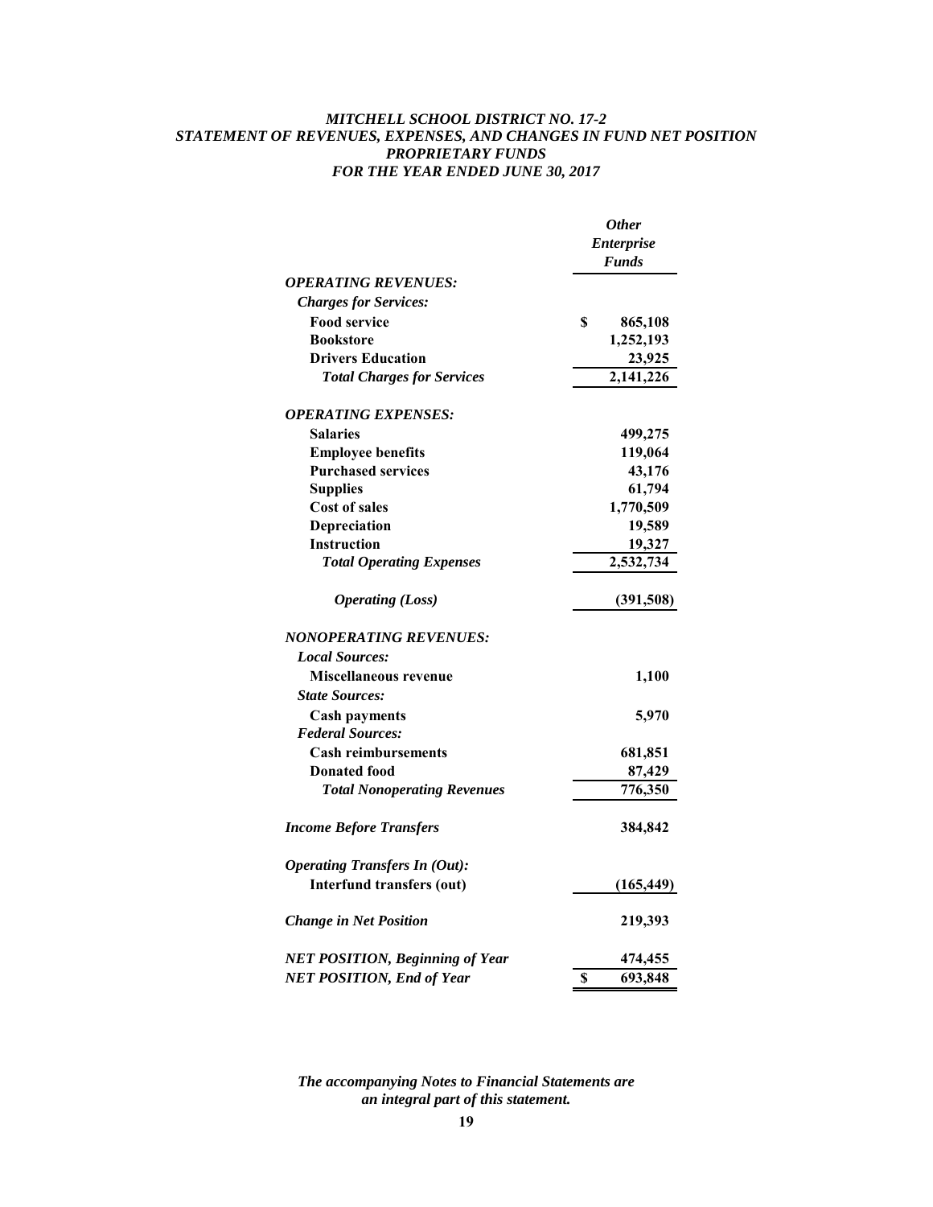# MITCHELL SCHOOL DISTRICT NO. 17-2
## STATEMENT OF REVENUES, EXPENSES, AND CHANGES IN FUND NET POSITION
## PROPRIETARY FUNDS
## FOR THE YEAR ENDED JUNE 30, 2017

| | *Other Enterprise Funds* |
|---|---|
| ***OPERATING REVENUES:*** | |
| ***Charges for Services:*** | |
| **Food service** | **$ 865,108** |
| **Bookstore** | **1,252,193** |
| **Drivers Education** | **23,925** |
| ***Total Charges for Services*** | **2,141,226** |
| | |
| ***OPERATING EXPENSES:*** | |
| **Salaries** | **499,275** |
| **Employee benefits** | **119,064** |
| **Purchased services** | **43,176** |
| **Supplies** | **61,794** |
| **Cost of sales** | **1,770,509** |
| **Depreciation** | **19,589** |
| **Instruction** | **19,327** |
| ***Total Operating Expenses*** | **2,532,734** |
| | |
| ***Operating (Loss)*** | **(391,508)** |
| | |
| ***NONOPERATING REVENUES:*** | |
| ***Local Sources:*** | |
| **Miscellaneous revenue** | **1,100** |
| ***State Sources:*** | |
| **Cash payments** | **5,970** |
| ***Federal Sources:*** | |
| **Cash reimbursements** | **681,851** |
| **Donated food** | **87,429** |
| ***Total Nonoperating Revenues*** | **776,350** |
| | |
| ***Income Before Transfers*** | **384,842** |
| | |
| ***Operating Transfers In (Out):*** | |
| **Interfund transfers (out)** | **(165,449)** |
| | |
| ***Change in Net Position*** | **219,393** |
| | |
| ***NET POSITION, Beginning of Year*** | **474,455** |
| ***NET POSITION, End of Year*** | **$ 693,848** |

***The accompanying Notes to Financial Statements are an integral part of this statement.***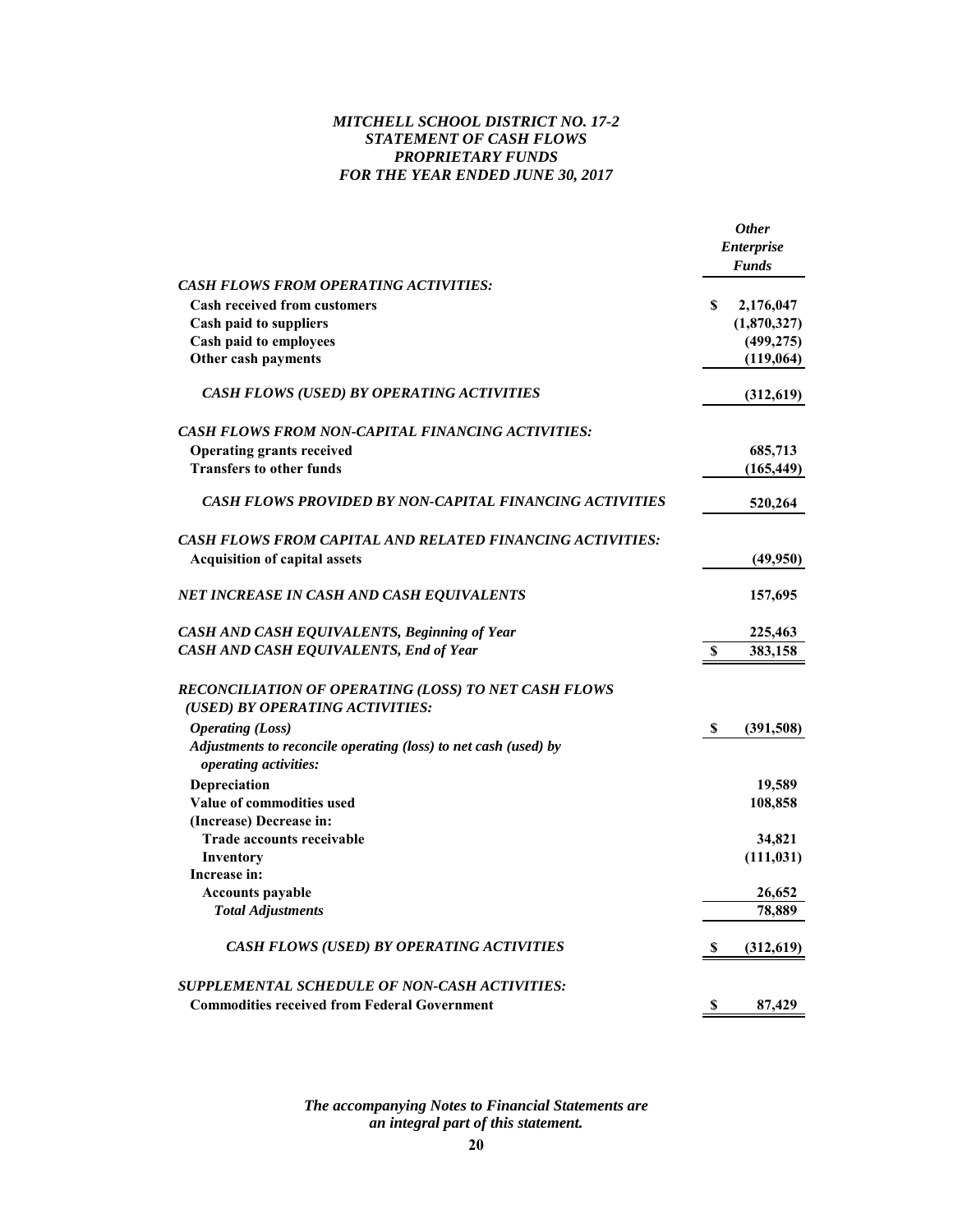# *MITCHELL SCHOOL DISTRICT NO. 17-2*
# *STATEMENT OF CASH FLOWS*
# *PROPRIETARY FUNDS*
# *FOR THE YEAR ENDED JUNE 30, 2017*

| | *Other Enterprise Funds* |
|---|---|
| ***CASH FLOWS FROM OPERATING ACTIVITIES:*** | |
| **Cash received from customers** | **$ 2,176,047** |
| **Cash paid to suppliers** | **(1,870,327)** |
| **Cash paid to employees** | **(499,275)** |
| **Other cash payments** | **(119,064)** |
| ***CASH FLOWS (USED) BY OPERATING ACTIVITIES*** | **(312,619)** |
| ***CASH FLOWS FROM NON-CAPITAL FINANCING ACTIVITIES:*** | |
| **Operating grants received** | **685,713** |
| **Transfers to other funds** | **(165,449)** |
| ***CASH FLOWS PROVIDED BY NON-CAPITAL FINANCING ACTIVITIES*** | **520,264** |
| ***CASH FLOWS FROM CAPITAL AND RELATED FINANCING ACTIVITIES:*** | |
| **Acquisition of capital assets** | **(49,950)** |
| ***NET INCREASE IN CASH AND CASH EQUIVALENTS*** | **157,695** |
| ***CASH AND CASH EQUIVALENTS, Beginning of Year*** | **225,463** |
| ***CASH AND CASH EQUIVALENTS, End of Year*** | **$ 383,158** |
| ***RECONCILIATION OF OPERATING (LOSS) TO NET CASH FLOWS (USED) BY OPERATING ACTIVITIES:*** | |
| ***Operating (Loss)*** | **$ (391,508)** |
| ***Adjustments to reconcile operating (loss) to net cash (used) by operating activities:*** | |
| **Depreciation** | **19,589** |
| **Value of commodities used** | **108,858** |
| **(Increase) Decrease in:** | |
| **Trade accounts receivable** | **34,821** |
| **Inventory** | **(111,031)** |
| **Increase in:** | |
| **Accounts payable** | **26,652** |
| ***Total Adjustments*** | **78,889** |
| ***CASH FLOWS (USED) BY OPERATING ACTIVITIES*** | **$ (312,619)** |
| ***SUPPLEMENTAL SCHEDULE OF NON-CASH ACTIVITIES:*** | |
| **Commodities received from Federal Government** | **$ 87,429** |

***The accompanying Notes to Financial Statements are an integral part of this statement.***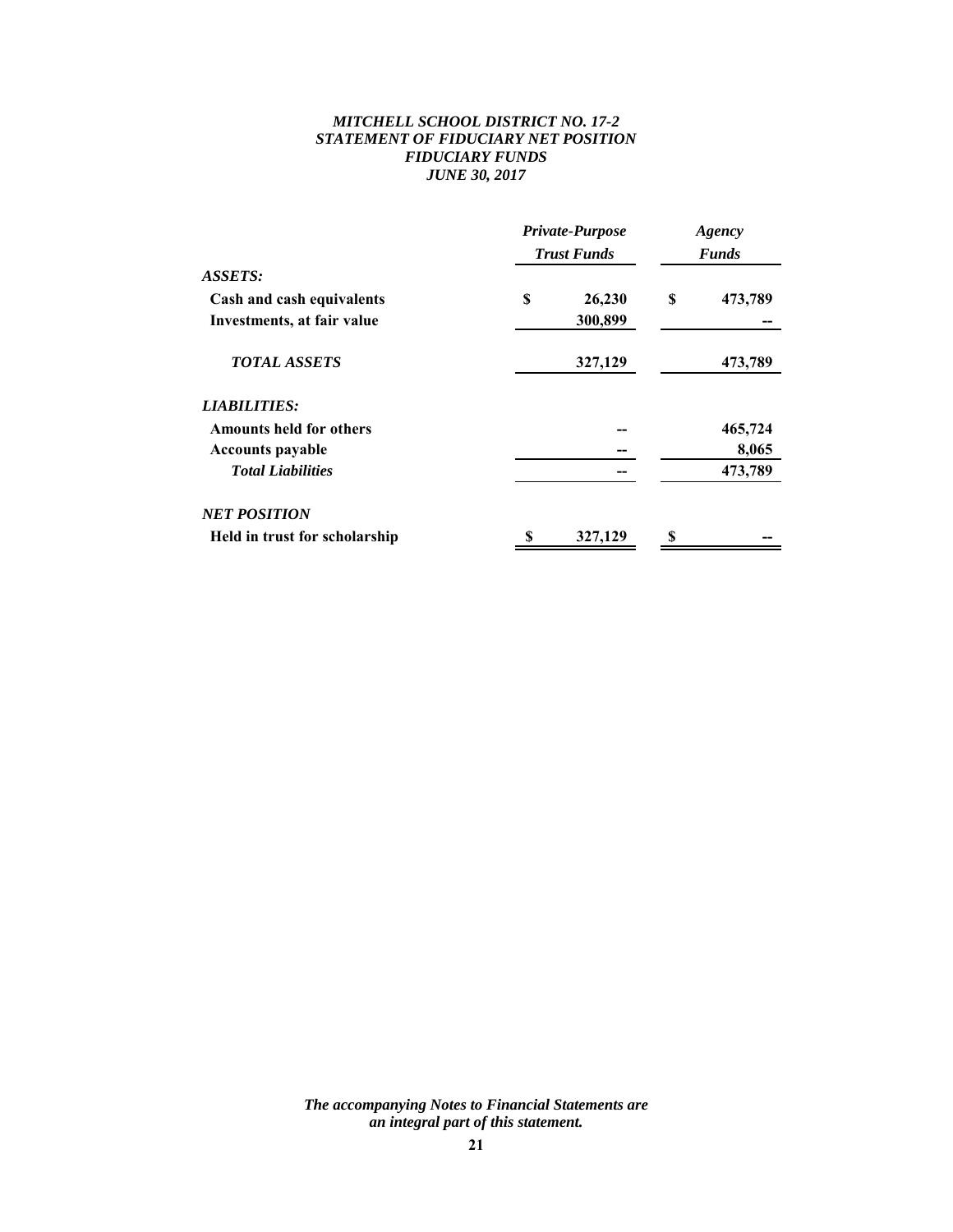# *MITCHELL SCHOOL DISTRICT NO. 17-2*
## *STATEMENT OF FIDUCIARY NET POSITION*
## *FIDUCIARY FUNDS*
## *JUNE 30, 2017*

| | *Private-Purpose Trust Funds* | *Agency Funds* |
|---|---|---|
| ***ASSETS:*** | | |
| **Cash and cash equivalents** | **$ 26,230** | **$ 473,789** |
| **Investments, at fair value** | **300,899** | **--** |
| ***TOTAL ASSETS*** | **327,129** | **473,789** |
| ***LIABILITIES:*** | | |
| **Amounts held for others** | **--** | **465,724** |
| **Accounts payable** | **--** | **8,065** |
| ***Total Liabilities*** | **--** | **473,789** |
| ***NET POSITION*** | | |
| **Held in trust for scholarship** | **$ 327,129** | **$ --** |

***The accompanying Notes to Financial Statements are an integral part of this statement.***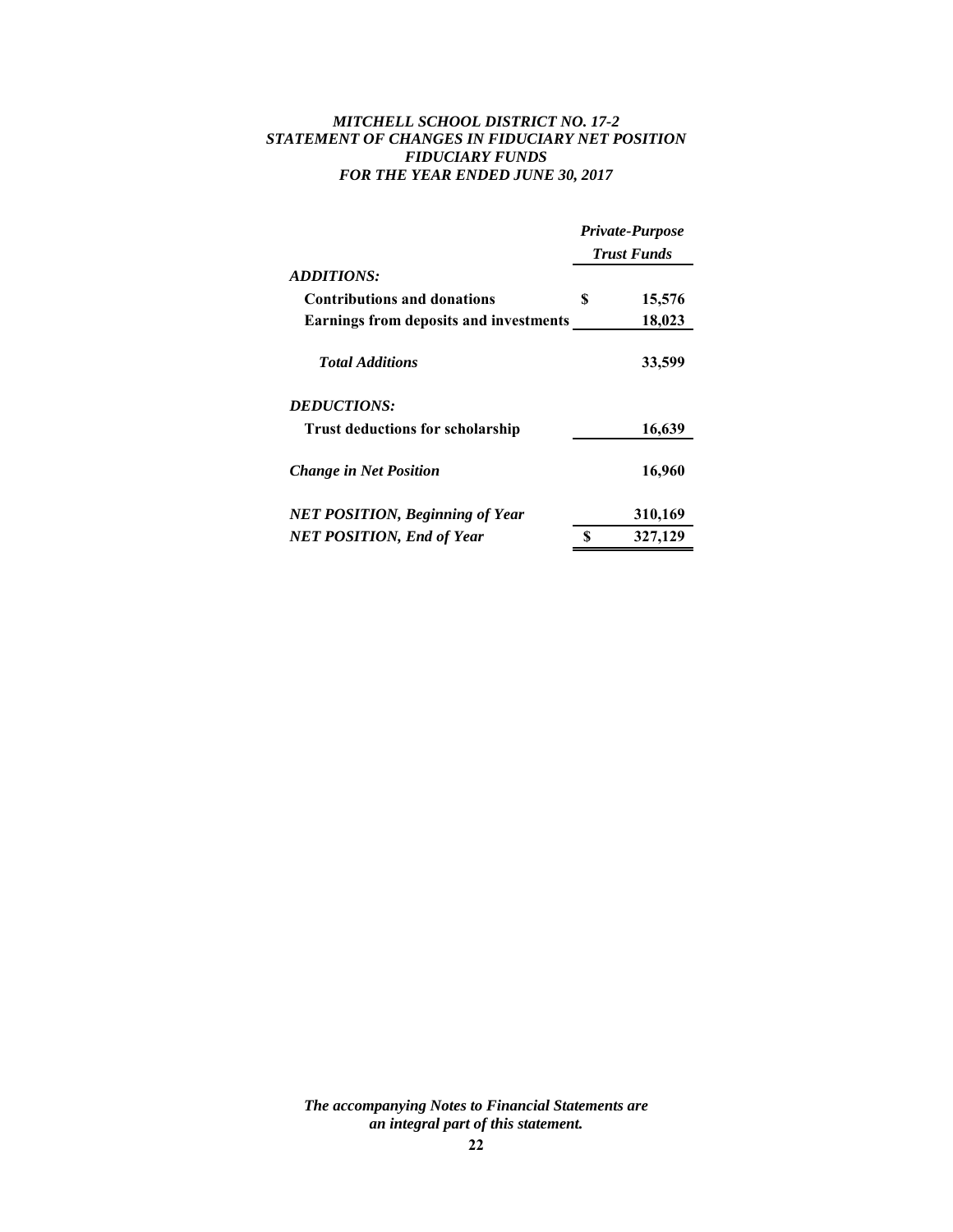***MITCHELL SCHOOL DISTRICT NO. 17-2***
***STATEMENT OF CHANGES IN FIDUCIARY NET POSITION***
***FIDUCIARY FUNDS***
***FOR THE YEAR ENDED JUNE 30, 2017***

| | | *Private-Purpose Trust Funds* |
|---|---|---|
| ***ADDITIONS:*** | | |
| **Contributions and donations** | **$** | **15,576** |
| **Earnings from deposits and investments** | | **18,023** |
| ***Total Additions*** | | **33,599** |
| ***DEDUCTIONS:*** | | |
| **Trust deductions for scholarship** | | **16,639** |
| ***Change in Net Position*** | | **16,960** |
| ***NET POSITION, Beginning of Year*** | | **310,169** |
| ***NET POSITION, End of Year*** | **$** | **327,129** |

***The accompanying Notes to Financial Statements are an integral part of this statement.***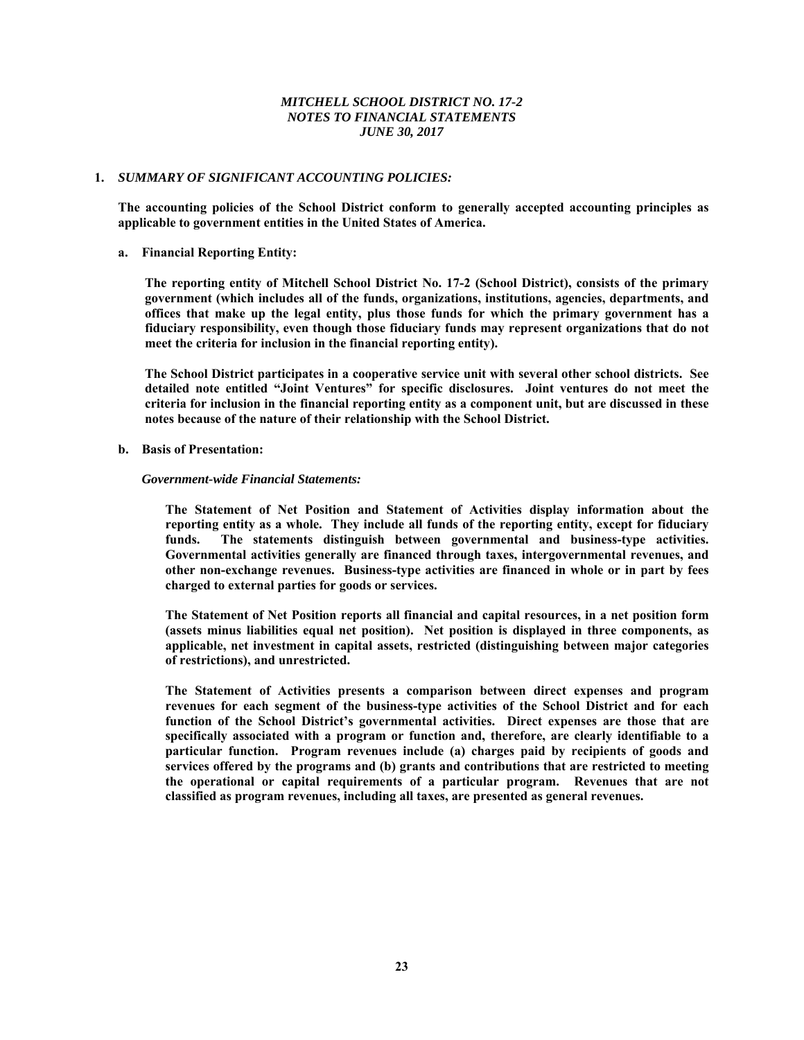*MITCHELL SCHOOL DISTRICT NO. 17-2*
*NOTES TO FINANCIAL STATEMENTS*
*JUNE 30, 2017*

**1.** ***SUMMARY OF SIGNIFICANT ACCOUNTING POLICIES:***

**The accounting policies of the School District conform to generally accepted accounting principles as applicable to government entities in the United States of America.**

**a. Financial Reporting Entity:**

**The reporting entity of Mitchell School District No. 17-2 (School District), consists of the primary government (which includes all of the funds, organizations, institutions, agencies, departments, and offices that make up the legal entity, plus those funds for which the primary government has a fiduciary responsibility, even though those fiduciary funds may represent organizations that do not meet the criteria for inclusion in the financial reporting entity).**

**The School District participates in a cooperative service unit with several other school districts. See detailed note entitled "Joint Ventures" for specific disclosures. Joint ventures do not meet the criteria for inclusion in the financial reporting entity as a component unit, but are discussed in these notes because of the nature of their relationship with the School District.**

**b. Basis of Presentation:**

***Government-wide Financial Statements:***

**The Statement of Net Position and Statement of Activities display information about the reporting entity as a whole. They include all funds of the reporting entity, except for fiduciary funds. The statements distinguish between governmental and business-type activities. Governmental activities generally are financed through taxes, intergovernmental revenues, and other non-exchange revenues. Business-type activities are financed in whole or in part by fees charged to external parties for goods or services.**

**The Statement of Net Position reports all financial and capital resources, in a net position form (assets minus liabilities equal net position). Net position is displayed in three components, as applicable, net investment in capital assets, restricted (distinguishing between major categories of restrictions), and unrestricted.**

**The Statement of Activities presents a comparison between direct expenses and program revenues for each segment of the business-type activities of the School District and for each function of the School District's governmental activities. Direct expenses are those that are specifically associated with a program or function and, therefore, are clearly identifiable to a particular function. Program revenues include (a) charges paid by recipients of goods and services offered by the programs and (b) grants and contributions that are restricted to meeting the operational or capital requirements of a particular program. Revenues that are not classified as program revenues, including all taxes, are presented as general revenues.**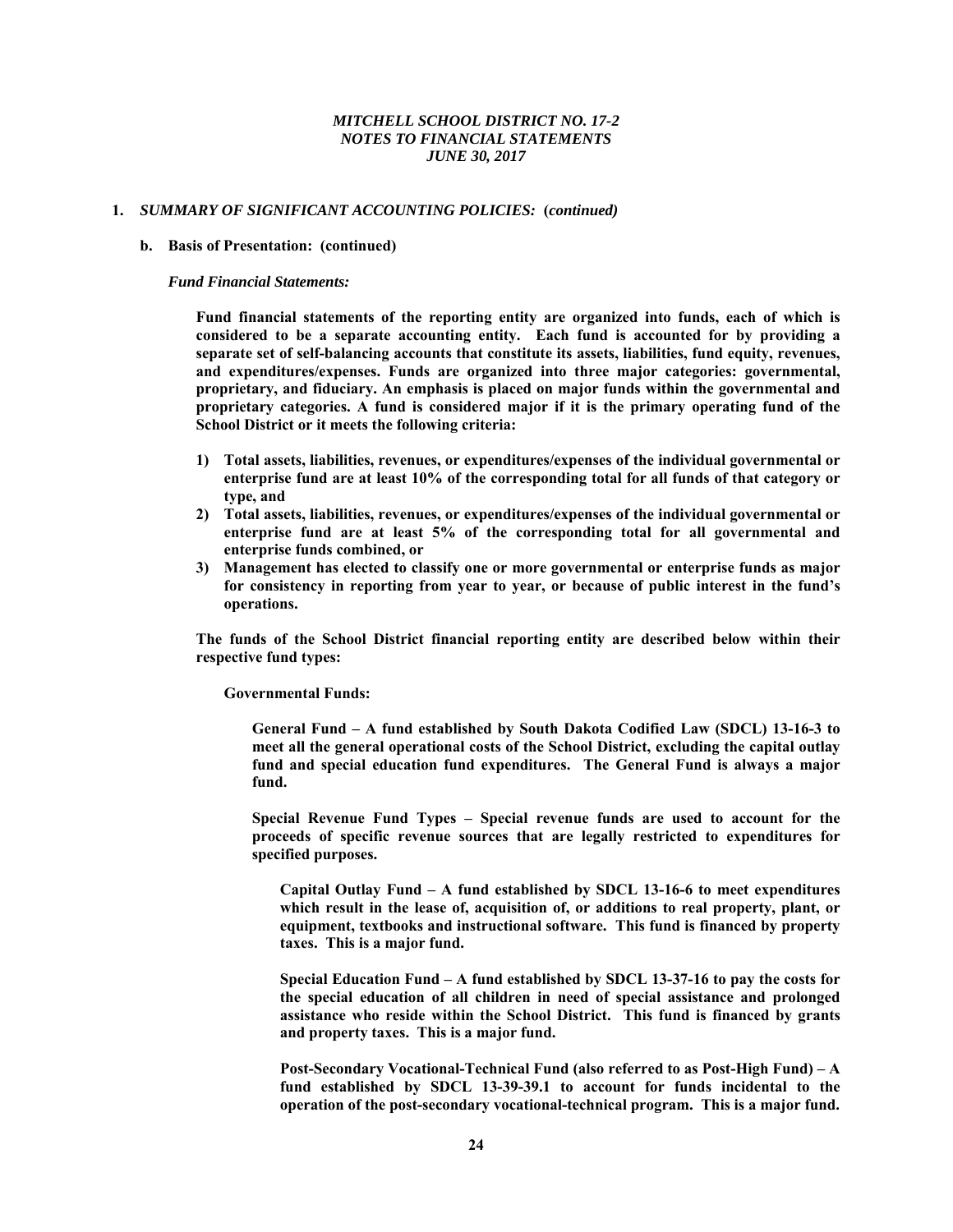## 1. *SUMMARY OF SIGNIFICANT ACCOUNTING POLICIES:* (*continued*)

### b. Basis of Presentation: (continued)

***Fund Financial Statements:***

**Fund financial statements of the reporting entity are organized into funds, each of which is considered to be a separate accounting entity. Each fund is accounted for by providing a separate set of self-balancing accounts that constitute its assets, liabilities, fund equity, revenues, and expenditures/expenses. Funds are organized into three major categories: governmental, proprietary, and fiduciary. An emphasis is placed on major funds within the governmental and proprietary categories. A fund is considered major if it is the primary operating fund of the School District or it meets the following criteria:**

1) **Total assets, liabilities, revenues, or expenditures/expenses of the individual governmental or enterprise fund are at least 10% of the corresponding total for all funds of that category or type, and**
2) **Total assets, liabilities, revenues, or expenditures/expenses of the individual governmental or enterprise fund are at least 5% of the corresponding total for all governmental and enterprise funds combined, or**
3) **Management has elected to classify one or more governmental or enterprise funds as major for consistency in reporting from year to year, or because of public interest in the fund's operations.**

**The funds of the School District financial reporting entity are described below within their respective fund types:**

**Governmental Funds:**

**General Fund – A fund established by South Dakota Codified Law (SDCL) 13-16-3 to meet all the general operational costs of the School District, excluding the capital outlay fund and special education fund expenditures. The General Fund is always a major fund.**

**Special Revenue Fund Types – Special revenue funds are used to account for the proceeds of specific revenue sources that are legally restricted to expenditures for specified purposes.**

**Capital Outlay Fund – A fund established by SDCL 13-16-6 to meet expenditures which result in the lease of, acquisition of, or additions to real property, plant, or equipment, textbooks and instructional software. This fund is financed by property taxes. This is a major fund.**

**Special Education Fund – A fund established by SDCL 13-37-16 to pay the costs for the special education of all children in need of special assistance and prolonged assistance who reside within the School District. This fund is financed by grants and property taxes. This is a major fund.**

**Post-Secondary Vocational-Technical Fund (also referred to as Post-High Fund) – A fund established by SDCL 13-39-39.1 to account for funds incidental to the operation of the post-secondary vocational-technical program. This is a major fund.**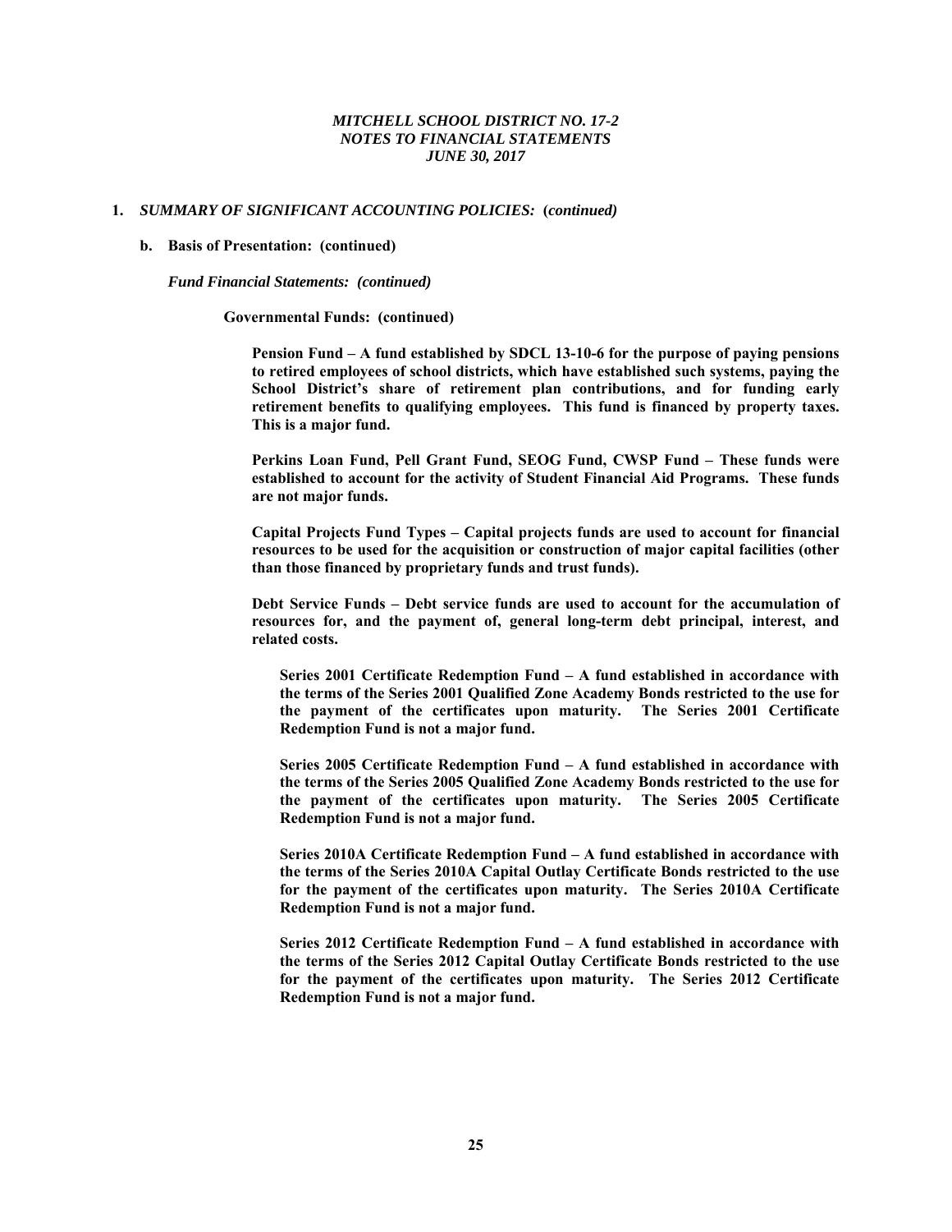## 1. *SUMMARY OF SIGNIFICANT ACCOUNTING POLICIES:* (*continued*)

### b. Basis of Presentation: (continued)

***Fund Financial Statements: (continued)***

**Governmental Funds: (continued)**

**Pension Fund – A fund established by SDCL 13-10-6 for the purpose of paying pensions to retired employees of school districts, which have established such systems, paying the School District's share of retirement plan contributions, and for funding early retirement benefits to qualifying employees. This fund is financed by property taxes. This is a major fund.**

**Perkins Loan Fund, Pell Grant Fund, SEOG Fund, CWSP Fund – These funds were established to account for the activity of Student Financial Aid Programs. These funds are not major funds.**

**Capital Projects Fund Types – Capital projects funds are used to account for financial resources to be used for the acquisition or construction of major capital facilities (other than those financed by proprietary funds and trust funds).**

**Debt Service Funds – Debt service funds are used to account for the accumulation of resources for, and the payment of, general long-term debt principal, interest, and related costs.**

**Series 2001 Certificate Redemption Fund – A fund established in accordance with the terms of the Series 2001 Qualified Zone Academy Bonds restricted to the use for the payment of the certificates upon maturity. The Series 2001 Certificate Redemption Fund is not a major fund.**

**Series 2005 Certificate Redemption Fund – A fund established in accordance with the terms of the Series 2005 Qualified Zone Academy Bonds restricted to the use for the payment of the certificates upon maturity. The Series 2005 Certificate Redemption Fund is not a major fund.**

**Series 2010A Certificate Redemption Fund – A fund established in accordance with the terms of the Series 2010A Capital Outlay Certificate Bonds restricted to the use for the payment of the certificates upon maturity. The Series 2010A Certificate Redemption Fund is not a major fund.**

**Series 2012 Certificate Redemption Fund – A fund established in accordance with the terms of the Series 2012 Capital Outlay Certificate Bonds restricted to the use for the payment of the certificates upon maturity. The Series 2012 Certificate Redemption Fund is not a major fund.**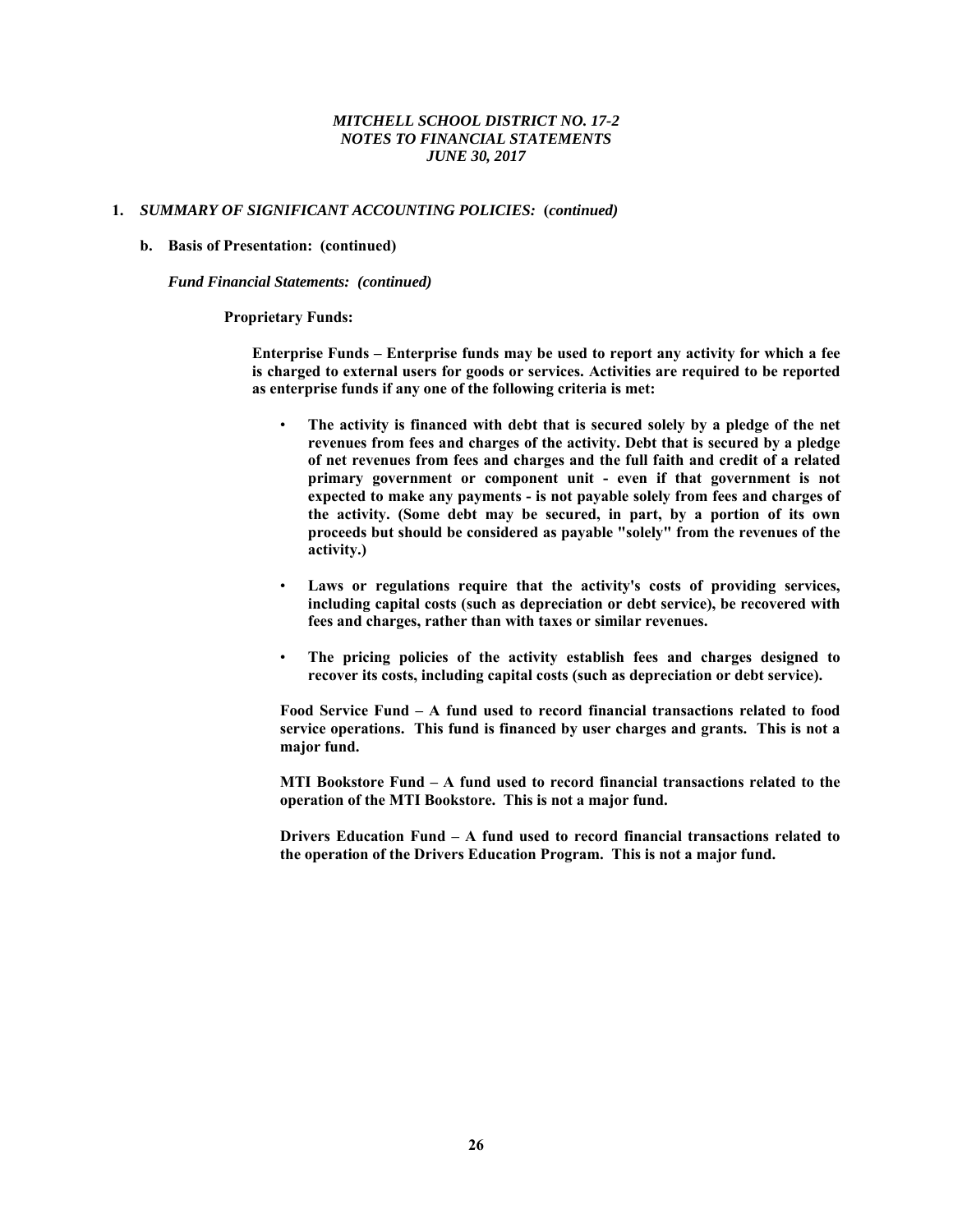# MITCHELL SCHOOL DISTRICT NO. 17-2
## NOTES TO FINANCIAL STATEMENTS
## JUNE 30, 2017

**1. *SUMMARY OF SIGNIFICANT ACCOUNTING POLICIES:* (*continued*)**

**b. Basis of Presentation: (continued)**

***Fund Financial Statements: (continued)***

**Proprietary Funds:**

**Enterprise Funds – Enterprise funds may be used to report any activity for which a fee is charged to external users for goods or services. Activities are required to be reported as enterprise funds if any one of the following criteria is met:**

- **The activity is financed with debt that is secured solely by a pledge of the net revenues from fees and charges of the activity. Debt that is secured by a pledge of net revenues from fees and charges and the full faith and credit of a related primary government or component unit - even if that government is not expected to make any payments - is not payable solely from fees and charges of the activity. (Some debt may be secured, in part, by a portion of its own proceeds but should be considered as payable "solely" from the revenues of the activity.)**

- **Laws or regulations require that the activity's costs of providing services, including capital costs (such as depreciation or debt service), be recovered with fees and charges, rather than with taxes or similar revenues.**

- **The pricing policies of the activity establish fees and charges designed to recover its costs, including capital costs (such as depreciation or debt service).**

**Food Service Fund – A fund used to record financial transactions related to food service operations. This fund is financed by user charges and grants. This is not a major fund.**

**MTI Bookstore Fund – A fund used to record financial transactions related to the operation of the MTI Bookstore. This is not a major fund.**

**Drivers Education Fund – A fund used to record financial transactions related to the operation of the Drivers Education Program. This is not a major fund.**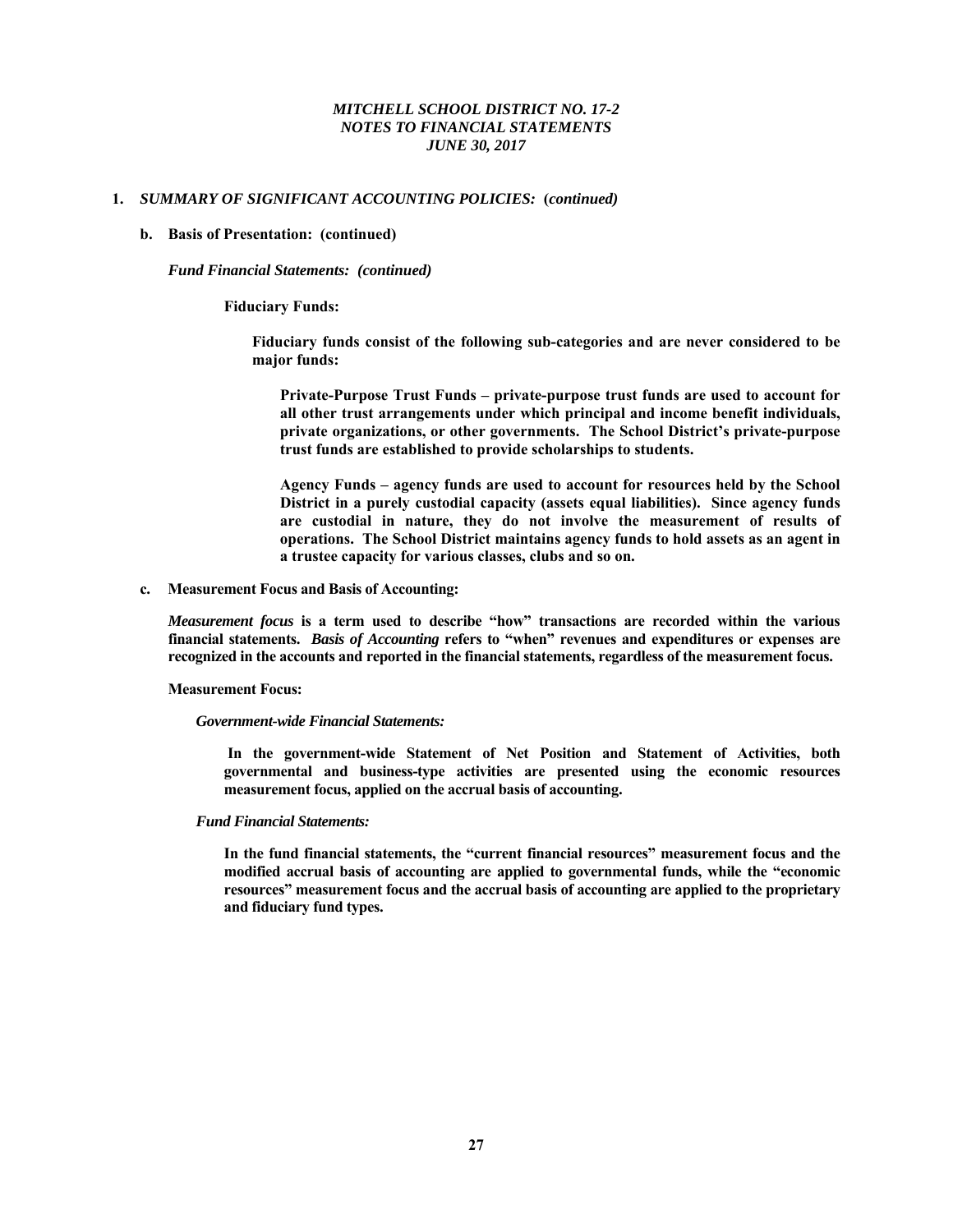# 1. *SUMMARY OF SIGNIFICANT ACCOUNTING POLICIES:* **(*continued*)**

## b. Basis of Presentation: (continued)

***Fund Financial Statements: (continued)***

**Fiduciary Funds:**

**Fiduciary funds consist of the following sub-categories and are never considered to be major funds:**

**Private-Purpose Trust Funds – private-purpose trust funds are used to account for all other trust arrangements under which principal and income benefit individuals, private organizations, or other governments. The School District's private-purpose trust funds are established to provide scholarships to students.**

**Agency Funds – agency funds are used to account for resources held by the School District in a purely custodial capacity (assets equal liabilities). Since agency funds are custodial in nature, they do not involve the measurement of results of operations. The School District maintains agency funds to hold assets as an agent in a trustee capacity for various classes, clubs and so on.**

## c. Measurement Focus and Basis of Accounting:

***Measurement focus*** **is a term used to describe "how" transactions are recorded within the various financial statements. *Basis of Accounting* refers to "when" revenues and expenditures or expenses are recognized in the accounts and reported in the financial statements, regardless of the measurement focus.**

**Measurement Focus:**

***Government-wide Financial Statements:***

**In the government-wide Statement of Net Position and Statement of Activities, both governmental and business-type activities are presented using the economic resources measurement focus, applied on the accrual basis of accounting.**

***Fund Financial Statements:***

**In the fund financial statements, the "current financial resources" measurement focus and the modified accrual basis of accounting are applied to governmental funds, while the "economic resources" measurement focus and the accrual basis of accounting are applied to the proprietary and fiduciary fund types.**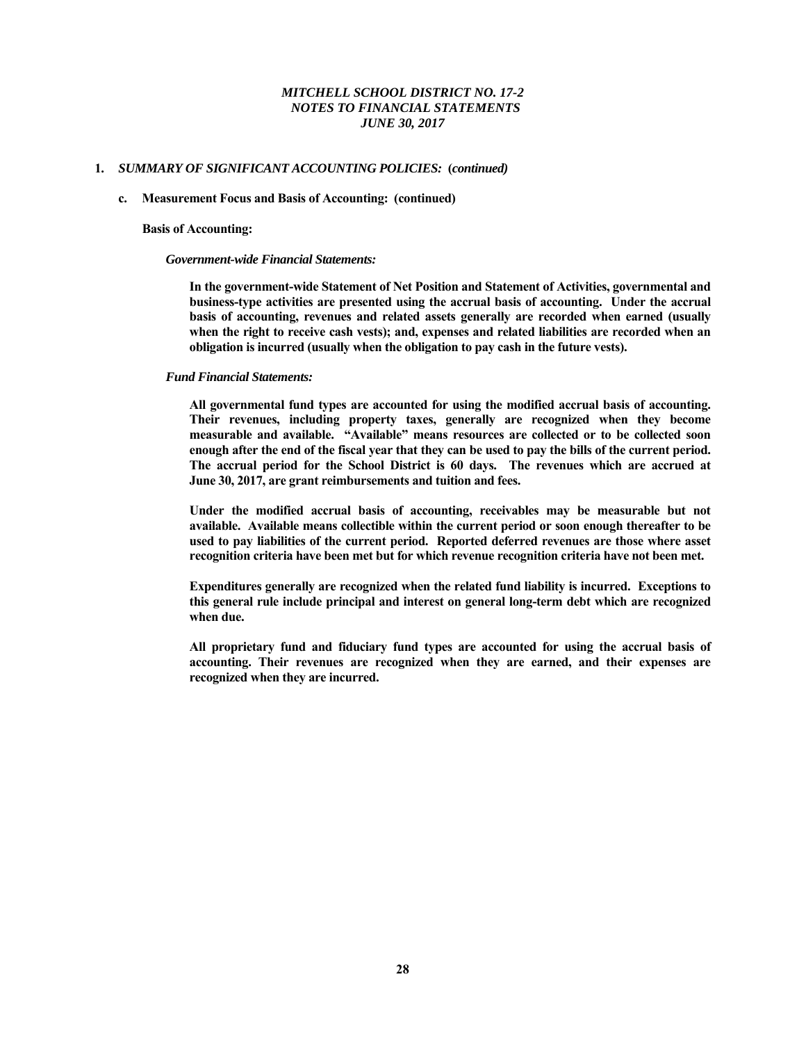## 1. *SUMMARY OF SIGNIFICANT ACCOUNTING POLICIES:* (*continued*)

### c. Measurement Focus and Basis of Accounting: (continued)

**Basis of Accounting:**

***Government-wide Financial Statements:***

**In the government-wide Statement of Net Position and Statement of Activities, governmental and business-type activities are presented using the accrual basis of accounting. Under the accrual basis of accounting, revenues and related assets generally are recorded when earned (usually when the right to receive cash vests); and, expenses and related liabilities are recorded when an obligation is incurred (usually when the obligation to pay cash in the future vests).**

***Fund Financial Statements:***

**All governmental fund types are accounted for using the modified accrual basis of accounting. Their revenues, including property taxes, generally are recognized when they become measurable and available. "Available" means resources are collected or to be collected soon enough after the end of the fiscal year that they can be used to pay the bills of the current period. The accrual period for the School District is 60 days. The revenues which are accrued at June 30, 2017, are grant reimbursements and tuition and fees.**

**Under the modified accrual basis of accounting, receivables may be measurable but not available. Available means collectible within the current period or soon enough thereafter to be used to pay liabilities of the current period. Reported deferred revenues are those where asset recognition criteria have been met but for which revenue recognition criteria have not been met.**

**Expenditures generally are recognized when the related fund liability is incurred. Exceptions to this general rule include principal and interest on general long-term debt which are recognized when due.**

**All proprietary fund and fiduciary fund types are accounted for using the accrual basis of accounting. Their revenues are recognized when they are earned, and their expenses are recognized when they are incurred.**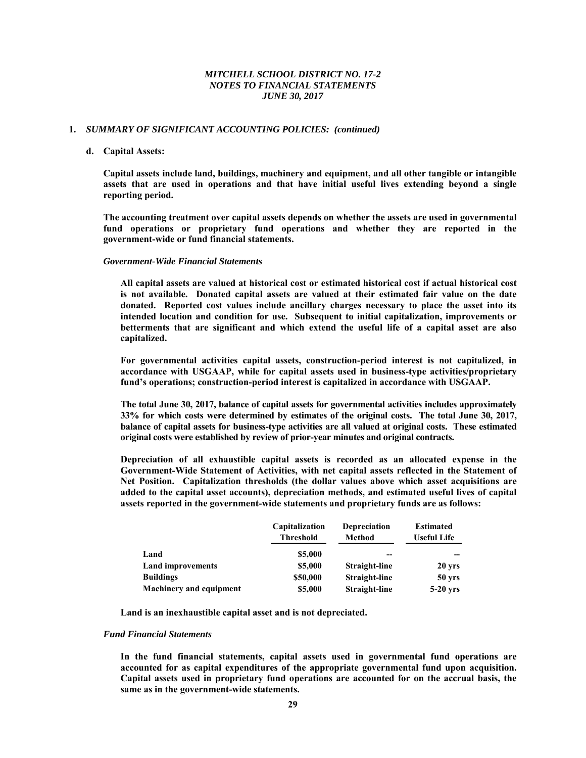## 1. *SUMMARY OF SIGNIFICANT ACCOUNTING POLICIES: (continued)*

### d. Capital Assets:

**Capital assets include land, buildings, machinery and equipment, and all other tangible or intangible assets that are used in operations and that have initial useful lives extending beyond a single reporting period.**

**The accounting treatment over capital assets depends on whether the assets are used in governmental fund operations or proprietary fund operations and whether they are reported in the government-wide or fund financial statements.**

***Government-Wide Financial Statements***

**All capital assets are valued at historical cost or estimated historical cost if actual historical cost is not available. Donated capital assets are valued at their estimated fair value on the date donated. Reported cost values include ancillary charges necessary to place the asset into its intended location and condition for use. Subsequent to initial capitalization, improvements or betterments that are significant and which extend the useful life of a capital asset are also capitalized.**

**For governmental activities capital assets, construction-period interest is not capitalized, in accordance with USGAAP, while for capital assets used in business-type activities/proprietary fund's operations; construction-period interest is capitalized in accordance with USGAAP.**

**The total June 30, 2017, balance of capital assets for governmental activities includes approximately 33% for which costs were determined by estimates of the original costs. The total June 30, 2017, balance of capital assets for business-type activities are all valued at original costs. These estimated original costs were established by review of prior-year minutes and original contracts.**

**Depreciation of all exhaustible capital assets is recorded as an allocated expense in the Government-Wide Statement of Activities, with net capital assets reflected in the Statement of Net Position. Capitalization thresholds (the dollar values above which asset acquisitions are added to the capital asset accounts), depreciation methods, and estimated useful lives of capital assets reported in the government-wide statements and proprietary funds are as follows:**

| | Capitalization Threshold | Depreciation Method | Estimated Useful Life |
|---|---|---|---|
| Land | \$5,000 | -- | -- |
| Land improvements | \$5,000 | Straight-line | 20 yrs |
| Buildings | \$50,000 | Straight-line | 50 yrs |
| Machinery and equipment | \$5,000 | Straight-line | 5-20 yrs |

**Land is an inexhaustible capital asset and is not depreciated.**

***Fund Financial Statements***

**In the fund financial statements, capital assets used in governmental fund operations are accounted for as capital expenditures of the appropriate governmental fund upon acquisition. Capital assets used in proprietary fund operations are accounted for on the accrual basis, the same as in the government-wide statements.**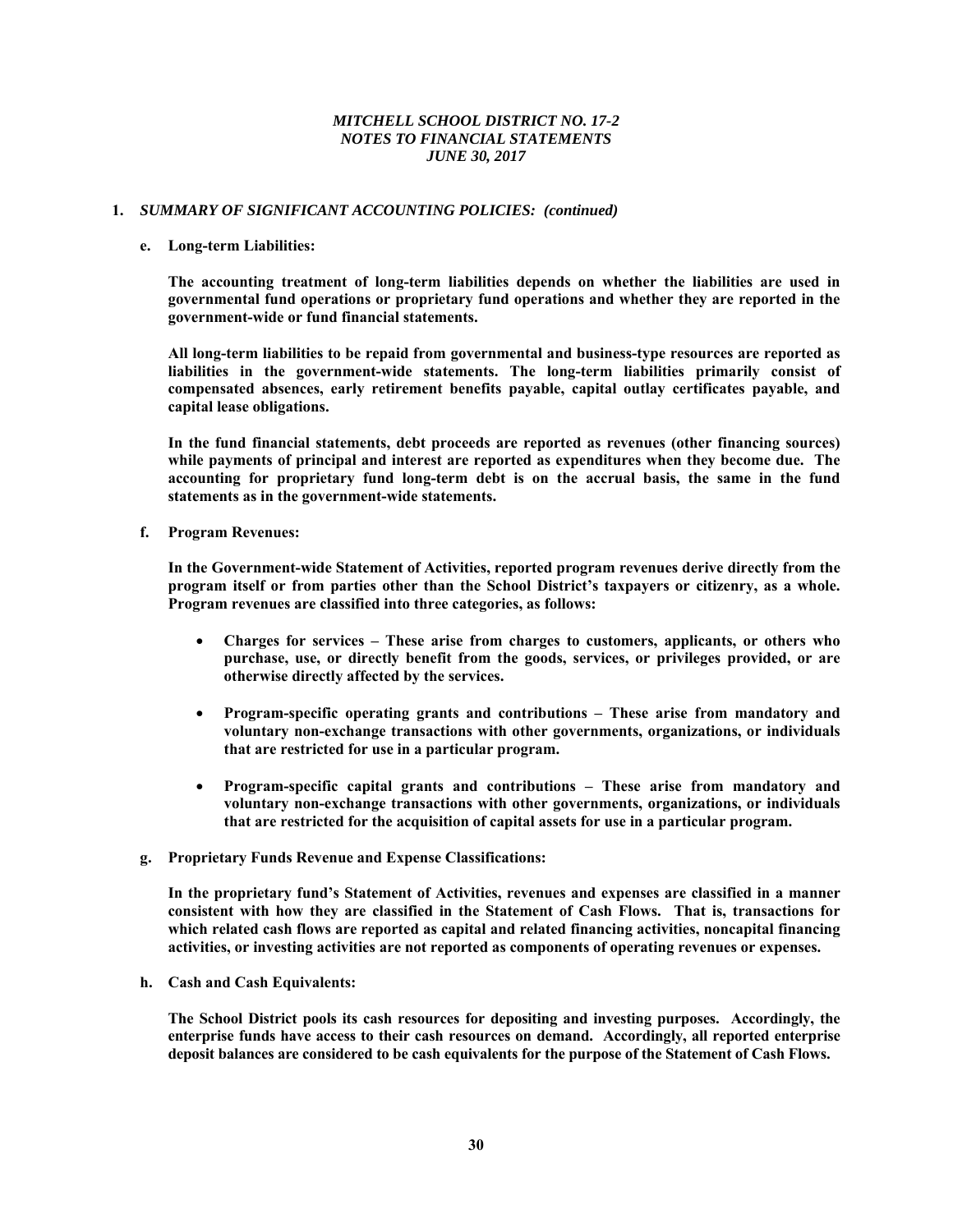## 1. *SUMMARY OF SIGNIFICANT ACCOUNTING POLICIES: (continued)*

**e. Long-term Liabilities:**

**The accounting treatment of long-term liabilities depends on whether the liabilities are used in governmental fund operations or proprietary fund operations and whether they are reported in the government-wide or fund financial statements.**

**All long-term liabilities to be repaid from governmental and business-type resources are reported as liabilities in the government-wide statements. The long-term liabilities primarily consist of compensated absences, early retirement benefits payable, capital outlay certificates payable, and capital lease obligations.**

**In the fund financial statements, debt proceeds are reported as revenues (other financing sources) while payments of principal and interest are reported as expenditures when they become due. The accounting for proprietary fund long-term debt is on the accrual basis, the same in the fund statements as in the government-wide statements.**

**f. Program Revenues:**

**In the Government-wide Statement of Activities, reported program revenues derive directly from the program itself or from parties other than the School District's taxpayers or citizenry, as a whole. Program revenues are classified into three categories, as follows:**

- **Charges for services – These arise from charges to customers, applicants, or others who purchase, use, or directly benefit from the goods, services, or privileges provided, or are otherwise directly affected by the services.**
- **Program-specific operating grants and contributions – These arise from mandatory and voluntary non-exchange transactions with other governments, organizations, or individuals that are restricted for use in a particular program.**
- **Program-specific capital grants and contributions – These arise from mandatory and voluntary non-exchange transactions with other governments, organizations, or individuals that are restricted for the acquisition of capital assets for use in a particular program.**

**g. Proprietary Funds Revenue and Expense Classifications:**

**In the proprietary fund's Statement of Activities, revenues and expenses are classified in a manner consistent with how they are classified in the Statement of Cash Flows. That is, transactions for which related cash flows are reported as capital and related financing activities, noncapital financing activities, or investing activities are not reported as components of operating revenues or expenses.**

**h. Cash and Cash Equivalents:**

**The School District pools its cash resources for depositing and investing purposes. Accordingly, the enterprise funds have access to their cash resources on demand. Accordingly, all reported enterprise deposit balances are considered to be cash equivalents for the purpose of the Statement of Cash Flows.**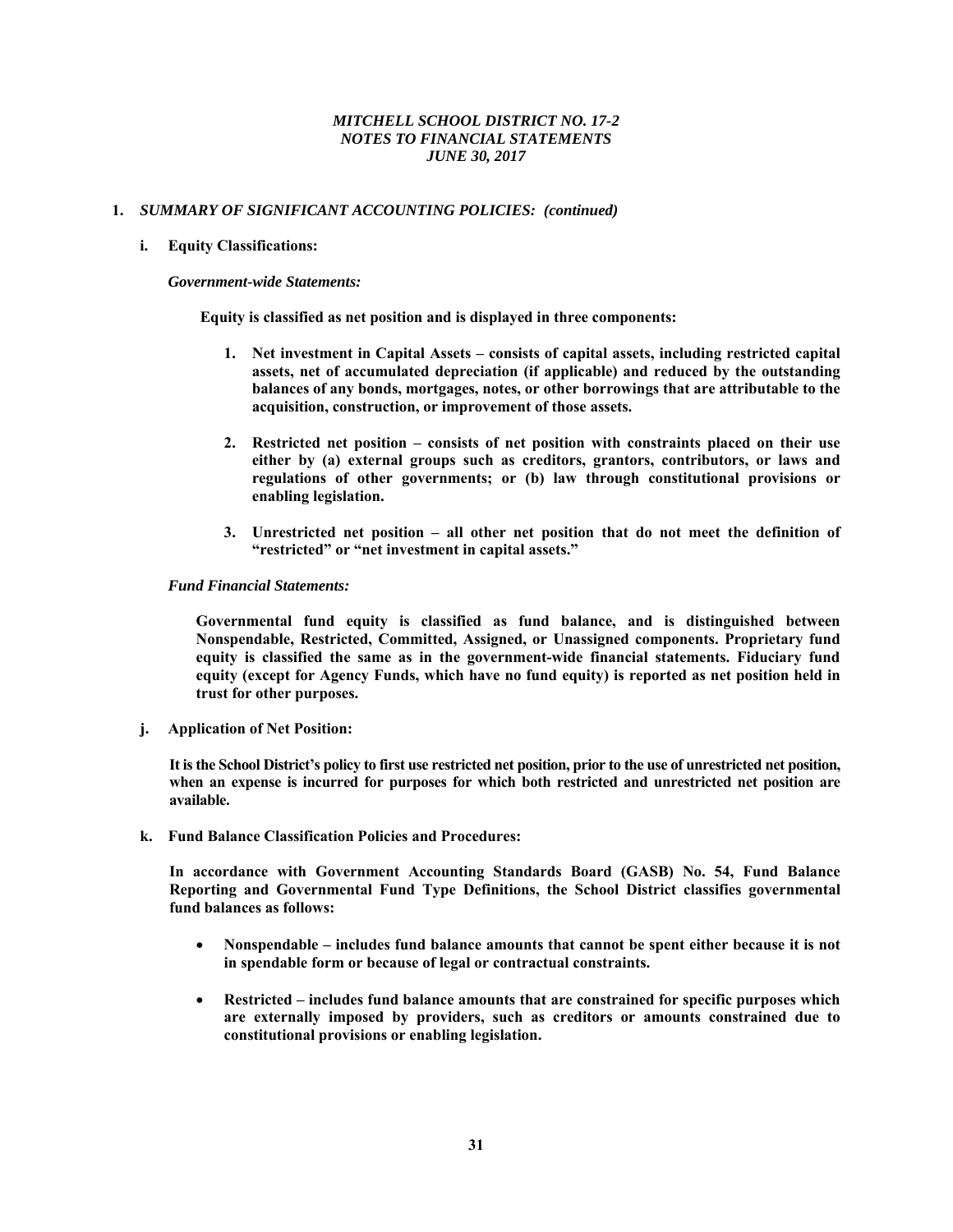## 1. *SUMMARY OF SIGNIFICANT ACCOUNTING POLICIES: (continued)*

### i. Equity Classifications:

***Government-wide Statements:***

**Equity is classified as net position and is displayed in three components:**

1. **Net investment in Capital Assets – consists of capital assets, including restricted capital assets, net of accumulated depreciation (if applicable) and reduced by the outstanding balances of any bonds, mortgages, notes, or other borrowings that are attributable to the acquisition, construction, or improvement of those assets.**

2. **Restricted net position – consists of net position with constraints placed on their use either by (a) external groups such as creditors, grantors, contributors, or laws and regulations of other governments; or (b) law through constitutional provisions or enabling legislation.**

3. **Unrestricted net position – all other net position that do not meet the definition of "restricted" or "net investment in capital assets."**

***Fund Financial Statements:***

**Governmental fund equity is classified as fund balance, and is distinguished between Nonspendable, Restricted, Committed, Assigned, or Unassigned components. Proprietary fund equity is classified the same as in the government-wide financial statements. Fiduciary fund equity (except for Agency Funds, which have no fund equity) is reported as net position held in trust for other purposes.**

### j. Application of Net Position:

**It is the School District's policy to first use restricted net position, prior to the use of unrestricted net position, when an expense is incurred for purposes for which both restricted and unrestricted net position are available.**

### k. Fund Balance Classification Policies and Procedures:

**In accordance with Government Accounting Standards Board (GASB) No. 54, Fund Balance Reporting and Governmental Fund Type Definitions, the School District classifies governmental fund balances as follows:**

- **Nonspendable – includes fund balance amounts that cannot be spent either because it is not in spendable form or because of legal or contractual constraints.**

- **Restricted – includes fund balance amounts that are constrained for specific purposes which are externally imposed by providers, such as creditors or amounts constrained due to constitutional provisions or enabling legislation.**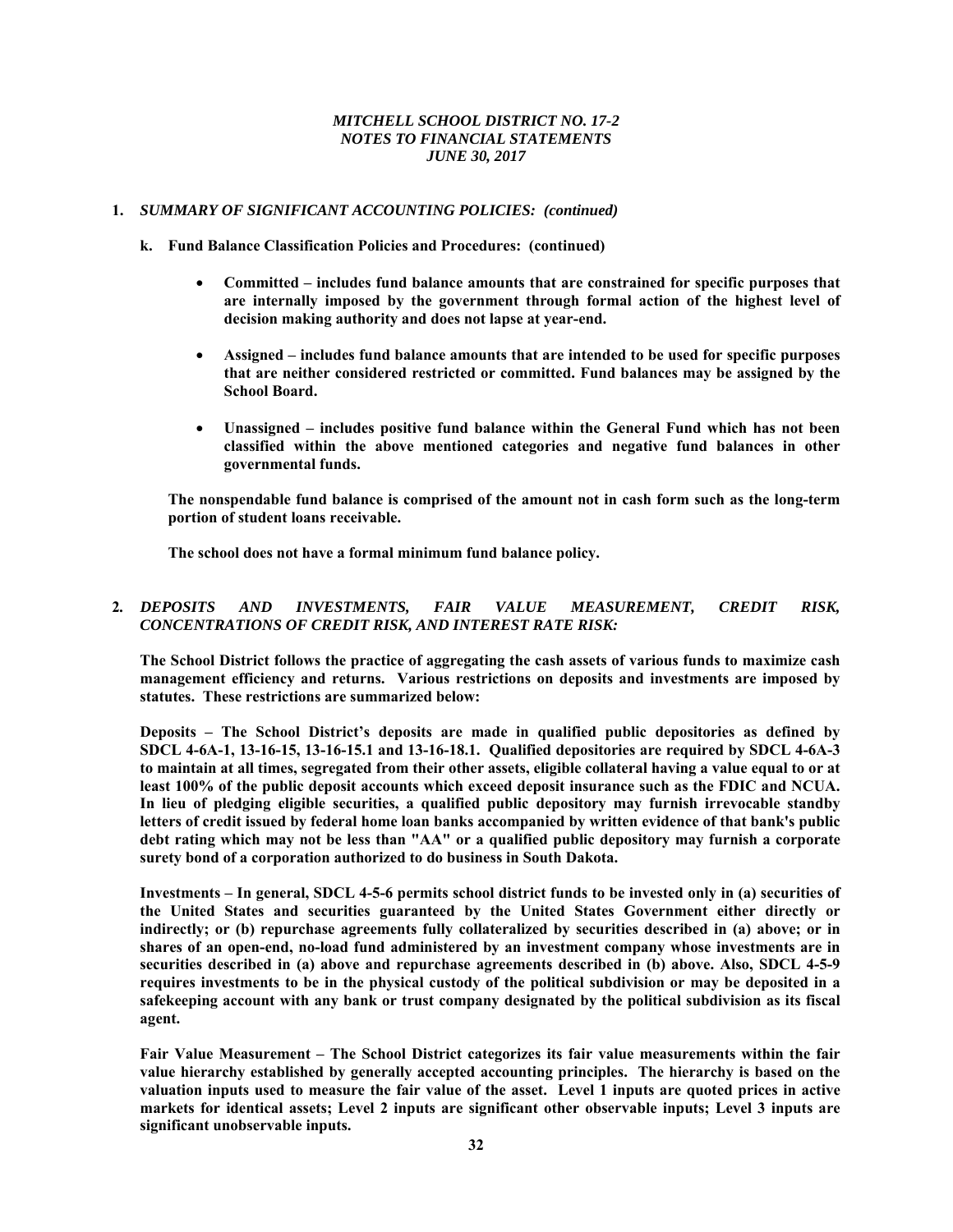## 1. *SUMMARY OF SIGNIFICANT ACCOUNTING POLICIES: (continued)*

### k. Fund Balance Classification Policies and Procedures: (continued)

- **Committed – includes fund balance amounts that are constrained for specific purposes that are internally imposed by the government through formal action of the highest level of decision making authority and does not lapse at year-end.**
- **Assigned – includes fund balance amounts that are intended to be used for specific purposes that are neither considered restricted or committed. Fund balances may be assigned by the School Board.**
- **Unassigned – includes positive fund balance within the General Fund which has not been classified within the above mentioned categories and negative fund balances in other governmental funds.**

**The nonspendable fund balance is comprised of the amount not in cash form such as the long-term portion of student loans receivable.**

**The school does not have a formal minimum fund balance policy.**

## 2. *DEPOSITS AND INVESTMENTS, FAIR VALUE MEASUREMENT, CREDIT RISK, CONCENTRATIONS OF CREDIT RISK, AND INTEREST RATE RISK:*

**The School District follows the practice of aggregating the cash assets of various funds to maximize cash management efficiency and returns. Various restrictions on deposits and investments are imposed by statutes. These restrictions are summarized below:**

**Deposits – The School District's deposits are made in qualified public depositories as defined by SDCL 4-6A-1, 13-16-15, 13-16-15.1 and 13-16-18.1. Qualified depositories are required by SDCL 4-6A-3 to maintain at all times, segregated from their other assets, eligible collateral having a value equal to or at least 100% of the public deposit accounts which exceed deposit insurance such as the FDIC and NCUA. In lieu of pledging eligible securities, a qualified public depository may furnish irrevocable standby letters of credit issued by federal home loan banks accompanied by written evidence of that bank's public debt rating which may not be less than "AA" or a qualified public depository may furnish a corporate surety bond of a corporation authorized to do business in South Dakota.**

**Investments – In general, SDCL 4-5-6 permits school district funds to be invested only in (a) securities of the United States and securities guaranteed by the United States Government either directly or indirectly; or (b) repurchase agreements fully collateralized by securities described in (a) above; or in shares of an open-end, no-load fund administered by an investment company whose investments are in securities described in (a) above and repurchase agreements described in (b) above. Also, SDCL 4-5-9 requires investments to be in the physical custody of the political subdivision or may be deposited in a safekeeping account with any bank or trust company designated by the political subdivision as its fiscal agent.**

**Fair Value Measurement – The School District categorizes its fair value measurements within the fair value hierarchy established by generally accepted accounting principles. The hierarchy is based on the valuation inputs used to measure the fair value of the asset. Level 1 inputs are quoted prices in active markets for identical assets; Level 2 inputs are significant other observable inputs; Level 3 inputs are significant unobservable inputs.**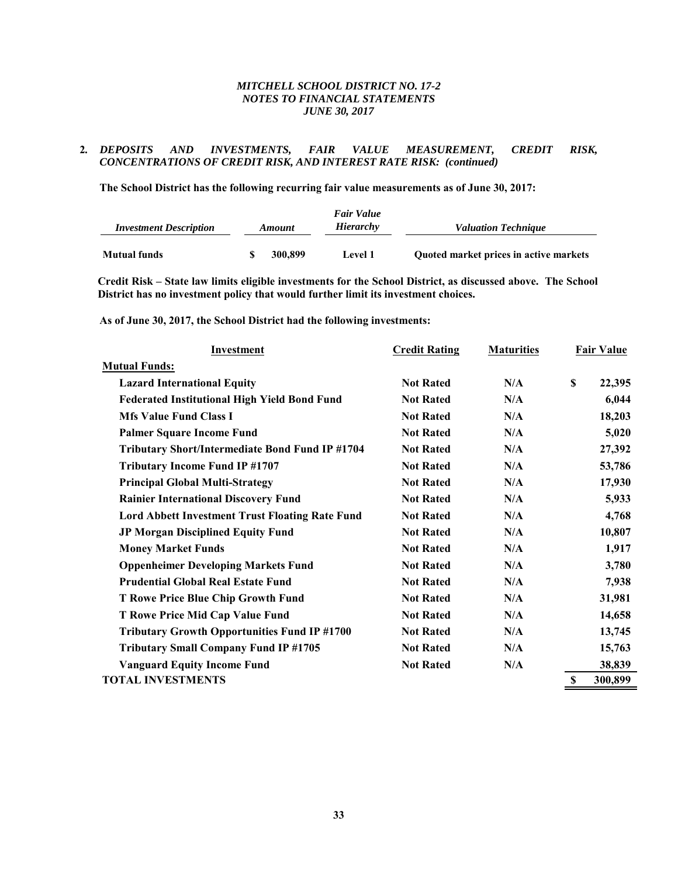*MITCHELL SCHOOL DISTRICT NO. 17-2*
*NOTES TO FINANCIAL STATEMENTS*
*JUNE 30, 2017*

**2.** ***DEPOSITS AND INVESTMENTS, FAIR VALUE MEASUREMENT, CREDIT RISK, CONCENTRATIONS OF CREDIT RISK, AND INTEREST RATE RISK: (continued)***

**The School District has the following recurring fair value measurements as of June 30, 2017:**

| *Investment Description* | *Amount* | *Fair Value Hierarchy* | *Valuation Technique* |
|---|---|---|---|
| **Mutual funds** | **$ 300,899** | **Level 1** | **Quoted market prices in active markets** |

**Credit Risk – State law limits eligible investments for the School District, as discussed above. The School District has no investment policy that would further limit its investment choices.**

**As of June 30, 2017, the School District had the following investments:**

| Investment | Credit Rating | Maturities | Fair Value |
|---|---|---|---|
| **Mutual Funds:** | | | |
| **Lazard International Equity** | **Not Rated** | **N/A** | **$ 22,395** |
| **Federated Institutional High Yield Bond Fund** | **Not Rated** | **N/A** | **6,044** |
| **Mfs Value Fund Class I** | **Not Rated** | **N/A** | **18,203** |
| **Palmer Square Income Fund** | **Not Rated** | **N/A** | **5,020** |
| **Tributary Short/Intermediate Bond Fund IP #1704** | **Not Rated** | **N/A** | **27,392** |
| **Tributary Income Fund IP #1707** | **Not Rated** | **N/A** | **53,786** |
| **Principal Global Multi-Strategy** | **Not Rated** | **N/A** | **17,930** |
| **Rainier International Discovery Fund** | **Not Rated** | **N/A** | **5,933** |
| **Lord Abbett Investment Trust Floating Rate Fund** | **Not Rated** | **N/A** | **4,768** |
| **JP Morgan Disciplined Equity Fund** | **Not Rated** | **N/A** | **10,807** |
| **Money Market Funds** | **Not Rated** | **N/A** | **1,917** |
| **Oppenheimer Developing Markets Fund** | **Not Rated** | **N/A** | **3,780** |
| **Prudential Global Real Estate Fund** | **Not Rated** | **N/A** | **7,938** |
| **T Rowe Price Blue Chip Growth Fund** | **Not Rated** | **N/A** | **31,981** |
| **T Rowe Price Mid Cap Value Fund** | **Not Rated** | **N/A** | **14,658** |
| **Tributary Growth Opportunities Fund IP #1700** | **Not Rated** | **N/A** | **13,745** |
| **Tributary Small Company Fund IP #1705** | **Not Rated** | **N/A** | **15,763** |
| **Vanguard Equity Income Fund** | **Not Rated** | **N/A** | **38,839** |
| **TOTAL INVESTMENTS** | | | **$ 300,899** |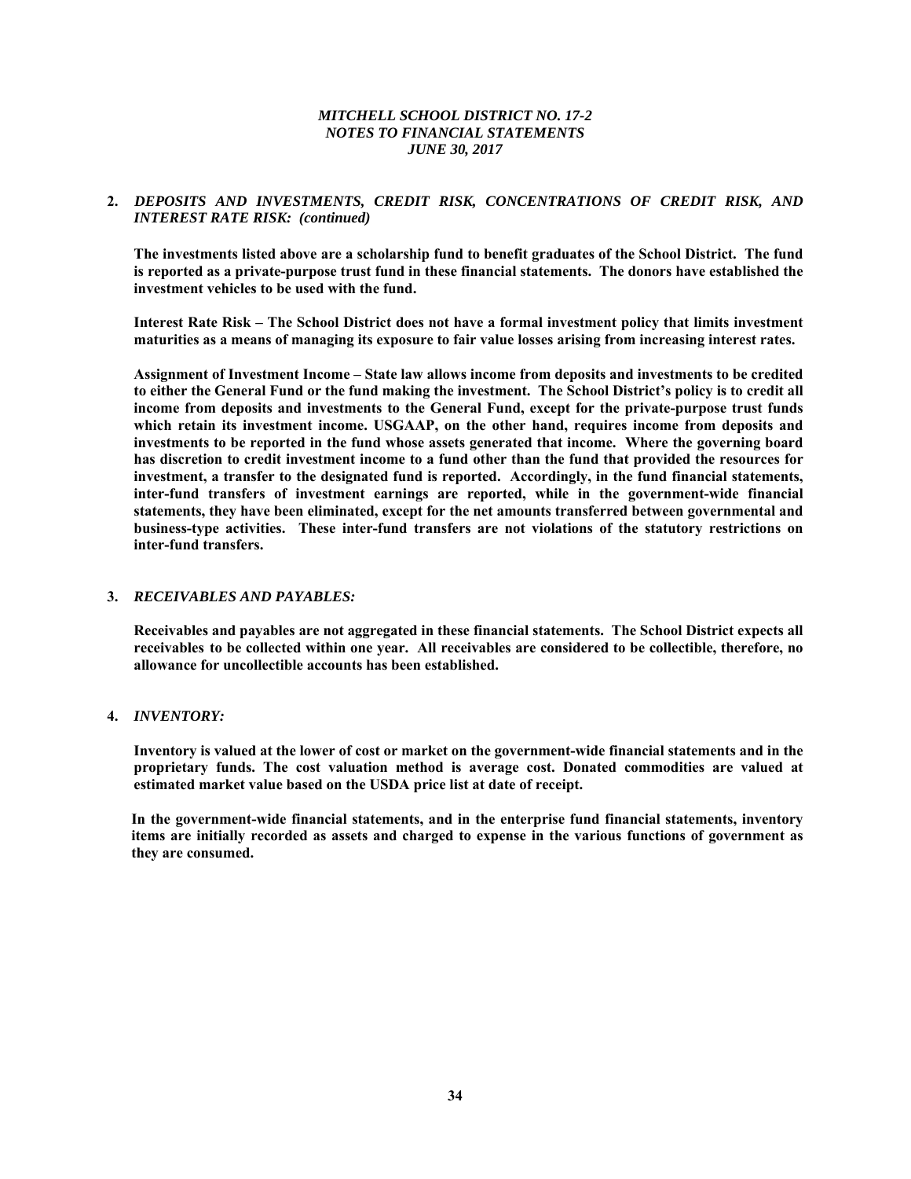**2. *DEPOSITS AND INVESTMENTS, CREDIT RISK, CONCENTRATIONS OF CREDIT RISK, AND INTEREST RATE RISK: (continued)***

**The investments listed above are a scholarship fund to benefit graduates of the School District. The fund is reported as a private-purpose trust fund in these financial statements. The donors have established the investment vehicles to be used with the fund.**

**Interest Rate Risk – The School District does not have a formal investment policy that limits investment maturities as a means of managing its exposure to fair value losses arising from increasing interest rates.**

**Assignment of Investment Income – State law allows income from deposits and investments to be credited to either the General Fund or the fund making the investment. The School District's policy is to credit all income from deposits and investments to the General Fund, except for the private-purpose trust funds which retain its investment income. USGAAP, on the other hand, requires income from deposits and investments to be reported in the fund whose assets generated that income. Where the governing board has discretion to credit investment income to a fund other than the fund that provided the resources for investment, a transfer to the designated fund is reported. Accordingly, in the fund financial statements, inter-fund transfers of investment earnings are reported, while in the government-wide financial statements, they have been eliminated, except for the net amounts transferred between governmental and business-type activities. These inter-fund transfers are not violations of the statutory restrictions on inter-fund transfers.**

**3. *RECEIVABLES AND PAYABLES:***

**Receivables and payables are not aggregated in these financial statements. The School District expects all receivables to be collected within one year. All receivables are considered to be collectible, therefore, no allowance for uncollectible accounts has been established.**

**4. *INVENTORY:***

**Inventory is valued at the lower of cost or market on the government-wide financial statements and in the proprietary funds. The cost valuation method is average cost. Donated commodities are valued at estimated market value based on the USDA price list at date of receipt.**

**In the government-wide financial statements, and in the enterprise fund financial statements, inventory items are initially recorded as assets and charged to expense in the various functions of government as they are consumed.**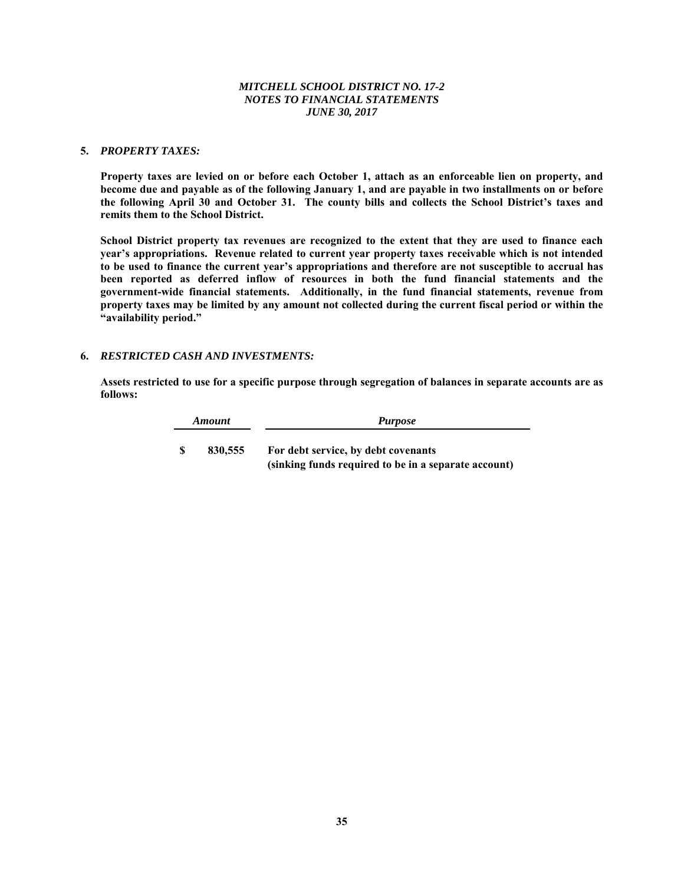# MITCHELL SCHOOL DISTRICT NO. 17-2
## NOTES TO FINANCIAL STATEMENTS
### JUNE 30, 2017

**5. *PROPERTY TAXES:***

**Property taxes are levied on or before each October 1, attach as an enforceable lien on property, and become due and payable as of the following January 1, and are payable in two installments on or before the following April 30 and October 31. The county bills and collects the School District's taxes and remits them to the School District.**

**School District property tax revenues are recognized to the extent that they are used to finance each year's appropriations. Revenue related to current year property taxes receivable which is not intended to be used to finance the current year's appropriations and therefore are not susceptible to accrual has been reported as deferred inflow of resources in both the fund financial statements and the government-wide financial statements. Additionally, in the fund financial statements, revenue from property taxes may be limited by any amount not collected during the current fiscal period or within the "availability period."**

**6. *RESTRICTED CASH AND INVESTMENTS:***

**Assets restricted to use for a specific purpose through segregation of balances in separate accounts are as follows:**

| *Amount* | *Purpose* |
|---|---|
| **$ 830,555** | **For debt service, by debt covenants (sinking funds required to be in a separate account)** |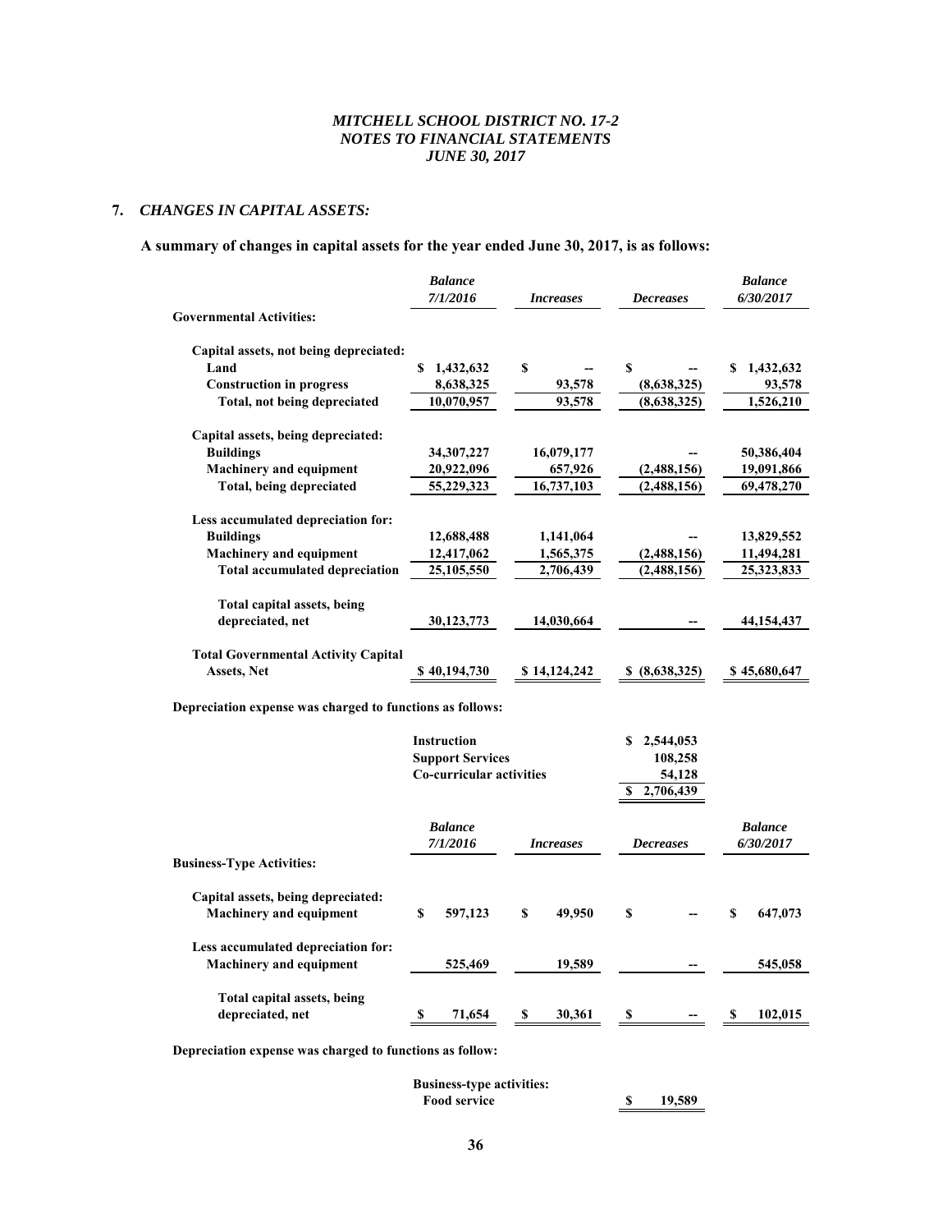*MITCHELL SCHOOL DISTRICT NO. 17-2*
*NOTES TO FINANCIAL STATEMENTS*
*JUNE 30, 2017*

## 7. *CHANGES IN CAPITAL ASSETS:*

**A summary of changes in capital assets for the year ended June 30, 2017, is as follows:**

| | *Balance 7/1/2016* | *Increases* | *Decreases* | *Balance 6/30/2017* |
|---|---|---|---|---|
| **Governmental Activities:** | | | | |
| **Capital assets, not being depreciated:** | | | | |
| **Land** | $ 1,432,632 | $ -- | $ -- | $ 1,432,632 |
| **Construction in progress** | 8,638,325 | 93,578 | (8,638,325) | 93,578 |
| **Total, not being depreciated** | 10,070,957 | 93,578 | (8,638,325) | 1,526,210 |
| **Capital assets, being depreciated:** | | | | |
| **Buildings** | 34,307,227 | 16,079,177 | -- | 50,386,404 |
| **Machinery and equipment** | 20,922,096 | 657,926 | (2,488,156) | 19,091,866 |
| **Total, being depreciated** | 55,229,323 | 16,737,103 | (2,488,156) | 69,478,270 |
| **Less accumulated depreciation for:** | | | | |
| **Buildings** | 12,688,488 | 1,141,064 | -- | 13,829,552 |
| **Machinery and equipment** | 12,417,062 | 1,565,375 | (2,488,156) | 11,494,281 |
| **Total accumulated depreciation** | 25,105,550 | 2,706,439 | (2,488,156) | 25,323,833 |
| **Total capital assets, being depreciated, net** | 30,123,773 | 14,030,664 | -- | 44,154,437 |
| **Total Governmental Activity Capital Assets, Net** | $ 40,194,730 | $ 14,124,242 | $ (8,638,325) | $ 45,680,647 |

**Depreciation expense was charged to functions as follows:**

| | |
|---|---|
| **Instruction** | $ 2,544,053 |
| **Support Services** | 108,258 |
| **Co-curricular activities** | 54,128 |
| | $ 2,706,439 |

| | *Balance 7/1/2016* | *Increases* | *Decreases* | *Balance 6/30/2017* |
|---|---|---|---|---|
| **Business-Type Activities:** | | | | |
| **Capital assets, being depreciated:** | | | | |
| **Machinery and equipment** | $ 597,123 | $ 49,950 | $ -- | $ 647,073 |
| **Less accumulated depreciation for:** | | | | |
| **Machinery and equipment** | 525,469 | 19,589 | -- | 545,058 |
| **Total capital assets, being depreciated, net** | $ 71,654 | $ 30,361 | $ -- | $ 102,015 |

**Depreciation expense was charged to functions as follow:**

| | |
|---|---|
| **Business-type activities:** | |
| **Food service** | $ 19,589 |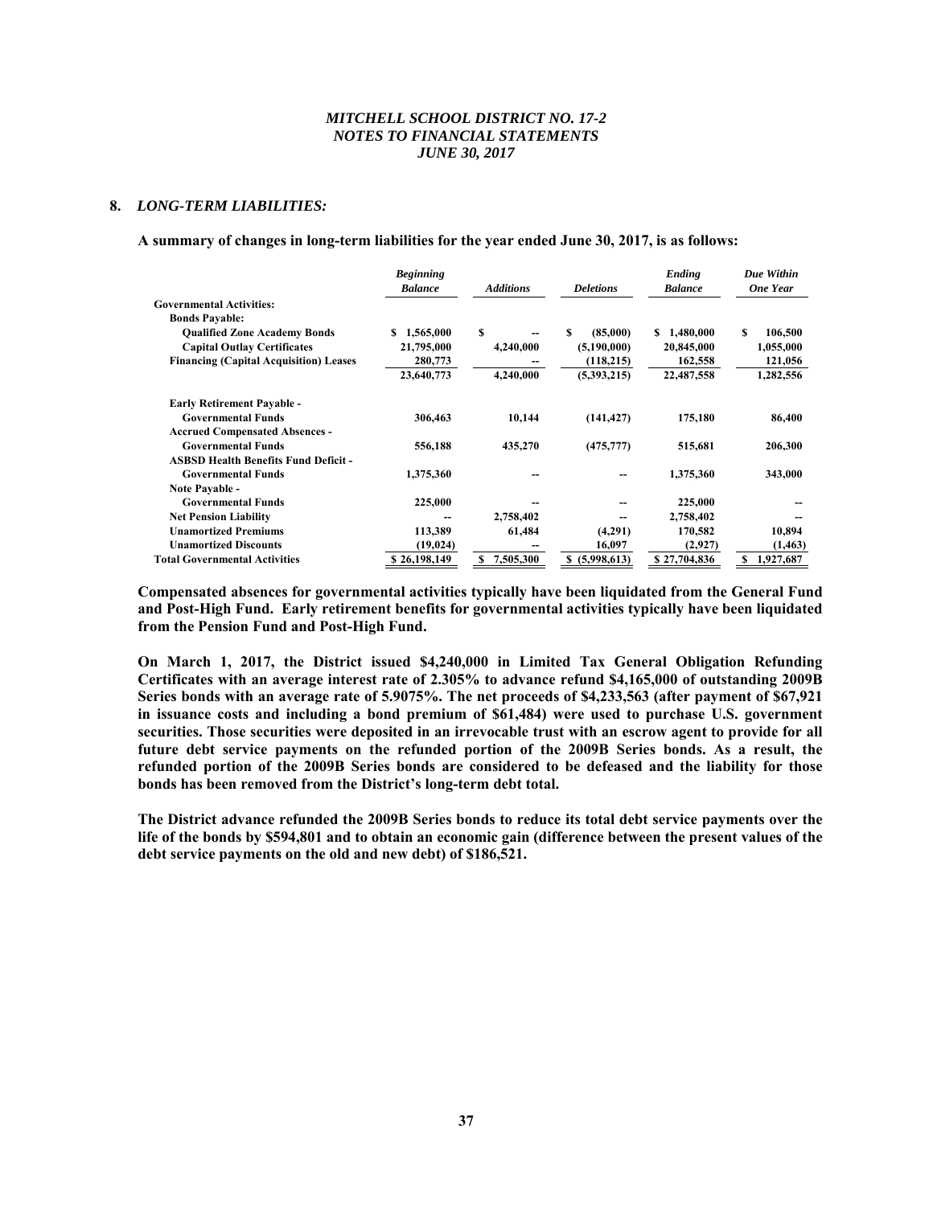## 8. *LONG-TERM LIABILITIES:*

**A summary of changes in long-term liabilities for the year ended June 30, 2017, is as follows:**

| | *Beginning Balance* | *Additions* | *Deletions* | *Ending Balance* | *Due Within One Year* |
|---|---|---|---|---|---|
| **Governmental Activities:** | | | | | |
| **Bonds Payable:** | | | | | |
| **Qualified Zone Academy Bonds** | $ 1,565,000 | $ -- | $ (85,000) | $ 1,480,000 | $ 106,500 |
| **Capital Outlay Certificates** | 21,795,000 | 4,240,000 | (5,190,000) | 20,845,000 | 1,055,000 |
| **Financing (Capital Acquisition) Leases** | 280,773 | -- | (118,215) | 162,558 | 121,056 |
| | 23,640,773 | 4,240,000 | (5,393,215) | 22,487,558 | 1,282,556 |
| **Early Retirement Payable - Governmental Funds** | 306,463 | 10,144 | (141,427) | 175,180 | 86,400 |
| **Accrued Compensated Absences - Governmental Funds** | 556,188 | 435,270 | (475,777) | 515,681 | 206,300 |
| **ASBSD Health Benefits Fund Deficit - Governmental Funds** | 1,375,360 | -- | -- | 1,375,360 | 343,000 |
| **Note Payable - Governmental Funds** | 225,000 | -- | -- | 225,000 | -- |
| **Net Pension Liability** | -- | 2,758,402 | -- | 2,758,402 | -- |
| **Unamortized Premiums** | 113,389 | 61,484 | (4,291) | 170,582 | 10,894 |
| **Unamortized Discounts** | (19,024) | -- | 16,097 | (2,927) | (1,463) |
| **Total Governmental Activities** | $ 26,198,149 | $ 7,505,300 | $ (5,998,613) | $ 27,704,836 | $ 1,927,687 |

**Compensated absences for governmental activities typically have been liquidated from the General Fund and Post-High Fund. Early retirement benefits for governmental activities typically have been liquidated from the Pension Fund and Post-High Fund.**

**On March 1, 2017, the District issued $4,240,000 in Limited Tax General Obligation Refunding Certificates with an average interest rate of 2.305% to advance refund $4,165,000 of outstanding 2009B Series bonds with an average rate of 5.9075%. The net proceeds of $4,233,563 (after payment of $67,921 in issuance costs and including a bond premium of $61,484) were used to purchase U.S. government securities. Those securities were deposited in an irrevocable trust with an escrow agent to provide for all future debt service payments on the refunded portion of the 2009B Series bonds. As a result, the refunded portion of the 2009B Series bonds are considered to be defeased and the liability for those bonds has been removed from the District's long-term debt total.**

**The District advance refunded the 2009B Series bonds to reduce its total debt service payments over the life of the bonds by $594,801 and to obtain an economic gain (difference between the present values of the debt service payments on the old and new debt) of $186,521.**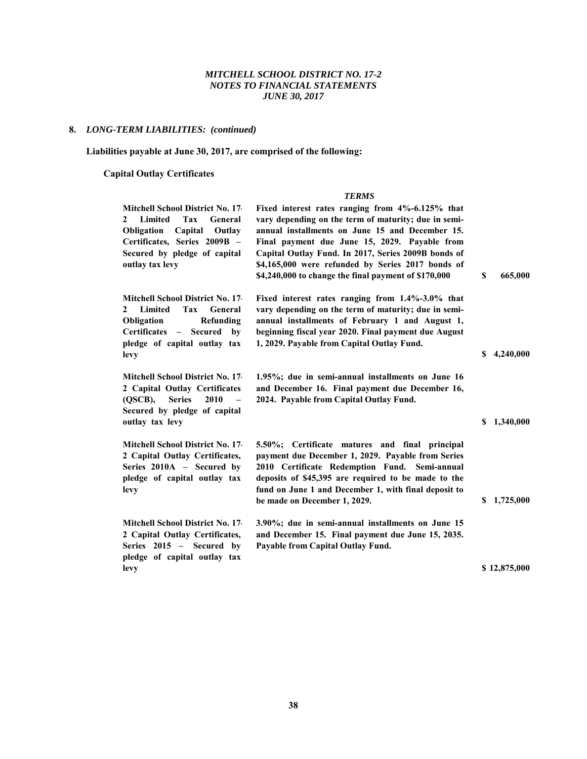*MITCHELL SCHOOL DISTRICT NO. 17-2*
*NOTES TO FINANCIAL STATEMENTS*
*JUNE 30, 2017*

**8. *LONG-TERM LIABILITIES: (continued)***

**Liabilities payable at June 30, 2017, are comprised of the following:**

**Capital Outlay Certificates**

| | ***TERMS*** | |
|---|---|---|
| **Mitchell School District No. 17-2 Limited Tax General Obligation Capital Outlay Certificates, Series 2009B – Secured by pledge of capital outlay tax levy** | **Fixed interest rates ranging from 4%-6.125% that vary depending on the term of maturity; due in semi-annual installments on June 15 and December 15. Final payment due June 15, 2029. Payable from Capital Outlay Fund. In 2017, Series 2009B bonds of $4,165,000 were refunded by Series 2017 bonds of $4,240,000 to change the final payment of $170,000** | **$ 665,000** |
| **Mitchell School District No. 17-2 Limited Tax General Obligation Refunding Certificates – Secured by pledge of capital outlay tax levy** | **Fixed interest rates ranging from 1.4%-3.0% that vary depending on the term of maturity; due in semi-annual installments of February 1 and August 1, beginning fiscal year 2020. Final payment due August 1, 2029. Payable from Capital Outlay Fund.** | **$ 4,240,000** |
| **Mitchell School District No. 17-2 Capital Outlay Certificates (QSCB), Series 2010 – Secured by pledge of capital outlay tax levy** | **1.95%; due in semi-annual installments on June 16 and December 16. Final payment due December 16, 2024. Payable from Capital Outlay Fund.** | **$ 1,340,000** |
| **Mitchell School District No. 17-2 Capital Outlay Certificates, Series 2010A – Secured by pledge of capital outlay tax levy** | **5.50%; Certificate matures and final principal payment due December 1, 2029. Payable from Series 2010 Certificate Redemption Fund. Semi-annual deposits of $45,395 are required to be made to the fund on June 1 and December 1, with final deposit to be made on December 1, 2029.** | **$ 1,725,000** |
| **Mitchell School District No. 17-2 Capital Outlay Certificates, Series 2015 – Secured by pledge of capital outlay tax levy** | **3.90%; due in semi-annual installments on June 15 and December 15. Final payment due June 15, 2035. Payable from Capital Outlay Fund.** | **$ 12,875,000** |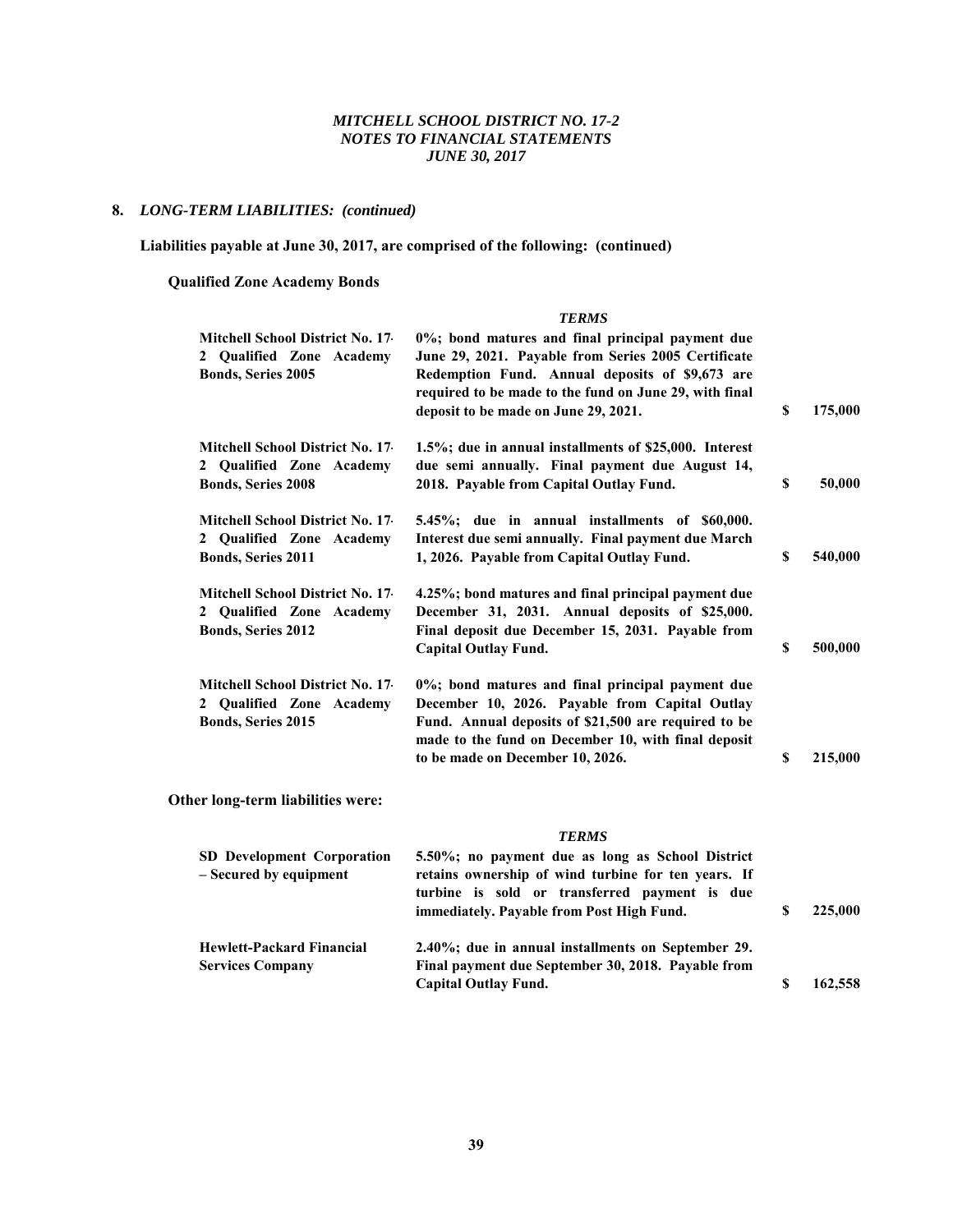## 8. *LONG-TERM LIABILITIES: (continued)*

**Liabilities payable at June 30, 2017, are comprised of the following: (continued)**

**Qualified Zone Academy Bonds**

| | *TERMS* | | |
|---|---|---|---|
| **Mitchell School District No. 17-2 Qualified Zone Academy Bonds, Series 2005** | **0%; bond matures and final principal payment due June 29, 2021. Payable from Series 2005 Certificate Redemption Fund. Annual deposits of $9,673 are required to be made to the fund on June 29, with final deposit to be made on June 29, 2021.** | **$** | **175,000** |
| **Mitchell School District No. 17-2 Qualified Zone Academy Bonds, Series 2008** | **1.5%; due in annual installments of $25,000. Interest due semi annually. Final payment due August 14, 2018. Payable from Capital Outlay Fund.** | **$** | **50,000** |
| **Mitchell School District No. 17-2 Qualified Zone Academy Bonds, Series 2011** | **5.45%; due in annual installments of $60,000. Interest due semi annually. Final payment due March 1, 2026. Payable from Capital Outlay Fund.** | **$** | **540,000** |
| **Mitchell School District No. 17-2 Qualified Zone Academy Bonds, Series 2012** | **4.25%; bond matures and final principal payment due December 31, 2031. Annual deposits of $25,000. Final deposit due December 15, 2031. Payable from Capital Outlay Fund.** | **$** | **500,000** |
| **Mitchell School District No. 17-2 Qualified Zone Academy Bonds, Series 2015** | **0%; bond matures and final principal payment due December 10, 2026. Payable from Capital Outlay Fund. Annual deposits of $21,500 are required to be made to the fund on December 10, with final deposit to be made on December 10, 2026.** | **$** | **215,000** |

**Other long-term liabilities were:**

| | *TERMS* | | |
|---|---|---|---|
| **SD Development Corporation – Secured by equipment** | **5.50%; no payment due as long as School District retains ownership of wind turbine for ten years. If turbine is sold or transferred payment is due immediately. Payable from Post High Fund.** | **$** | **225,000** |
| **Hewlett-Packard Financial Services Company** | **2.40%; due in annual installments on September 29. Final payment due September 30, 2018. Payable from Capital Outlay Fund.** | **$** | **162,558** |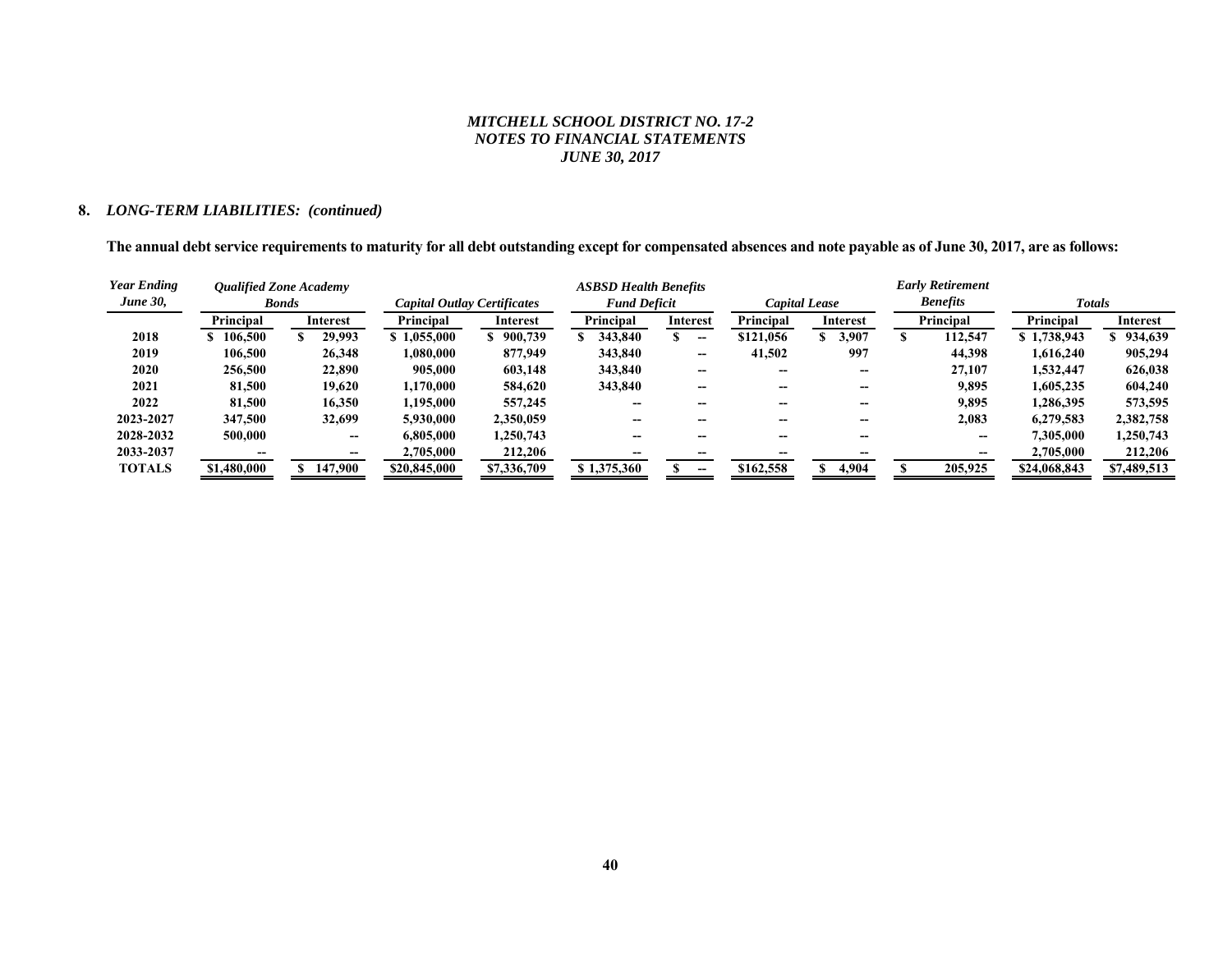### 8. *LONG-TERM LIABILITIES: (continued)*

**The annual debt service requirements to maturity for all debt outstanding except for compensated absences and note payable as of June 30, 2017, are as follows:**

| *Year Ending June 30,* | *Qualified Zone Academy Bonds* | | *Capital Outlay Certificates* | | *ASBSD Health Benefits Fund Deficit* | | *Capital Lease* | | *Early Retirement Benefits* | *Totals* | |
|---|---|---|---|---|---|---|---|---|---|---|---|
| | **Principal** | **Interest** | **Principal** | **Interest** | **Principal** | **Interest** | **Principal** | **Interest** | **Principal** | **Principal** | **Interest** |
| **2018** | **$ 106,500** | **$ 29,993** | **$ 1,055,000** | **$ 900,739** | **$ 343,840** | **$ --** | **$121,056** | **$ 3,907** | **$ 112,547** | **$ 1,738,943** | **$ 934,639** |
| **2019** | **106,500** | **26,348** | **1,080,000** | **877,949** | **343,840** | **--** | **41,502** | **997** | **44,398** | **1,616,240** | **905,294** |
| **2020** | **256,500** | **22,890** | **905,000** | **603,148** | **343,840** | **--** | **--** | **--** | **27,107** | **1,532,447** | **626,038** |
| **2021** | **81,500** | **19,620** | **1,170,000** | **584,620** | **343,840** | **--** | **--** | **--** | **9,895** | **1,605,235** | **604,240** |
| **2022** | **81,500** | **16,350** | **1,195,000** | **557,245** | **--** | **--** | **--** | **--** | **9,895** | **1,286,395** | **573,595** |
| **2023-2027** | **347,500** | **32,699** | **5,930,000** | **2,350,059** | **--** | **--** | **--** | **--** | **2,083** | **6,279,583** | **2,382,758** |
| **2028-2032** | **500,000** | **--** | **6,805,000** | **1,250,743** | **--** | **--** | **--** | **--** | **--** | **7,305,000** | **1,250,743** |
| **2033-2037** | **--** | **--** | **2,705,000** | **212,206** | **--** | **--** | **--** | **--** | **--** | **2,705,000** | **212,206** |
| **TOTALS** | **$1,480,000** | **$ 147,900** | **$20,845,000** | **$7,336,709** | **$ 1,375,360** | **$ --** | **$162,558** | **$ 4,904** | **$ 205,925** | **$24,068,843** | **$7,489,513** |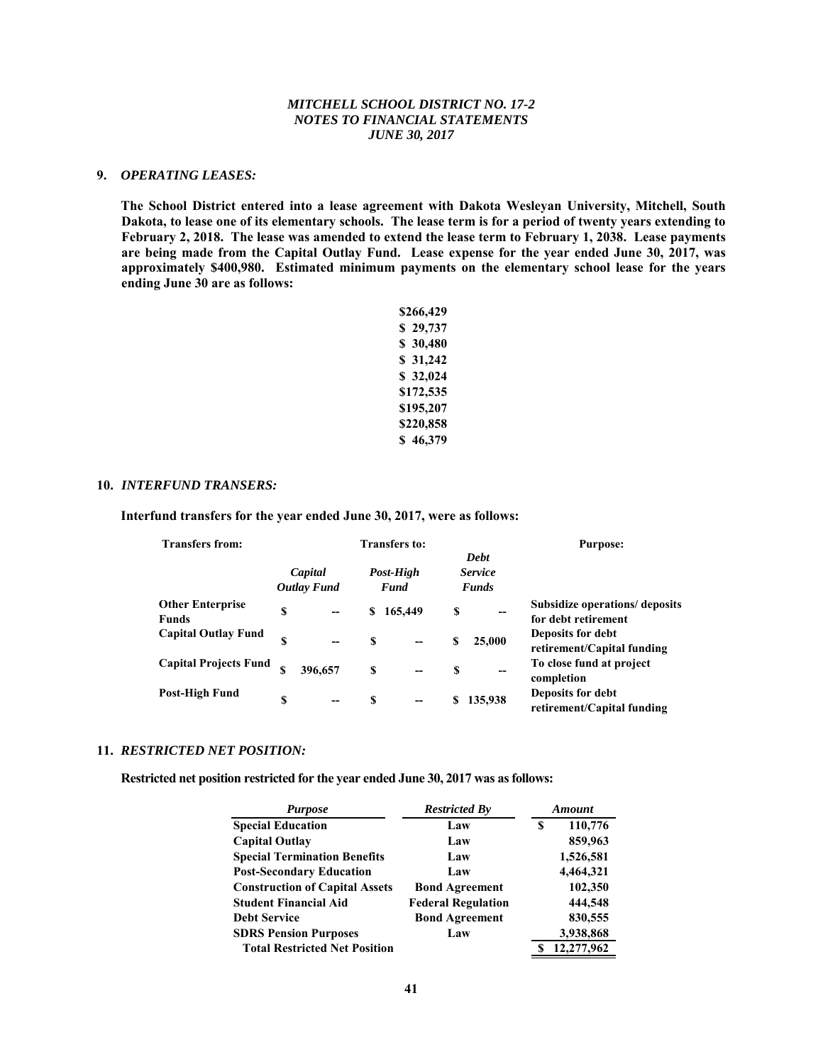## 9. *OPERATING LEASES:*

**The School District entered into a lease agreement with Dakota Wesleyan University, Mitchell, South Dakota, to lease one of its elementary schools. The lease term is for a period of twenty years extending to February 2, 2018. The lease was amended to extend the lease term to February 1, 2038. Lease payments are being made from the Capital Outlay Fund. Lease expense for the year ended June 30, 2017, was approximately $400,980. Estimated minimum payments on the elementary school lease for the years ending June 30 are as follows:**

**$266,429**
**$ 29,737**
**$ 30,480**
**$ 31,242**
**$ 32,024**
**$172,535**
**$195,207**
**$220,858**
**$ 46,379**

## 10. *INTERFUND TRANSERS:*

**Interfund transfers for the year ended June 30, 2017, were as follows:**

| Transfers from: | Transfers to: | | | Purpose: |
|---|---|---|---|---|
| | *Capital Outlay Fund* | *Post-High Fund* | *Debt Service Funds* | |
| **Other Enterprise Funds** | $ -- | $ 165,449 | $ -- | Subsidize operations/ deposits for debt retirement |
| **Capital Outlay Fund** | $ -- | $ -- | $ 25,000 | Deposits for debt retirement/Capital funding |
| **Capital Projects Fund** | $ 396,657 | $ -- | $ -- | To close fund at project completion |
| **Post-High Fund** | $ -- | $ -- | $ 135,938 | Deposits for debt retirement/Capital funding |

## 11. *RESTRICTED NET POSITION:*

**Restricted net position restricted for the year ended June 30, 2017 was as follows:**

| *Purpose* | *Restricted By* | *Amount* |
|---|---|---|
| **Special Education** | Law | $ 110,776 |
| **Capital Outlay** | Law | 859,963 |
| **Special Termination Benefits** | Law | 1,526,581 |
| **Post-Secondary Education** | Law | 4,464,321 |
| **Construction of Capital Assets** | Bond Agreement | 102,350 |
| **Student Financial Aid** | Federal Regulation | 444,548 |
| **Debt Service** | Bond Agreement | 830,555 |
| **SDRS Pension Purposes** | Law | 3,938,868 |
| **Total Restricted Net Position** | | $ 12,277,962 |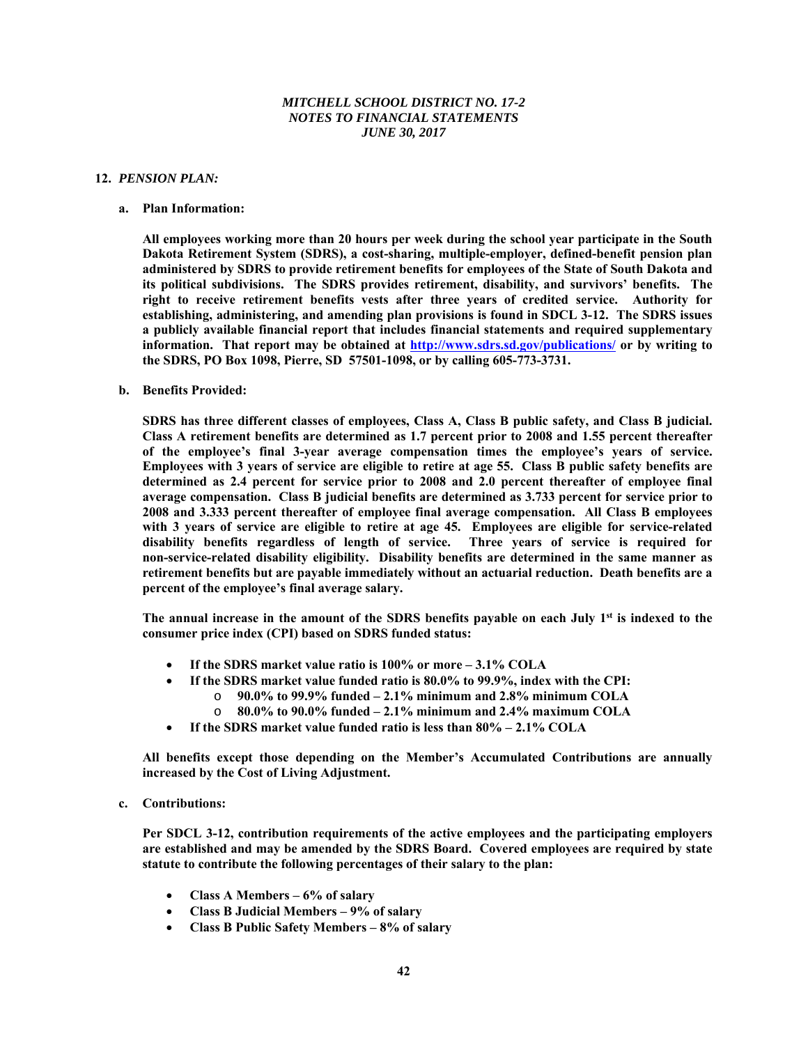## 12. *PENSION PLAN:*

### a. Plan Information:

**All employees working more than 20 hours per week during the school year participate in the South Dakota Retirement System (SDRS), a cost-sharing, multiple-employer, defined-benefit pension plan administered by SDRS to provide retirement benefits for employees of the State of South Dakota and its political subdivisions. The SDRS provides retirement, disability, and survivors' benefits. The right to receive retirement benefits vests after three years of credited service. Authority for establishing, administering, and amending plan provisions is found in SDCL 3-12. The SDRS issues a publicly available financial report that includes financial statements and required supplementary information. That report may be obtained at [http://www.sdrs.sd.gov/publications/](http://www.sdrs.sd.gov/publications/) or by writing to the SDRS, PO Box 1098, Pierre, SD 57501-1098, or by calling 605-773-3731.**

### b. Benefits Provided:

**SDRS has three different classes of employees, Class A, Class B public safety, and Class B judicial. Class A retirement benefits are determined as 1.7 percent prior to 2008 and 1.55 percent thereafter of the employee's final 3-year average compensation times the employee's years of service. Employees with 3 years of service are eligible to retire at age 55. Class B public safety benefits are determined as 2.4 percent for service prior to 2008 and 2.0 percent thereafter of employee final average compensation. Class B judicial benefits are determined as 3.733 percent for service prior to 2008 and 3.333 percent thereafter of employee final average compensation. All Class B employees with 3 years of service are eligible to retire at age 45. Employees are eligible for service-related disability benefits regardless of length of service. Three years of service is required for non-service-related disability eligibility. Disability benefits are determined in the same manner as retirement benefits but are payable immediately without an actuarial reduction. Death benefits are a percent of the employee's final average salary.**

**The annual increase in the amount of the SDRS benefits payable on each July 1st is indexed to the consumer price index (CPI) based on SDRS funded status:**

- **If the SDRS market value ratio is 100% or more – 3.1% COLA**
- **If the SDRS market value funded ratio is 80.0% to 99.9%, index with the CPI:**
  - **90.0% to 99.9% funded – 2.1% minimum and 2.8% minimum COLA**
  - **80.0% to 90.0% funded – 2.1% minimum and 2.4% maximum COLA**
- **If the SDRS market value funded ratio is less than 80% – 2.1% COLA**

**All benefits except those depending on the Member's Accumulated Contributions are annually increased by the Cost of Living Adjustment.**

### c. Contributions:

**Per SDCL 3-12, contribution requirements of the active employees and the participating employers are established and may be amended by the SDRS Board. Covered employees are required by state statute to contribute the following percentages of their salary to the plan:**

- **Class A Members – 6% of salary**
- **Class B Judicial Members – 9% of salary**
- **Class B Public Safety Members – 8% of salary**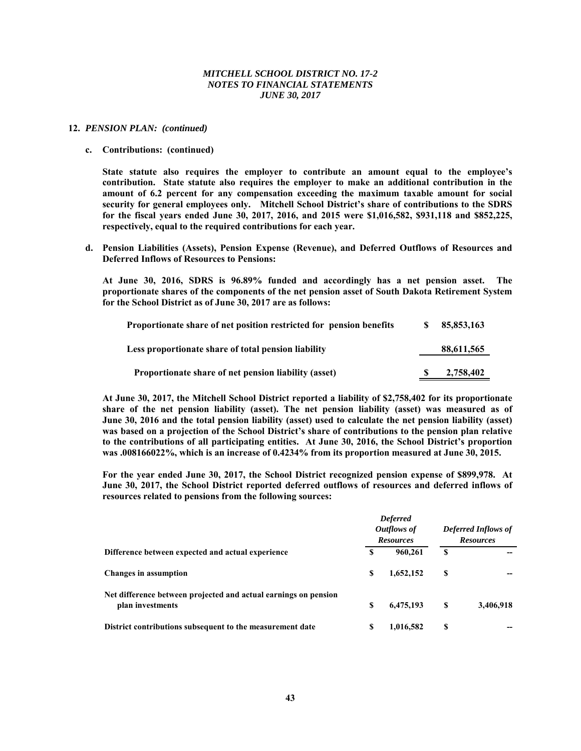## 12. *PENSION PLAN: (continued)*

### c. Contributions: (continued)

**State statute also requires the employer to contribute an amount equal to the employee's contribution. State statute also requires the employer to make an additional contribution in the amount of 6.2 percent for any compensation exceeding the maximum taxable amount for social security for general employees only. Mitchell School District's share of contributions to the SDRS for the fiscal years ended June 30, 2017, 2016, and 2015 were $1,016,582, $931,118 and $852,225, respectively, equal to the required contributions for each year.**

### d. Pension Liabilities (Assets), Pension Expense (Revenue), and Deferred Outflows of Resources and Deferred Inflows of Resources to Pensions:

**At June 30, 2016, SDRS is 96.89% funded and accordingly has a net pension asset. The proportionate shares of the components of the net pension asset of South Dakota Retirement System for the School District as of June 30, 2017 are as follows:**

| | | |
|---|---|---|
| **Proportionate share of net position restricted for pension benefits** | **$** | **85,853,163** |
| **Less proportionate share of total pension liability** | | **88,611,565** |
| **Proportionate share of net pension liability (asset)** | **$** | **2,758,402** |

**At June 30, 2017, the Mitchell School District reported a liability of $2,758,402 for its proportionate share of the net pension liability (asset). The net pension liability (asset) was measured as of June 30, 2016 and the total pension liability (asset) used to calculate the net pension liability (asset) was based on a projection of the School District's share of contributions to the pension plan relative to the contributions of all participating entities. At June 30, 2016, the School District's proportion was .008166022%, which is an increase of 0.4234% from its proportion measured at June 30, 2015.**

**For the year ended June 30, 2017, the School District recognized pension expense of $899,978. At June 30, 2017, the School District reported deferred outflows of resources and deferred inflows of resources related to pensions from the following sources:**

| | *Deferred Outflows of Resources* | | *Deferred Inflows of Resources* | |
|---|---|---|---|---|
| **Difference between expected and actual experience** | **$** | **960,261** | **$** | **--** |
| **Changes in assumption** | **$** | **1,652,152** | **$** | **--** |
| **Net difference between projected and actual earnings on pension plan investments** | **$** | **6,475,193** | **$** | **3,406,918** |
| **District contributions subsequent to the measurement date** | **$** | **1,016,582** | **$** | **--** |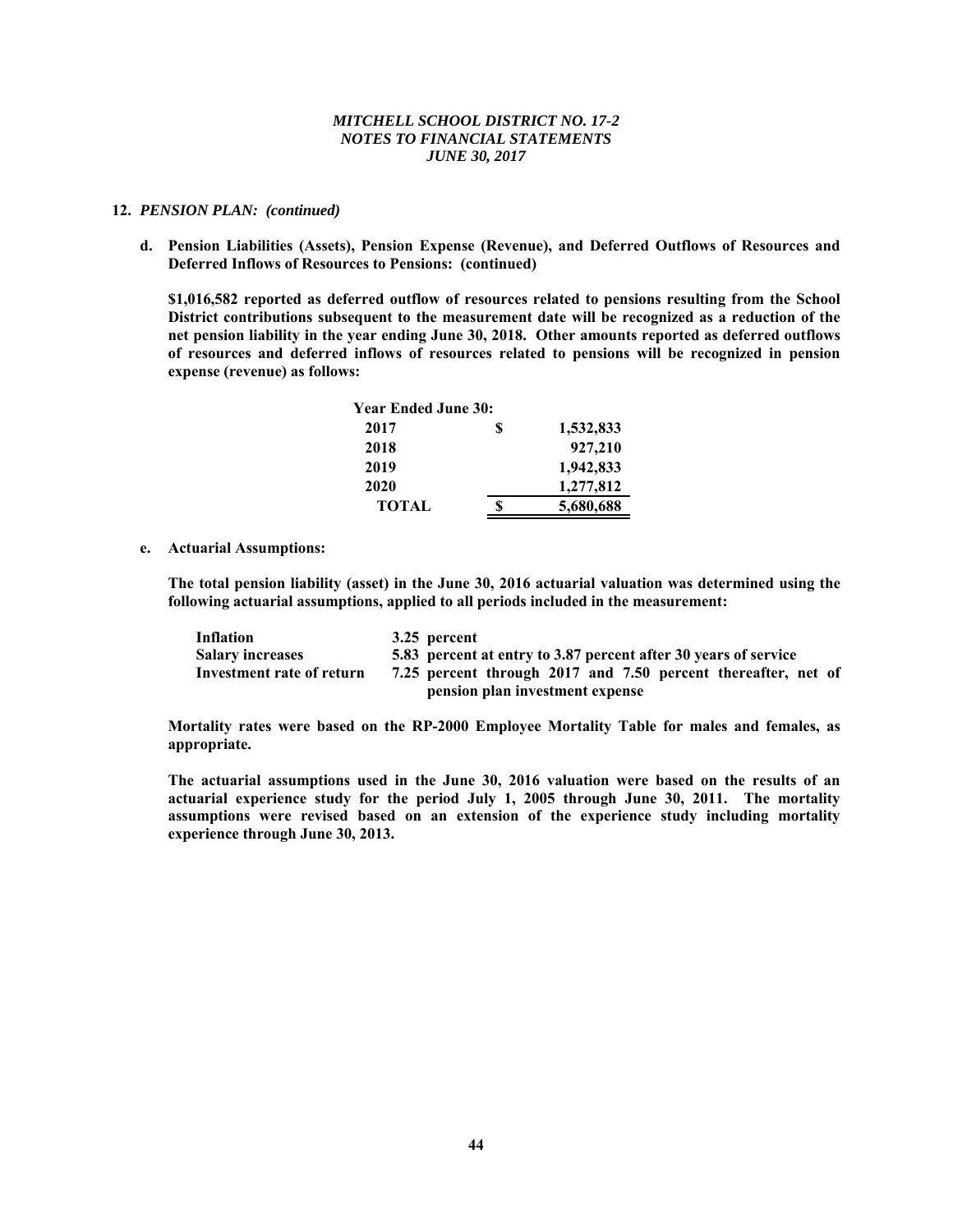## 12. *PENSION PLAN: (continued)*

**d. Pension Liabilities (Assets), Pension Expense (Revenue), and Deferred Outflows of Resources and Deferred Inflows of Resources to Pensions: (continued)**

**$1,016,582 reported as deferred outflow of resources related to pensions resulting from the School District contributions subsequent to the measurement date will be recognized as a reduction of the net pension liability in the year ending June 30, 2018. Other amounts reported as deferred outflows of resources and deferred inflows of resources related to pensions will be recognized in pension expense (revenue) as follows:**

| Year Ended June 30: | | |
|---|---|---|
| 2017 | $ | 1,532,833 |
| 2018 | | 927,210 |
| 2019 | | 1,942,833 |
| 2020 | | 1,277,812 |
| TOTAL | $ | 5,680,688 |

**e. Actuarial Assumptions:**

**The total pension liability (asset) in the June 30, 2016 actuarial valuation was determined using the following actuarial assumptions, applied to all periods included in the measurement:**

| | |
|---|---|
| **Inflation** | **3.25 percent** |
| **Salary increases** | **5.83 percent at entry to 3.87 percent after 30 years of service** |
| **Investment rate of return** | **7.25 percent through 2017 and 7.50 percent thereafter, net of pension plan investment expense** |

**Mortality rates were based on the RP-2000 Employee Mortality Table for males and females, as appropriate.**

**The actuarial assumptions used in the June 30, 2016 valuation were based on the results of an actuarial experience study for the period July 1, 2005 through June 30, 2011. The mortality assumptions were revised based on an extension of the experience study including mortality experience through June 30, 2013.**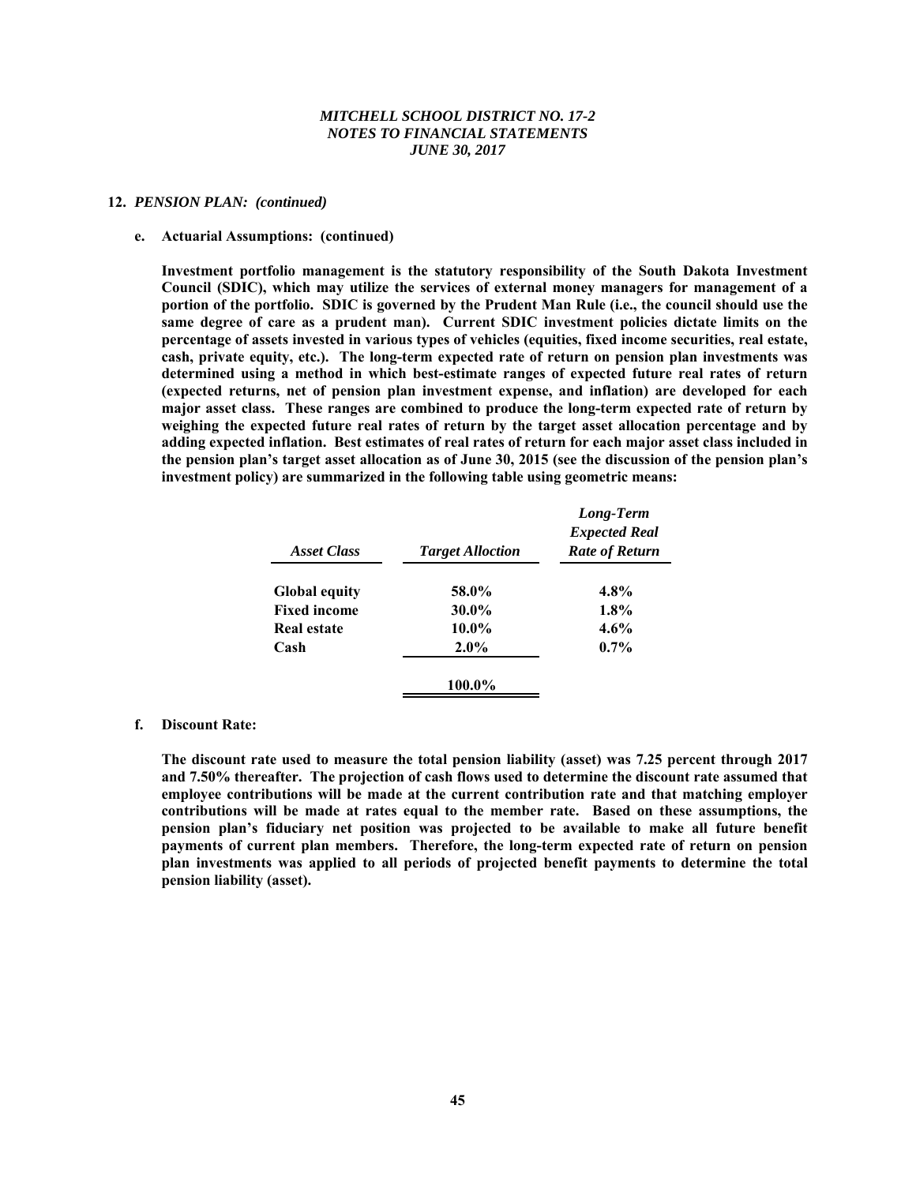## 12. *PENSION PLAN: (continued)*

### e. Actuarial Assumptions: (continued)

**Investment portfolio management is the statutory responsibility of the South Dakota Investment Council (SDIC), which may utilize the services of external money managers for management of a portion of the portfolio. SDIC is governed by the Prudent Man Rule (i.e., the council should use the same degree of care as a prudent man). Current SDIC investment policies dictate limits on the percentage of assets invested in various types of vehicles (equities, fixed income securities, real estate, cash, private equity, etc.). The long-term expected rate of return on pension plan investments was determined using a method in which best-estimate ranges of expected future real rates of return (expected returns, net of pension plan investment expense, and inflation) are developed for each major asset class. These ranges are combined to produce the long-term expected rate of return by weighing the expected future real rates of return by the target asset allocation percentage and by adding expected inflation. Best estimates of real rates of return for each major asset class included in the pension plan's target asset allocation as of June 30, 2015 (see the discussion of the pension plan's investment policy) are summarized in the following table using geometric means:**

| *Asset Class* | *Target Alloction* | *Long-Term Expected Real Rate of Return* |
|---|---|---|
| **Global equity** | **58.0%** | **4.8%** |
| **Fixed income** | **30.0%** | **1.8%** |
| **Real estate** | **10.0%** | **4.6%** |
| **Cash** | **2.0%** | **0.7%** |
| | **100.0%** | |

### f. Discount Rate:

**The discount rate used to measure the total pension liability (asset) was 7.25 percent through 2017 and 7.50% thereafter. The projection of cash flows used to determine the discount rate assumed that employee contributions will be made at the current contribution rate and that matching employer contributions will be made at rates equal to the member rate. Based on these assumptions, the pension plan's fiduciary net position was projected to be available to make all future benefit payments of current plan members. Therefore, the long-term expected rate of return on pension plan investments was applied to all periods of projected benefit payments to determine the total pension liability (asset).**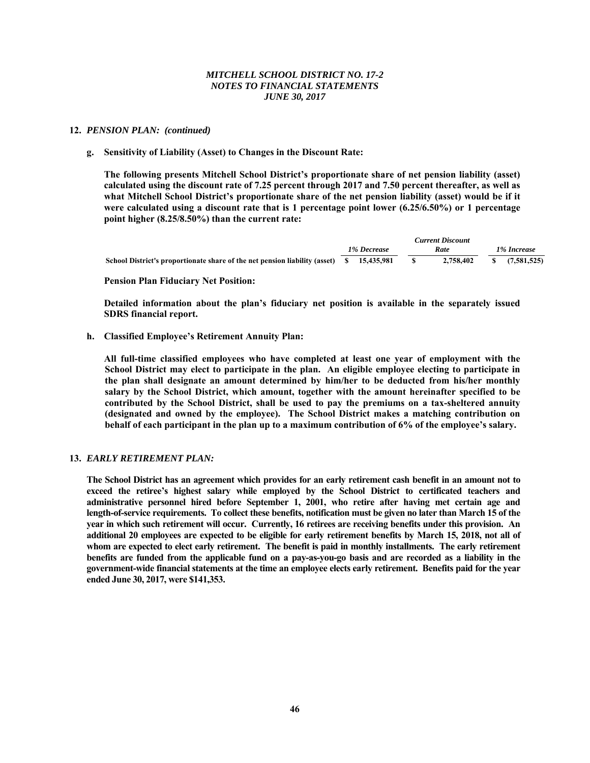## 12. *PENSION PLAN: (continued)*

**g. Sensitivity of Liability (Asset) to Changes in the Discount Rate:**

**The following presents Mitchell School District's proportionate share of net pension liability (asset) calculated using the discount rate of 7.25 percent through 2017 and 7.50 percent thereafter, as well as what Mitchell School District's proportionate share of the net pension liability (asset) would be if it were calculated using a discount rate that is 1 percentage point lower (6.25/6.50%) or 1 percentage point higher (8.25/8.50%) than the current rate:**

| | *1% Decrease* | *Current Discount Rate* | *1% Increase* |
|---|---|---|---|
| **School District's proportionate share of the net pension liability (asset)** | **$ 15,435,981** | **$ 2,758,402** | **$ (7,581,525)** |

**Pension Plan Fiduciary Net Position:**

**Detailed information about the plan's fiduciary net position is available in the separately issued SDRS financial report.**

**h. Classified Employee's Retirement Annuity Plan:**

**All full-time classified employees who have completed at least one year of employment with the School District may elect to participate in the plan. An eligible employee electing to participate in the plan shall designate an amount determined by him/her to be deducted from his/her monthly salary by the School District, which amount, together with the amount hereinafter specified to be contributed by the School District, shall be used to pay the premiums on a tax-sheltered annuity (designated and owned by the employee). The School District makes a matching contribution on behalf of each participant in the plan up to a maximum contribution of 6% of the employee's salary.**

## 13. *EARLY RETIREMENT PLAN:*

**The School District has an agreement which provides for an early retirement cash benefit in an amount not to exceed the retiree's highest salary while employed by the School District to certificated teachers and administrative personnel hired before September 1, 2001, who retire after having met certain age and length-of-service requirements. To collect these benefits, notification must be given no later than March 15 of the year in which such retirement will occur. Currently, 16 retirees are receiving benefits under this provision. An additional 20 employees are expected to be eligible for early retirement benefits by March 15, 2018, not all of whom are expected to elect early retirement. The benefit is paid in monthly installments. The early retirement benefits are funded from the applicable fund on a pay-as-you-go basis and are recorded as a liability in the government-wide financial statements at the time an employee elects early retirement. Benefits paid for the year ended June 30, 2017, were $141,353.**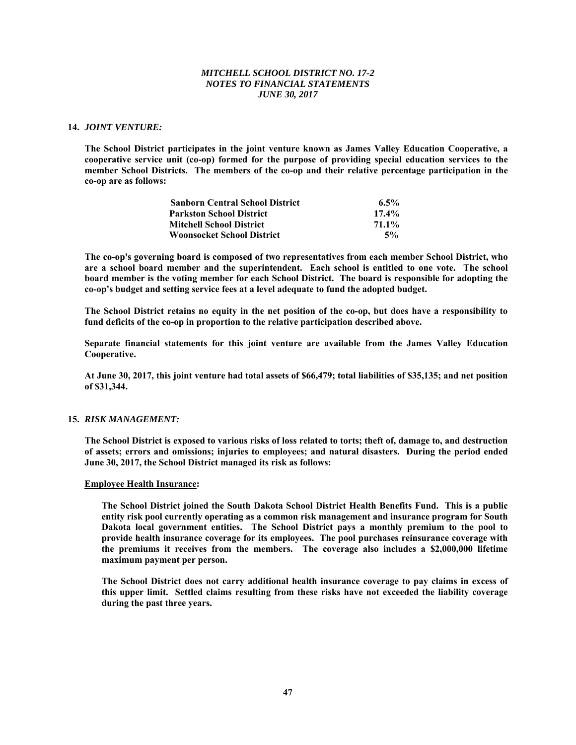*MITCHELL SCHOOL DISTRICT NO. 17-2*
*NOTES TO FINANCIAL STATEMENTS*
*JUNE 30, 2017*

**14.** ***JOINT VENTURE:***

**The School District participates in the joint venture known as James Valley Education Cooperative, a cooperative service unit (co-op) formed for the purpose of providing special education services to the member School Districts. The members of the co-op and their relative percentage participation in the co-op are as follows:**

| | |
|---|---|
| **Sanborn Central School District** | **6.5%** |
| **Parkston School District** | **17.4%** |
| **Mitchell School District** | **71.1%** |
| **Woonsocket School District** | **5%** |

**The co-op's governing board is composed of two representatives from each member School District, who are a school board member and the superintendent. Each school is entitled to one vote. The school board member is the voting member for each School District. The board is responsible for adopting the co-op's budget and setting service fees at a level adequate to fund the adopted budget.**

**The School District retains no equity in the net position of the co-op, but does have a responsibility to fund deficits of the co-op in proportion to the relative participation described above.**

**Separate financial statements for this joint venture are available from the James Valley Education Cooperative.**

**At June 30, 2017, this joint venture had total assets of $66,479; total liabilities of $35,135; and net position of $31,344.**

**15.** ***RISK MANAGEMENT:***

**The School District is exposed to various risks of loss related to torts; theft of, damage to, and destruction of assets; errors and omissions; injuries to employees; and natural disasters. During the period ended June 30, 2017, the School District managed its risk as follows:**

**Employee Health Insurance:**

**The School District joined the South Dakota School District Health Benefits Fund. This is a public entity risk pool currently operating as a common risk management and insurance program for South Dakota local government entities. The School District pays a monthly premium to the pool to provide health insurance coverage for its employees. The pool purchases reinsurance coverage with the premiums it receives from the members. The coverage also includes a $2,000,000 lifetime maximum payment per person.**

**The School District does not carry additional health insurance coverage to pay claims in excess of this upper limit. Settled claims resulting from these risks have not exceeded the liability coverage during the past three years.**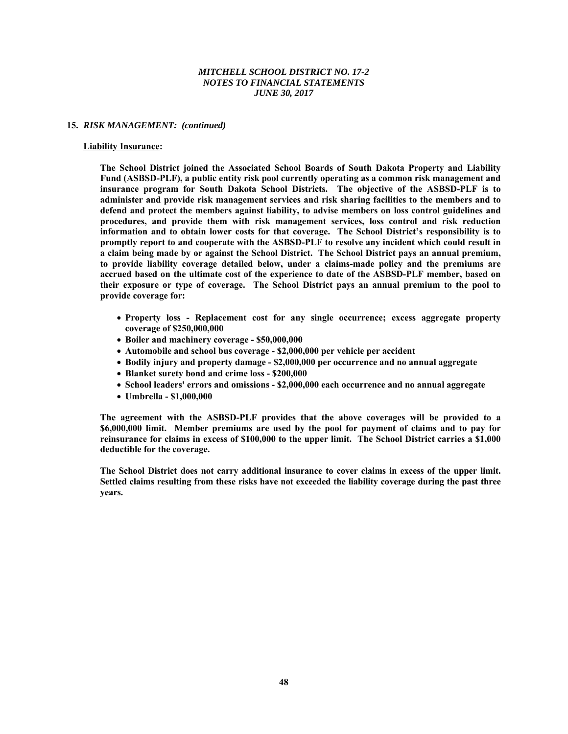## 15. *RISK MANAGEMENT: (continued)*

**Liability Insurance:**

**The School District joined the Associated School Boards of South Dakota Property and Liability Fund (ASBSD-PLF), a public entity risk pool currently operating as a common risk management and insurance program for South Dakota School Districts. The objective of the ASBSD-PLF is to administer and provide risk management services and risk sharing facilities to the members and to defend and protect the members against liability, to advise members on loss control guidelines and procedures, and provide them with risk management services, loss control and risk reduction information and to obtain lower costs for that coverage. The School District's responsibility is to promptly report to and cooperate with the ASBSD-PLF to resolve any incident which could result in a claim being made by or against the School District. The School District pays an annual premium, to provide liability coverage detailed below, under a claims-made policy and the premiums are accrued based on the ultimate cost of the experience to date of the ASBSD-PLF member, based on their exposure or type of coverage. The School District pays an annual premium to the pool to provide coverage for:**

- **Property loss - Replacement cost for any single occurrence; excess aggregate property coverage of $250,000,000**
- **Boiler and machinery coverage - $50,000,000**
- **Automobile and school bus coverage - $2,000,000 per vehicle per accident**
- **Bodily injury and property damage - $2,000,000 per occurrence and no annual aggregate**
- **Blanket surety bond and crime loss - $200,000**
- **School leaders' errors and omissions - $2,000,000 each occurrence and no annual aggregate**
- **Umbrella - $1,000,000**

**The agreement with the ASBSD-PLF provides that the above coverages will be provided to a $6,000,000 limit. Member premiums are used by the pool for payment of claims and to pay for reinsurance for claims in excess of $100,000 to the upper limit. The School District carries a $1,000 deductible for the coverage.**

**The School District does not carry additional insurance to cover claims in excess of the upper limit. Settled claims resulting from these risks have not exceeded the liability coverage during the past three years.**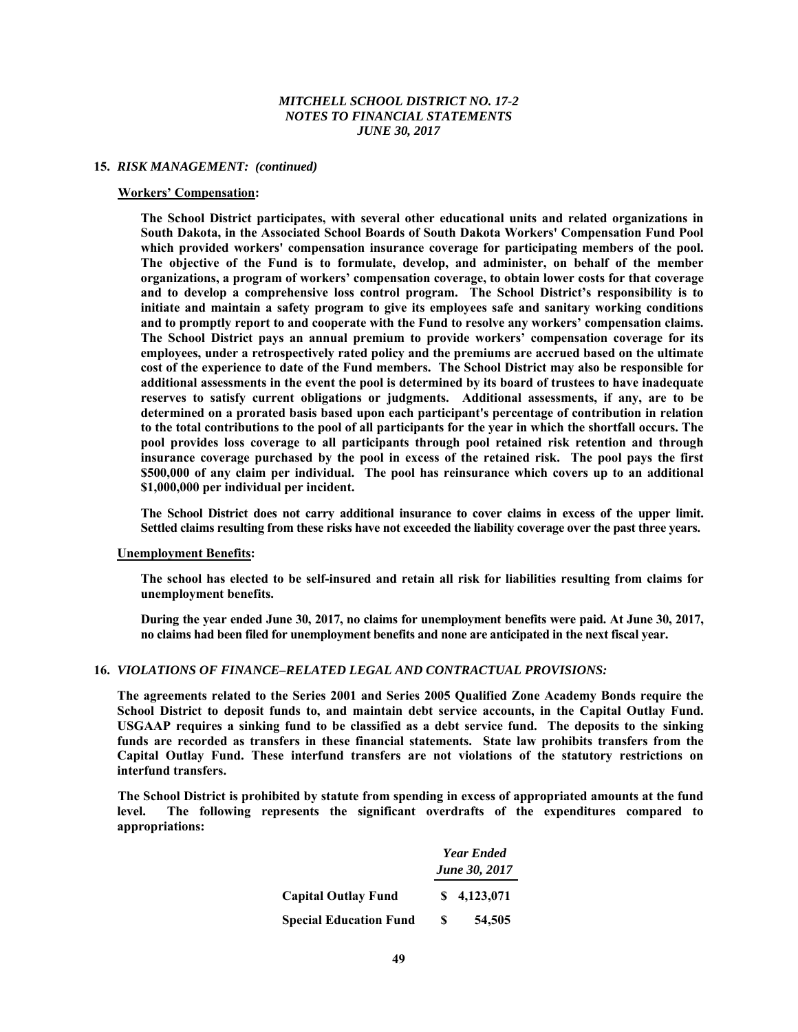**15.** ***RISK MANAGEMENT: (continued)***

**Workers' Compensation:**

**The School District participates, with several other educational units and related organizations in South Dakota, in the Associated School Boards of South Dakota Workers' Compensation Fund Pool which provided workers' compensation insurance coverage for participating members of the pool. The objective of the Fund is to formulate, develop, and administer, on behalf of the member organizations, a program of workers' compensation coverage, to obtain lower costs for that coverage and to develop a comprehensive loss control program. The School District's responsibility is to initiate and maintain a safety program to give its employees safe and sanitary working conditions and to promptly report to and cooperate with the Fund to resolve any workers' compensation claims. The School District pays an annual premium to provide workers' compensation coverage for its employees, under a retrospectively rated policy and the premiums are accrued based on the ultimate cost of the experience to date of the Fund members. The School District may also be responsible for additional assessments in the event the pool is determined by its board of trustees to have inadequate reserves to satisfy current obligations or judgments. Additional assessments, if any, are to be determined on a prorated basis based upon each participant's percentage of contribution in relation to the total contributions to the pool of all participants for the year in which the shortfall occurs. The pool provides loss coverage to all participants through pool retained risk retention and through insurance coverage purchased by the pool in excess of the retained risk. The pool pays the first \$500,000 of any claim per individual. The pool has reinsurance which covers up to an additional \$1,000,000 per individual per incident.**

**The School District does not carry additional insurance to cover claims in excess of the upper limit. Settled claims resulting from these risks have not exceeded the liability coverage over the past three years.**

**Unemployment Benefits:**

**The school has elected to be self-insured and retain all risk for liabilities resulting from claims for unemployment benefits.**

**During the year ended June 30, 2017, no claims for unemployment benefits were paid. At June 30, 2017, no claims had been filed for unemployment benefits and none are anticipated in the next fiscal year.**

**16.** ***VIOLATIONS OF FINANCE–RELATED LEGAL AND CONTRACTUAL PROVISIONS:***

**The agreements related to the Series 2001 and Series 2005 Qualified Zone Academy Bonds require the School District to deposit funds to, and maintain debt service accounts, in the Capital Outlay Fund. USGAAP requires a sinking fund to be classified as a debt service fund. The deposits to the sinking funds are recorded as transfers in these financial statements. State law prohibits transfers from the Capital Outlay Fund. These interfund transfers are not violations of the statutory restrictions on interfund transfers.**

**The School District is prohibited by statute from spending in excess of appropriated amounts at the fund level. The following represents the significant overdrafts of the expenditures compared to appropriations:**

| | ***Year Ended June 30, 2017*** |
|---|---|
| **Capital Outlay Fund** | **\$ 4,123,071** |
| **Special Education Fund** | **\$ 54,505** |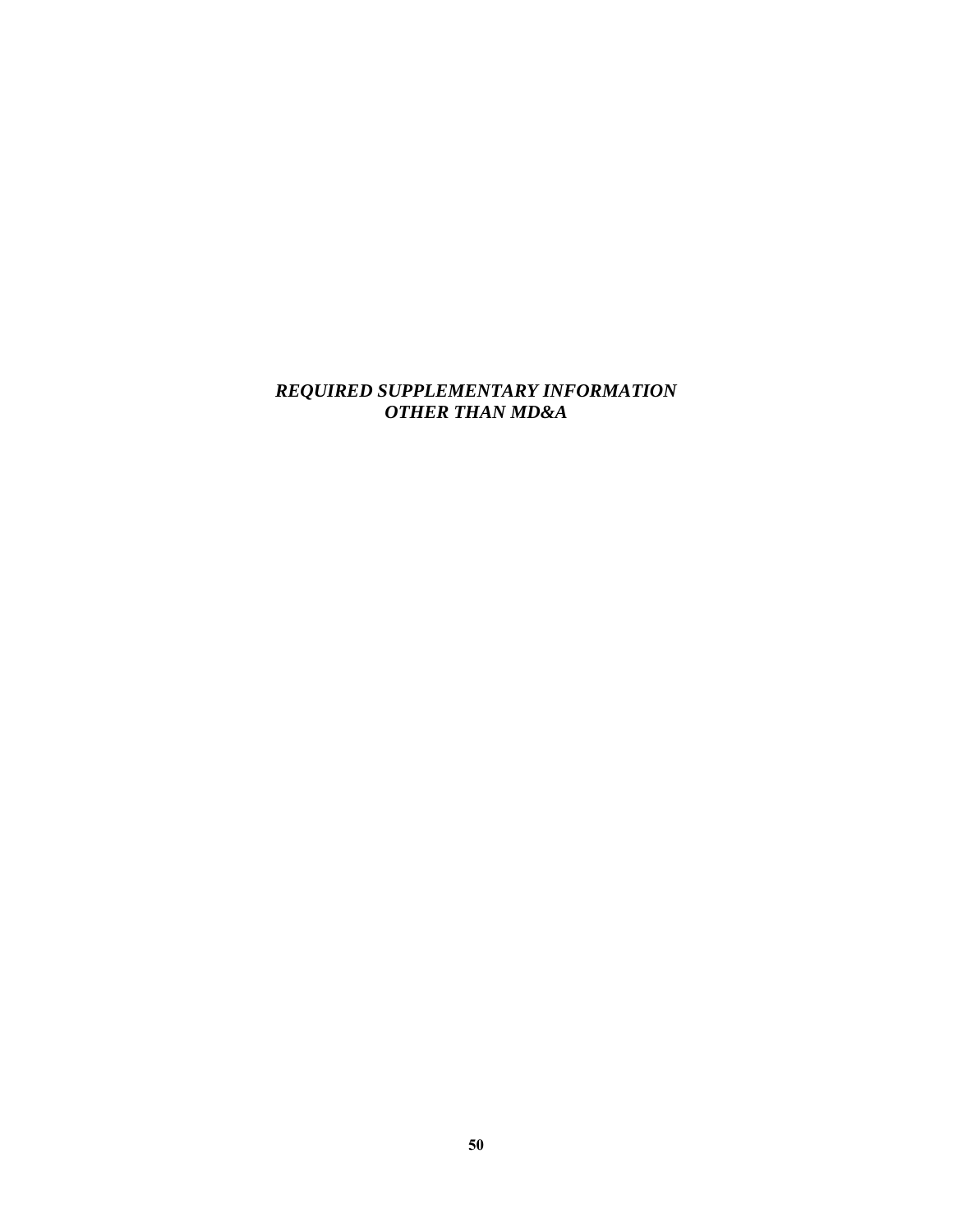***REQUIRED SUPPLEMENTARY INFORMATION***
***OTHER THAN MD&A***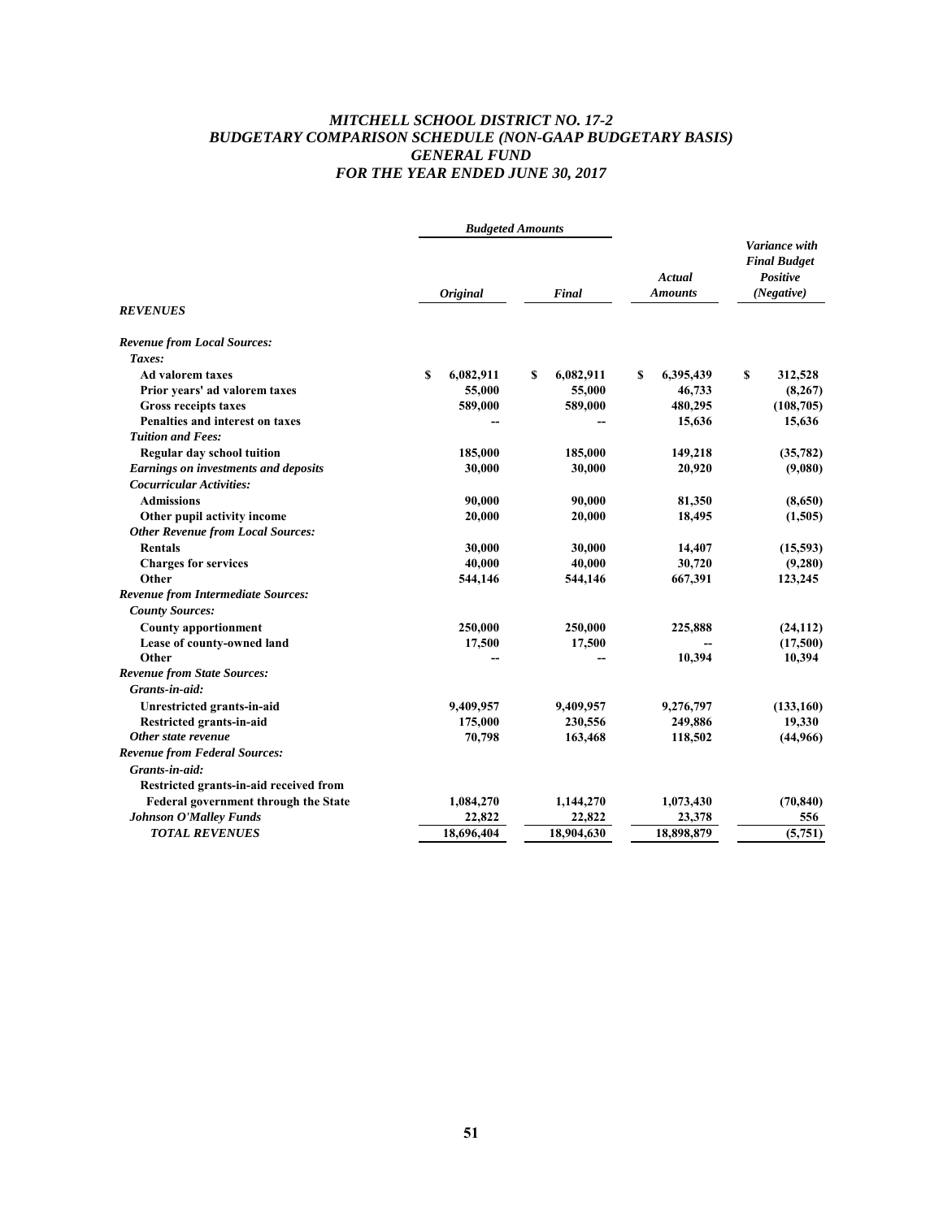# MITCHELL SCHOOL DISTRICT NO. 17-2
## BUDGETARY COMPARISON SCHEDULE (NON-GAAP BUDGETARY BASIS)
## GENERAL FUND
## FOR THE YEAR ENDED JUNE 30, 2017

| | *Budgeted Amounts* | | | |
|---|---|---|---|---|
| | *Original* | *Final* | *Actual Amounts* | *Variance with Final Budget Positive (Negative)* |
| ***REVENUES*** | | | | |
| ***Revenue from Local Sources:*** | | | | |
| ***Taxes:*** | | | | |
| **Ad valorem taxes** | **$ 6,082,911** | **$ 6,082,911** | **$ 6,395,439** | **$ 312,528** |
| **Prior years' ad valorem taxes** | **55,000** | **55,000** | **46,733** | **(8,267)** |
| **Gross receipts taxes** | **589,000** | **589,000** | **480,295** | **(108,705)** |
| **Penalties and interest on taxes** | **--** | **--** | **15,636** | **15,636** |
| ***Tuition and Fees:*** | | | | |
| **Regular day school tuition** | **185,000** | **185,000** | **149,218** | **(35,782)** |
| ***Earnings on investments and deposits*** | **30,000** | **30,000** | **20,920** | **(9,080)** |
| ***Cocurricular Activities:*** | | | | |
| **Admissions** | **90,000** | **90,000** | **81,350** | **(8,650)** |
| **Other pupil activity income** | **20,000** | **20,000** | **18,495** | **(1,505)** |
| ***Other Revenue from Local Sources:*** | | | | |
| **Rentals** | **30,000** | **30,000** | **14,407** | **(15,593)** |
| **Charges for services** | **40,000** | **40,000** | **30,720** | **(9,280)** |
| **Other** | **544,146** | **544,146** | **667,391** | **123,245** |
| ***Revenue from Intermediate Sources:*** | | | | |
| ***County Sources:*** | | | | |
| **County apportionment** | **250,000** | **250,000** | **225,888** | **(24,112)** |
| **Lease of county-owned land** | **17,500** | **17,500** | **--** | **(17,500)** |
| **Other** | **--** | **--** | **10,394** | **10,394** |
| ***Revenue from State Sources:*** | | | | |
| ***Grants-in-aid:*** | | | | |
| **Unrestricted grants-in-aid** | **9,409,957** | **9,409,957** | **9,276,797** | **(133,160)** |
| **Restricted grants-in-aid** | **175,000** | **230,556** | **249,886** | **19,330** |
| ***Other state revenue*** | **70,798** | **163,468** | **118,502** | **(44,966)** |
| ***Revenue from Federal Sources:*** | | | | |
| ***Grants-in-aid:*** | | | | |
| **Restricted grants-in-aid received from Federal government through the State** | **1,084,270** | **1,144,270** | **1,073,430** | **(70,840)** |
| ***Johnson O'Malley Funds*** | **22,822** | **22,822** | **23,378** | **556** |
| ***TOTAL REVENUES*** | **18,696,404** | **18,904,630** | **18,898,879** | **(5,751)** |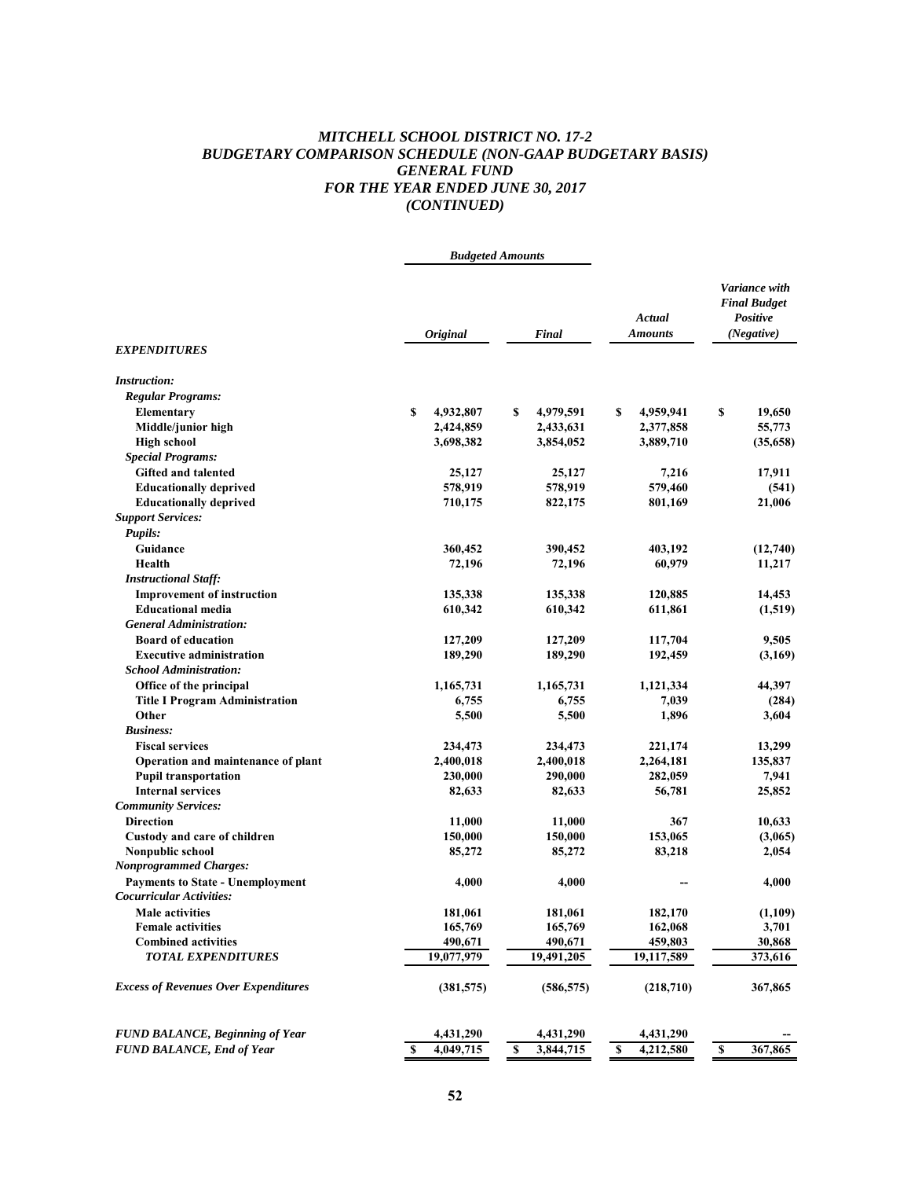# MITCHELL SCHOOL DISTRICT NO. 17-2
## BUDGETARY COMPARISON SCHEDULE (NON-GAAP BUDGETARY BASIS)
## GENERAL FUND
## FOR THE YEAR ENDED JUNE 30, 2017
## (CONTINUED)

| | *Budgeted Amounts* | | | |
|---|---|---|---|---|
| ***EXPENDITURES*** | ***Original*** | ***Final*** | ***Actual Amounts*** | ***Variance with Final Budget Positive (Negative)*** |
| ***Instruction:*** | | | | |
| ***Regular Programs:*** | | | | |
| **Elementary** | **$ 4,932,807** | **$ 4,979,591** | **$ 4,959,941** | **$ 19,650** |
| **Middle/junior high** | **2,424,859** | **2,433,631** | **2,377,858** | **55,773** |
| **High school** | **3,698,382** | **3,854,052** | **3,889,710** | **(35,658)** |
| ***Special Programs:*** | | | | |
| **Gifted and talented** | **25,127** | **25,127** | **7,216** | **17,911** |
| **Educationally deprived** | **578,919** | **578,919** | **579,460** | **(541)** |
| **Educationally deprived** | **710,175** | **822,175** | **801,169** | **21,006** |
| ***Support Services:*** | | | | |
| ***Pupils:*** | | | | |
| **Guidance** | **360,452** | **390,452** | **403,192** | **(12,740)** |
| **Health** | **72,196** | **72,196** | **60,979** | **11,217** |
| ***Instructional Staff:*** | | | | |
| **Improvement of instruction** | **135,338** | **135,338** | **120,885** | **14,453** |
| **Educational media** | **610,342** | **610,342** | **611,861** | **(1,519)** |
| ***General Administration:*** | | | | |
| **Board of education** | **127,209** | **127,209** | **117,704** | **9,505** |
| **Executive administration** | **189,290** | **189,290** | **192,459** | **(3,169)** |
| ***School Administration:*** | | | | |
| **Office of the principal** | **1,165,731** | **1,165,731** | **1,121,334** | **44,397** |
| **Title I Program Administration** | **6,755** | **6,755** | **7,039** | **(284)** |
| **Other** | **5,500** | **5,500** | **1,896** | **3,604** |
| ***Business:*** | | | | |
| **Fiscal services** | **234,473** | **234,473** | **221,174** | **13,299** |
| **Operation and maintenance of plant** | **2,400,018** | **2,400,018** | **2,264,181** | **135,837** |
| **Pupil transportation** | **230,000** | **290,000** | **282,059** | **7,941** |
| **Internal services** | **82,633** | **82,633** | **56,781** | **25,852** |
| ***Community Services:*** | | | | |
| **Direction** | **11,000** | **11,000** | **367** | **10,633** |
| **Custody and care of children** | **150,000** | **150,000** | **153,065** | **(3,065)** |
| **Nonpublic school** | **85,272** | **85,272** | **83,218** | **2,054** |
| ***Nonprogrammed Charges:*** | | | | |
| **Payments to State - Unemployment** | **4,000** | **4,000** | **--** | **4,000** |
| ***Cocurricular Activities:*** | | | | |
| **Male activities** | **181,061** | **181,061** | **182,170** | **(1,109)** |
| **Female activities** | **165,769** | **165,769** | **162,068** | **3,701** |
| **Combined activities** | **490,671** | **490,671** | **459,803** | **30,868** |
| ***TOTAL EXPENDITURES*** | **19,077,979** | **19,491,205** | **19,117,589** | **373,616** |
| ***Excess of Revenues Over Expenditures*** | **(381,575)** | **(586,575)** | **(218,710)** | **367,865** |
| ***FUND BALANCE, Beginning of Year*** | **4,431,290** | **4,431,290** | **4,431,290** | **--** |
| ***FUND BALANCE, End of Year*** | **$ 4,049,715** | **$ 3,844,715** | **$ 4,212,580** | **$ 367,865** |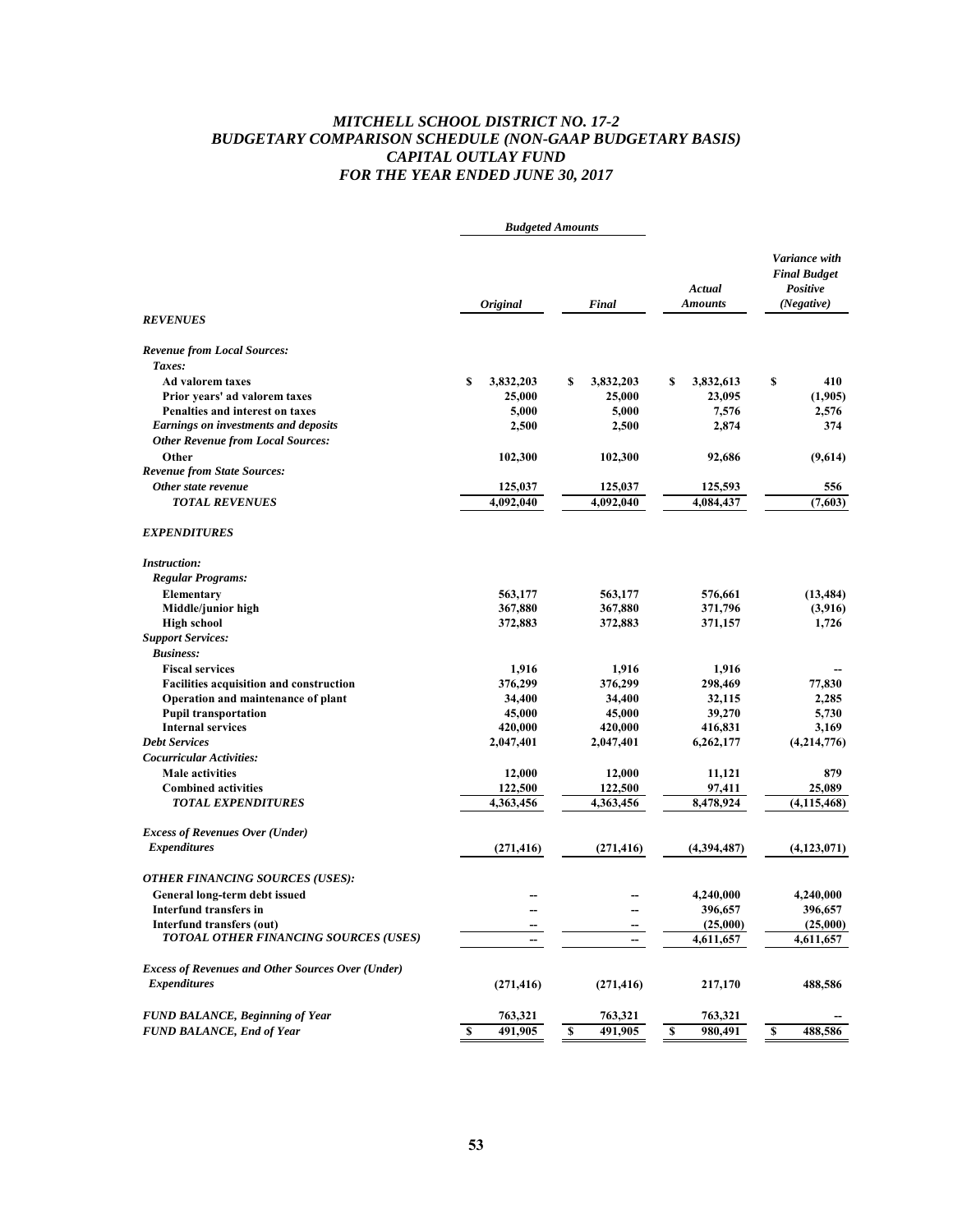# MITCHELL SCHOOL DISTRICT NO. 17-2
## BUDGETARY COMPARISON SCHEDULE (NON-GAAP BUDGETARY BASIS)
## CAPITAL OUTLAY FUND
## FOR THE YEAR ENDED JUNE 30, 2017

| | *Budgeted Amounts* | | | |
|---|---|---|---|---|
| | *Original* | *Final* | *Actual Amounts* | *Variance with Final Budget Positive (Negative)* |
| ***REVENUES*** | | | | |
| ***Revenue from Local Sources:*** | | | | |
| ***Taxes:*** | | | | |
| **Ad valorem taxes** | $ 3,832,203 | $ 3,832,203 | $ 3,832,613 | $ 410 |
| **Prior years' ad valorem taxes** | 25,000 | 25,000 | 23,095 | (1,905) |
| **Penalties and interest on taxes** | 5,000 | 5,000 | 7,576 | 2,576 |
| ***Earnings on investments and deposits*** | 2,500 | 2,500 | 2,874 | 374 |
| ***Other Revenue from Local Sources:*** | | | | |
| **Other** | 102,300 | 102,300 | 92,686 | (9,614) |
| ***Revenue from State Sources:*** | | | | |
| ***Other state revenue*** | 125,037 | 125,037 | 125,593 | 556 |
| ***TOTAL REVENUES*** | 4,092,040 | 4,092,040 | 4,084,437 | (7,603) |
| ***EXPENDITURES*** | | | | |
| ***Instruction:*** | | | | |
| ***Regular Programs:*** | | | | |
| **Elementary** | 563,177 | 563,177 | 576,661 | (13,484) |
| **Middle/junior high** | 367,880 | 367,880 | 371,796 | (3,916) |
| **High school** | 372,883 | 372,883 | 371,157 | 1,726 |
| ***Support Services:*** | | | | |
| ***Business:*** | | | | |
| **Fiscal services** | 1,916 | 1,916 | 1,916 | -- |
| **Facilities acquisition and construction** | 376,299 | 376,299 | 298,469 | 77,830 |
| **Operation and maintenance of plant** | 34,400 | 34,400 | 32,115 | 2,285 |
| **Pupil transportation** | 45,000 | 45,000 | 39,270 | 5,730 |
| **Internal services** | 420,000 | 420,000 | 416,831 | 3,169 |
| ***Debt Services*** | 2,047,401 | 2,047,401 | 6,262,177 | (4,214,776) |
| ***Cocurricular Activities:*** | | | | |
| **Male activities** | 12,000 | 12,000 | 11,121 | 879 |
| **Combined activities** | 122,500 | 122,500 | 97,411 | 25,089 |
| ***TOTAL EXPENDITURES*** | 4,363,456 | 4,363,456 | 8,478,924 | (4,115,468) |
| ***Excess of Revenues Over (Under) Expenditures*** | (271,416) | (271,416) | (4,394,487) | (4,123,071) |
| ***OTHER FINANCING SOURCES (USES):*** | | | | |
| **General long-term debt issued** | -- | -- | 4,240,000 | 4,240,000 |
| **Interfund transfers in** | -- | -- | 396,657 | 396,657 |
| **Interfund transfers (out)** | -- | -- | (25,000) | (25,000) |
| ***TOTOAL OTHER FINANCING SOURCES (USES)*** | -- | -- | 4,611,657 | 4,611,657 |
| ***Excess of Revenues and Other Sources Over (Under) Expenditures*** | (271,416) | (271,416) | 217,170 | 488,586 |
| ***FUND BALANCE, Beginning of Year*** | 763,321 | 763,321 | 763,321 | -- |
| ***FUND BALANCE, End of Year*** | $ 491,905 | $ 491,905 | $ 980,491 | $ 488,586 |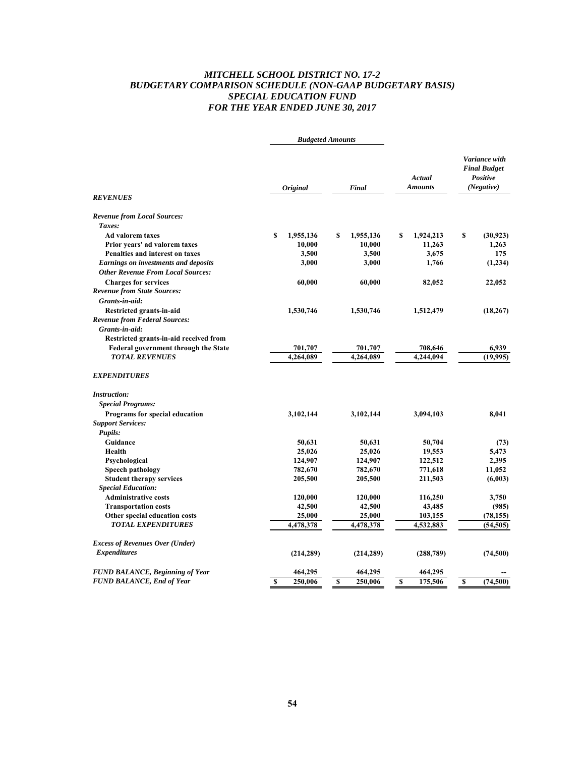# *MITCHELL SCHOOL DISTRICT NO. 17-2*
## *BUDGETARY COMPARISON SCHEDULE (NON-GAAP BUDGETARY BASIS)*
## *SPECIAL EDUCATION FUND*
## *FOR THE YEAR ENDED JUNE 30, 2017*

| | *Budgeted Amounts* | | | |
|---|---|---|---|---|
| | ***Original*** | ***Final*** | ***Actual Amounts*** | ***Variance with Final Budget Positive (Negative)*** |
| ***REVENUES*** | | | | |
| ***Revenue from Local Sources:*** | | | | |
| ***Taxes:*** | | | | |
| **Ad valorem taxes** | **$ 1,955,136** | **$ 1,955,136** | **$ 1,924,213** | **$ (30,923)** |
| **Prior years' ad valorem taxes** | **10,000** | **10,000** | **11,263** | **1,263** |
| **Penalties and interest on taxes** | **3,500** | **3,500** | **3,675** | **175** |
| ***Earnings on investments and deposits*** | **3,000** | **3,000** | **1,766** | **(1,234)** |
| ***Other Revenue From Local Sources:*** | | | | |
| **Charges for services** | **60,000** | **60,000** | **82,052** | **22,052** |
| ***Revenue from State Sources:*** | | | | |
| ***Grants-in-aid:*** | | | | |
| **Restricted grants-in-aid** | **1,530,746** | **1,530,746** | **1,512,479** | **(18,267)** |
| ***Revenue from Federal Sources:*** | | | | |
| ***Grants-in-aid:*** | | | | |
| **Restricted grants-in-aid received from Federal government through the State** | **701,707** | **701,707** | **708,646** | **6,939** |
| ***TOTAL REVENUES*** | **4,264,089** | **4,264,089** | **4,244,094** | **(19,995)** |
| ***EXPENDITURES*** | | | | |
| ***Instruction:*** | | | | |
| ***Special Programs:*** | | | | |
| **Programs for special education** | **3,102,144** | **3,102,144** | **3,094,103** | **8,041** |
| ***Support Services:*** | | | | |
| ***Pupils:*** | | | | |
| **Guidance** | **50,631** | **50,631** | **50,704** | **(73)** |
| **Health** | **25,026** | **25,026** | **19,553** | **5,473** |
| **Psychological** | **124,907** | **124,907** | **122,512** | **2,395** |
| **Speech pathology** | **782,670** | **782,670** | **771,618** | **11,052** |
| **Student therapy services** | **205,500** | **205,500** | **211,503** | **(6,003)** |
| ***Special Education:*** | | | | |
| **Administrative costs** | **120,000** | **120,000** | **116,250** | **3,750** |
| **Transportation costs** | **42,500** | **42,500** | **43,485** | **(985)** |
| **Other special education costs** | **25,000** | **25,000** | **103,155** | **(78,155)** |
| ***TOTAL EXPENDITURES*** | **4,478,378** | **4,478,378** | **4,532,883** | **(54,505)** |
| ***Excess of Revenues Over (Under) Expenditures*** | **(214,289)** | **(214,289)** | **(288,789)** | **(74,500)** |
| ***FUND BALANCE, Beginning of Year*** | **464,295** | **464,295** | **464,295** | **--** |
| ***FUND BALANCE, End of Year*** | **$ 250,006** | **$ 250,006** | **$ 175,506** | **$ (74,500)** |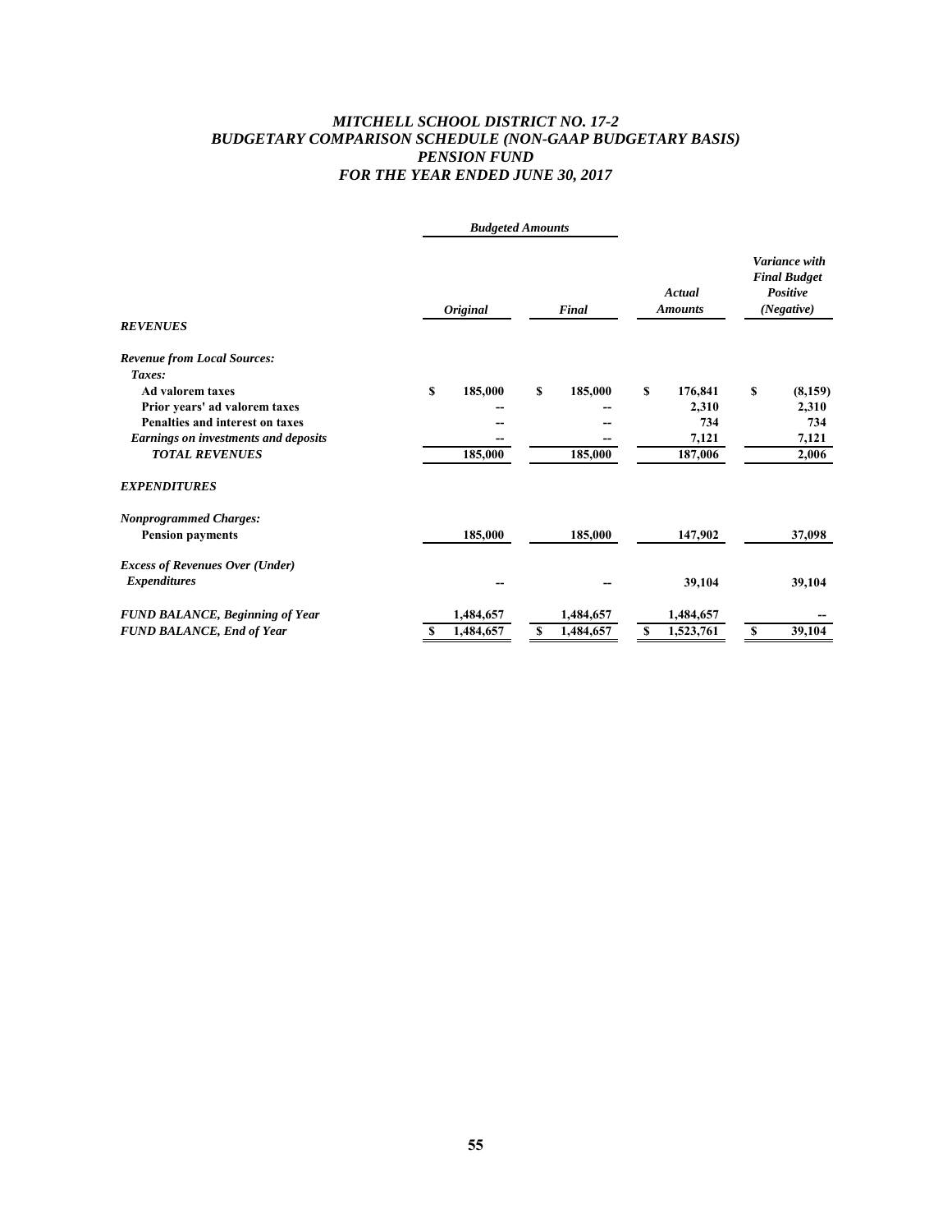# *MITCHELL SCHOOL DISTRICT NO. 17-2*
## *BUDGETARY COMPARISON SCHEDULE (NON-GAAP BUDGETARY BASIS)*
## *PENSION FUND*
## *FOR THE YEAR ENDED JUNE 30, 2017*

| | *Budgeted Amounts* | | | |
|---|---|---|---|---|
| | *Original* | *Final* | *Actual Amounts* | *Variance with Final Budget Positive (Negative)* |
| ***REVENUES*** | | | | |
| ***Revenue from Local Sources:*** | | | | |
| ***Taxes:*** | | | | |
| **Ad valorem taxes** | **$ 185,000** | **$ 185,000** | **$ 176,841** | **$ (8,159)** |
| **Prior years' ad valorem taxes** | **--** | **--** | **2,310** | **2,310** |
| **Penalties and interest on taxes** | **--** | **--** | **734** | **734** |
| ***Earnings on investments and deposits*** | **--** | **--** | **7,121** | **7,121** |
| ***TOTAL REVENUES*** | **185,000** | **185,000** | **187,006** | **2,006** |
| ***EXPENDITURES*** | | | | |
| ***Nonprogrammed Charges:*** | | | | |
| **Pension payments** | **185,000** | **185,000** | **147,902** | **37,098** |
| ***Excess of Revenues Over (Under) Expenditures*** | **--** | **--** | **39,104** | **39,104** |
| ***FUND BALANCE, Beginning of Year*** | **1,484,657** | **1,484,657** | **1,484,657** | **--** |
| ***FUND BALANCE, End of Year*** | **$ 1,484,657** | **$ 1,484,657** | **$ 1,523,761** | **$ 39,104** |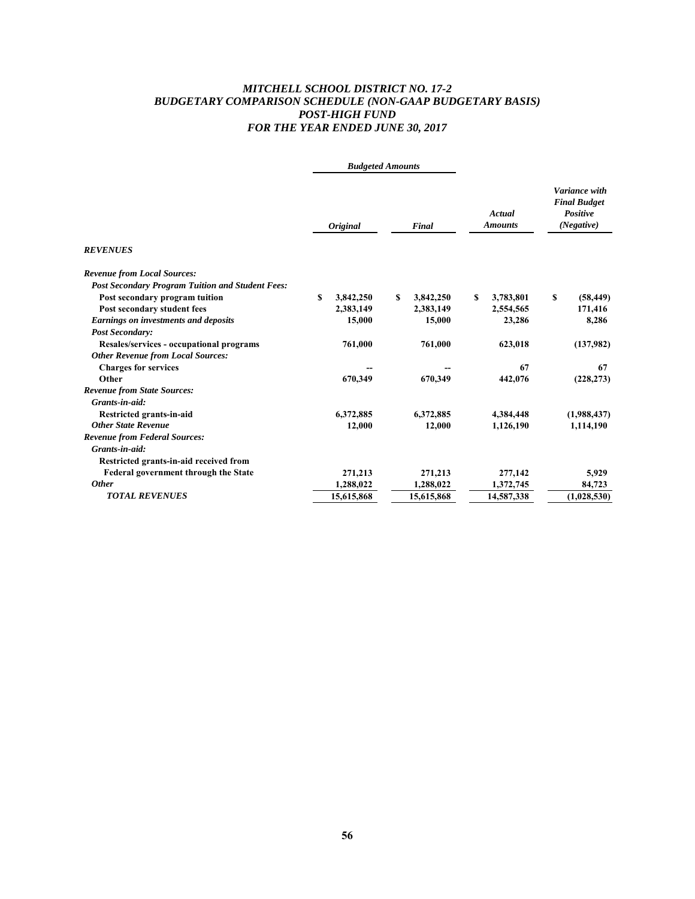# *MITCHELL SCHOOL DISTRICT NO. 17-2*
## *BUDGETARY COMPARISON SCHEDULE (NON-GAAP BUDGETARY BASIS)*
## *POST-HIGH FUND*
## *FOR THE YEAR ENDED JUNE 30, 2017*

| | *Budgeted Amounts* | | | |
|---|---|---|---|---|
| | *Original* | *Final* | *Actual Amounts* | *Variance with Final Budget Positive (Negative)* |
| ***REVENUES*** | | | | |
| ***Revenue from Local Sources:*** | | | | |
| ***Post Secondary Program Tuition and Student Fees:*** | | | | |
| **Post secondary program tuition** | **$ 3,842,250** | **$ 3,842,250** | **$ 3,783,801** | **$ (58,449)** |
| **Post secondary student fees** | **2,383,149** | **2,383,149** | **2,554,565** | **171,416** |
| ***Earnings on investments and deposits*** | **15,000** | **15,000** | **23,286** | **8,286** |
| ***Post Secondary:*** | | | | |
| **Resales/services - occupational programs** | **761,000** | **761,000** | **623,018** | **(137,982)** |
| ***Other Revenue from Local Sources:*** | | | | |
| **Charges for services** | **--** | **--** | **67** | **67** |
| **Other** | **670,349** | **670,349** | **442,076** | **(228,273)** |
| ***Revenue from State Sources:*** | | | | |
| ***Grants-in-aid:*** | | | | |
| **Restricted grants-in-aid** | **6,372,885** | **6,372,885** | **4,384,448** | **(1,988,437)** |
| ***Other State Revenue*** | **12,000** | **12,000** | **1,126,190** | **1,114,190** |
| ***Revenue from Federal Sources:*** | | | | |
| ***Grants-in-aid:*** | | | | |
| **Restricted grants-in-aid received from Federal government through the State** | **271,213** | **271,213** | **277,142** | **5,929** |
| ***Other*** | **1,288,022** | **1,288,022** | **1,372,745** | **84,723** |
| ***TOTAL REVENUES*** | **15,615,868** | **15,615,868** | **14,587,338** | **(1,028,530)** |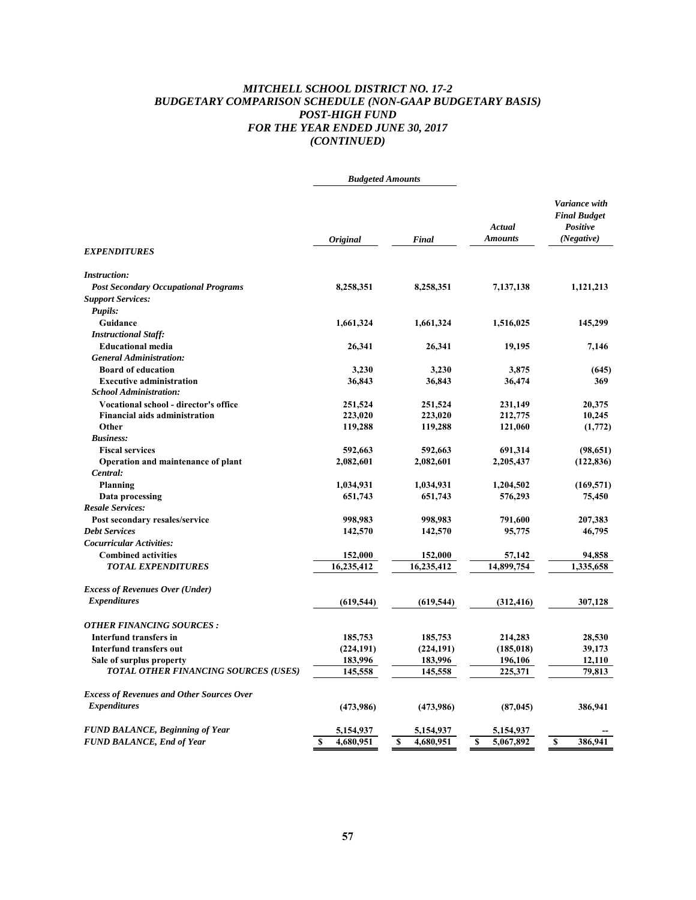# *MITCHELL SCHOOL DISTRICT NO. 17-2*
## *BUDGETARY COMPARISON SCHEDULE (NON-GAAP BUDGETARY BASIS)*
## *POST-HIGH FUND*
## *FOR THE YEAR ENDED JUNE 30, 2017*
## *(CONTINUED)*

| | *Budgeted Amounts* | | | |
|---|---|---|---|---|
| | *Original* | *Final* | *Actual Amounts* | *Variance with Final Budget Positive (Negative)* |
| ***EXPENDITURES*** | | | | |
| ***Instruction:*** | | | | |
| ***Post Secondary Occupational Programs*** | 8,258,351 | 8,258,351 | 7,137,138 | 1,121,213 |
| ***Support Services:*** | | | | |
| ***Pupils:*** | | | | |
| **Guidance** | 1,661,324 | 1,661,324 | 1,516,025 | 145,299 |
| ***Instructional Staff:*** | | | | |
| **Educational media** | 26,341 | 26,341 | 19,195 | 7,146 |
| ***General Administration:*** | | | | |
| **Board of education** | 3,230 | 3,230 | 3,875 | (645) |
| **Executive administration** | 36,843 | 36,843 | 36,474 | 369 |
| ***School Administration:*** | | | | |
| **Vocational school - director's office** | 251,524 | 251,524 | 231,149 | 20,375 |
| **Financial aids administration** | 223,020 | 223,020 | 212,775 | 10,245 |
| **Other** | 119,288 | 119,288 | 121,060 | (1,772) |
| ***Business:*** | | | | |
| **Fiscal services** | 592,663 | 592,663 | 691,314 | (98,651) |
| **Operation and maintenance of plant** | 2,082,601 | 2,082,601 | 2,205,437 | (122,836) |
| ***Central:*** | | | | |
| **Planning** | 1,034,931 | 1,034,931 | 1,204,502 | (169,571) |
| **Data processing** | 651,743 | 651,743 | 576,293 | 75,450 |
| ***Resale Services:*** | | | | |
| **Post secondary resales/service** | 998,983 | 998,983 | 791,600 | 207,383 |
| ***Debt Services*** | 142,570 | 142,570 | 95,775 | 46,795 |
| ***Cocurricular Activities:*** | | | | |
| **Combined activities** | 152,000 | 152,000 | 57,142 | 94,858 |
| ***TOTAL EXPENDITURES*** | 16,235,412 | 16,235,412 | 14,899,754 | 1,335,658 |
| ***Excess of Revenues Over (Under) Expenditures*** | (619,544) | (619,544) | (312,416) | 307,128 |
| ***OTHER FINANCING SOURCES :*** | | | | |
| **Interfund transfers in** | 185,753 | 185,753 | 214,283 | 28,530 |
| **Interfund transfers out** | (224,191) | (224,191) | (185,018) | 39,173 |
| **Sale of surplus property** | 183,996 | 183,996 | 196,106 | 12,110 |
| ***TOTAL OTHER FINANCING SOURCES (USES)*** | 145,558 | 145,558 | 225,371 | 79,813 |
| ***Excess of Revenues and Other Sources Over Expenditures*** | (473,986) | (473,986) | (87,045) | 386,941 |
| ***FUND BALANCE, Beginning of Year*** | 5,154,937 | 5,154,937 | 5,154,937 | -- |
| ***FUND BALANCE, End of Year*** | $ 4,680,951 | $ 4,680,951 | $ 5,067,892 | $ 386,941 |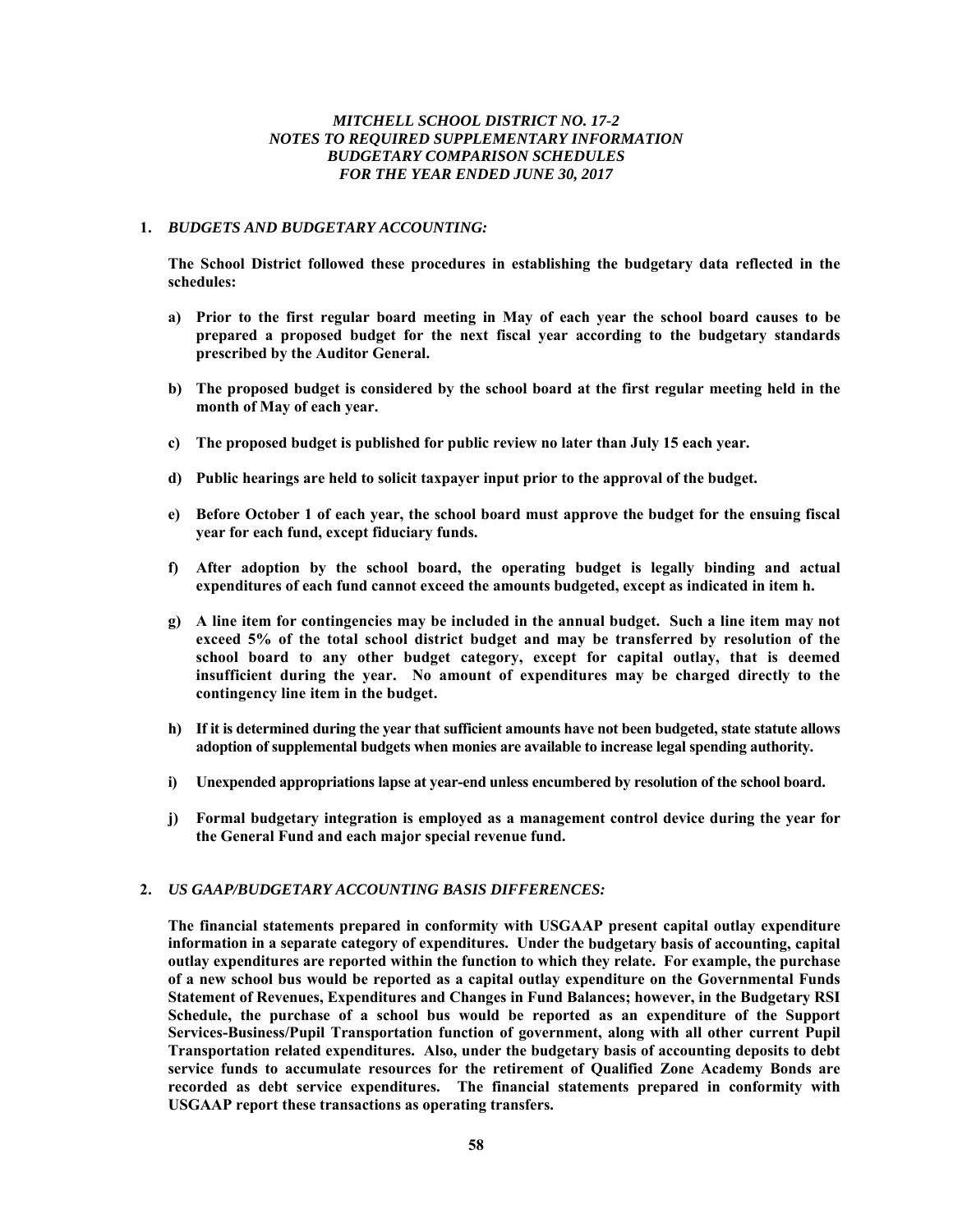### *MITCHELL SCHOOL DISTRICT NO. 17-2*
### *NOTES TO REQUIRED SUPPLEMENTARY INFORMATION*
### *BUDGETARY COMPARISON SCHEDULES*
### *FOR THE YEAR ENDED JUNE 30, 2017*

**1. *BUDGETS AND BUDGETARY ACCOUNTING:***

**The School District followed these procedures in establishing the budgetary data reflected in the schedules:**

**a) Prior to the first regular board meeting in May of each year the school board causes to be prepared a proposed budget for the next fiscal year according to the budgetary standards prescribed by the Auditor General.**

**b) The proposed budget is considered by the school board at the first regular meeting held in the month of May of each year.**

**c) The proposed budget is published for public review no later than July 15 each year.**

**d) Public hearings are held to solicit taxpayer input prior to the approval of the budget.**

**e) Before October 1 of each year, the school board must approve the budget for the ensuing fiscal year for each fund, except fiduciary funds.**

**f) After adoption by the school board, the operating budget is legally binding and actual expenditures of each fund cannot exceed the amounts budgeted, except as indicated in item h.**

**g) A line item for contingencies may be included in the annual budget. Such a line item may not exceed 5% of the total school district budget and may be transferred by resolution of the school board to any other budget category, except for capital outlay, that is deemed insufficient during the year. No amount of expenditures may be charged directly to the contingency line item in the budget.**

**h) If it is determined during the year that sufficient amounts have not been budgeted, state statute allows adoption of supplemental budgets when monies are available to increase legal spending authority.**

**i) Unexpended appropriations lapse at year-end unless encumbered by resolution of the school board.**

**j) Formal budgetary integration is employed as a management control device during the year for the General Fund and each major special revenue fund.**

**2. *US GAAP/BUDGETARY ACCOUNTING BASIS DIFFERENCES:***

**The financial statements prepared in conformity with USGAAP present capital outlay expenditure information in a separate category of expenditures. Under the budgetary basis of accounting, capital outlay expenditures are reported within the function to which they relate. For example, the purchase of a new school bus would be reported as a capital outlay expenditure on the Governmental Funds Statement of Revenues, Expenditures and Changes in Fund Balances; however, in the Budgetary RSI Schedule, the purchase of a school bus would be reported as an expenditure of the Support Services-Business/Pupil Transportation function of government, along with all other current Pupil Transportation related expenditures. Also, under the budgetary basis of accounting deposits to debt service funds to accumulate resources for the retirement of Qualified Zone Academy Bonds are recorded as debt service expenditures. The financial statements prepared in conformity with USGAAP report these transactions as operating transfers.**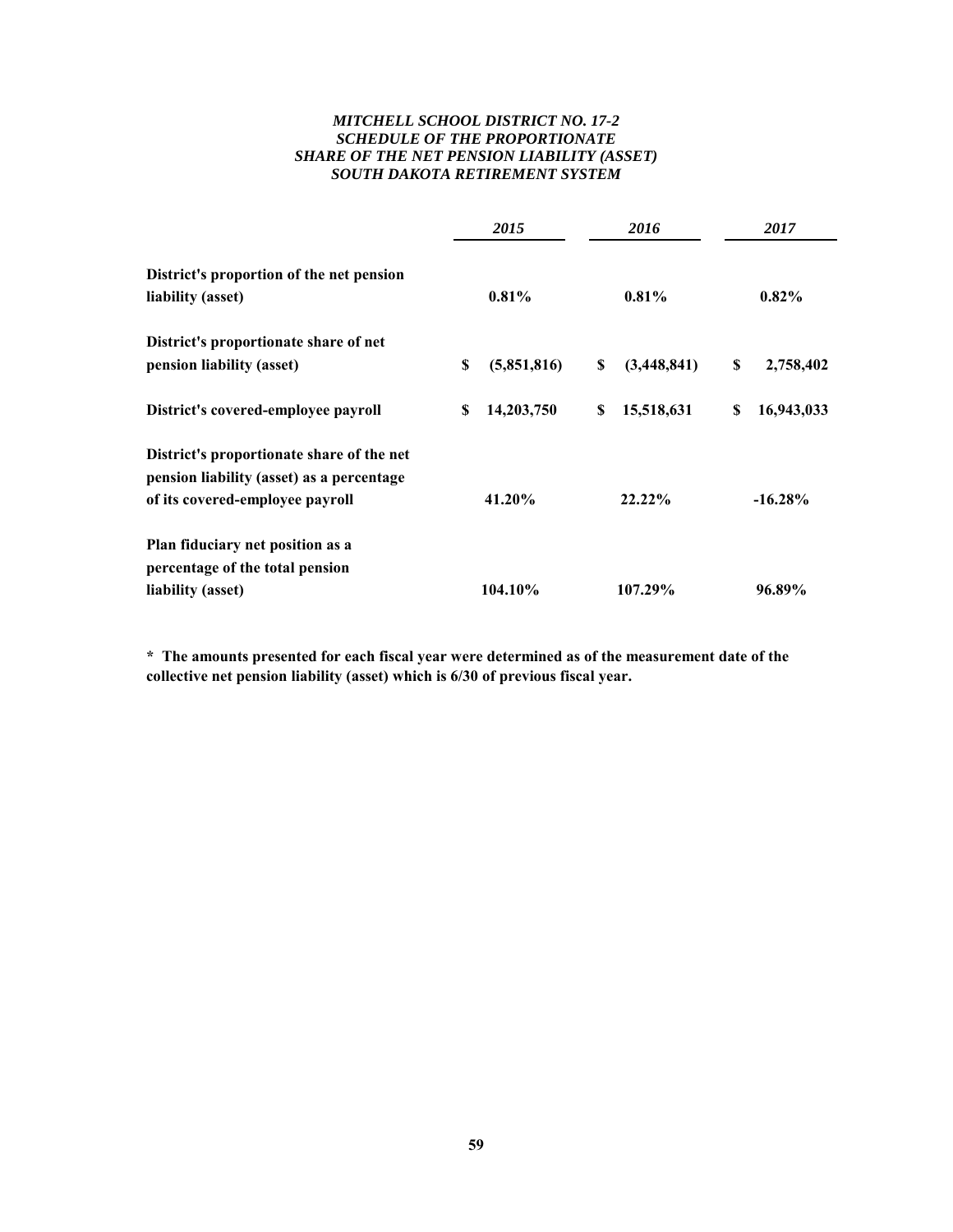# *MITCHELL SCHOOL DISTRICT NO. 17-2*
# *SCHEDULE OF THE PROPORTIONATE SHARE OF THE NET PENSION LIABILITY (ASSET)*
# *SOUTH DAKOTA RETIREMENT SYSTEM*

| | *2015* | *2016* | *2017* |
|---|---|---|---|
| **District's proportion of the net pension liability (asset)** | **0.81%** | **0.81%** | **0.82%** |
| **District's proportionate share of net pension liability (asset)** | **$ (5,851,816)** | **$ (3,448,841)** | **$ 2,758,402** |
| **District's covered-employee payroll** | **$ 14,203,750** | **$ 15,518,631** | **$ 16,943,033** |
| **District's proportionate share of the net pension liability (asset) as a percentage of its covered-employee payroll** | **41.20%** | **22.22%** | **-16.28%** |
| **Plan fiduciary net position as a percentage of the total pension liability (asset)** | **104.10%** | **107.29%** | **96.89%** |

**\* The amounts presented for each fiscal year were determined as of the measurement date of the collective net pension liability (asset) which is 6/30 of previous fiscal year.**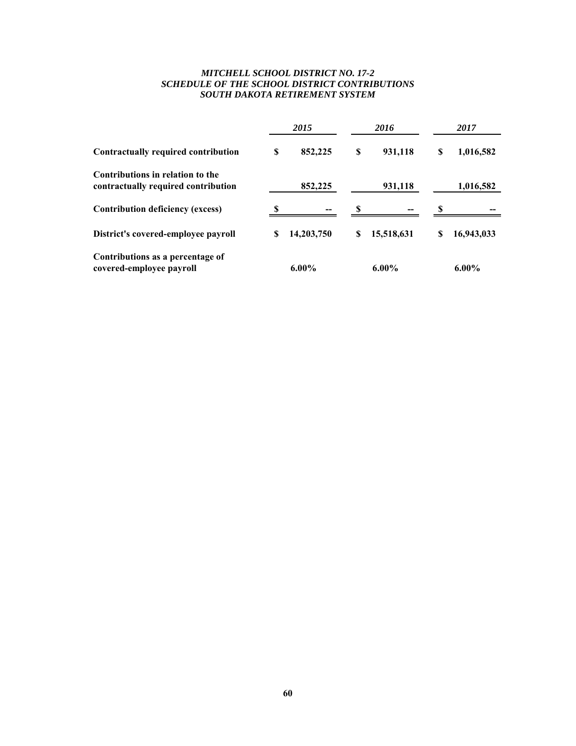*MITCHELL SCHOOL DISTRICT NO. 17-2*
*SCHEDULE OF THE SCHOOL DISTRICT CONTRIBUTIONS*
*SOUTH DAKOTA RETIREMENT SYSTEM*

| | *2015* | *2016* | *2017* |
|---|---|---|---|
| **Contractually required contribution** | **$ 852,225** | **$ 931,118** | **$ 1,016,582** |
| **Contributions in relation to the contractually required contribution** | **852,225** | **931,118** | **1,016,582** |
| **Contribution deficiency (excess)** | **$ --** | **$ --** | **$ --** |
| **District's covered-employee payroll** | **$ 14,203,750** | **$ 15,518,631** | **$ 16,943,033** |
| **Contributions as a percentage of covered-employee payroll** | **6.00%** | **6.00%** | **6.00%** |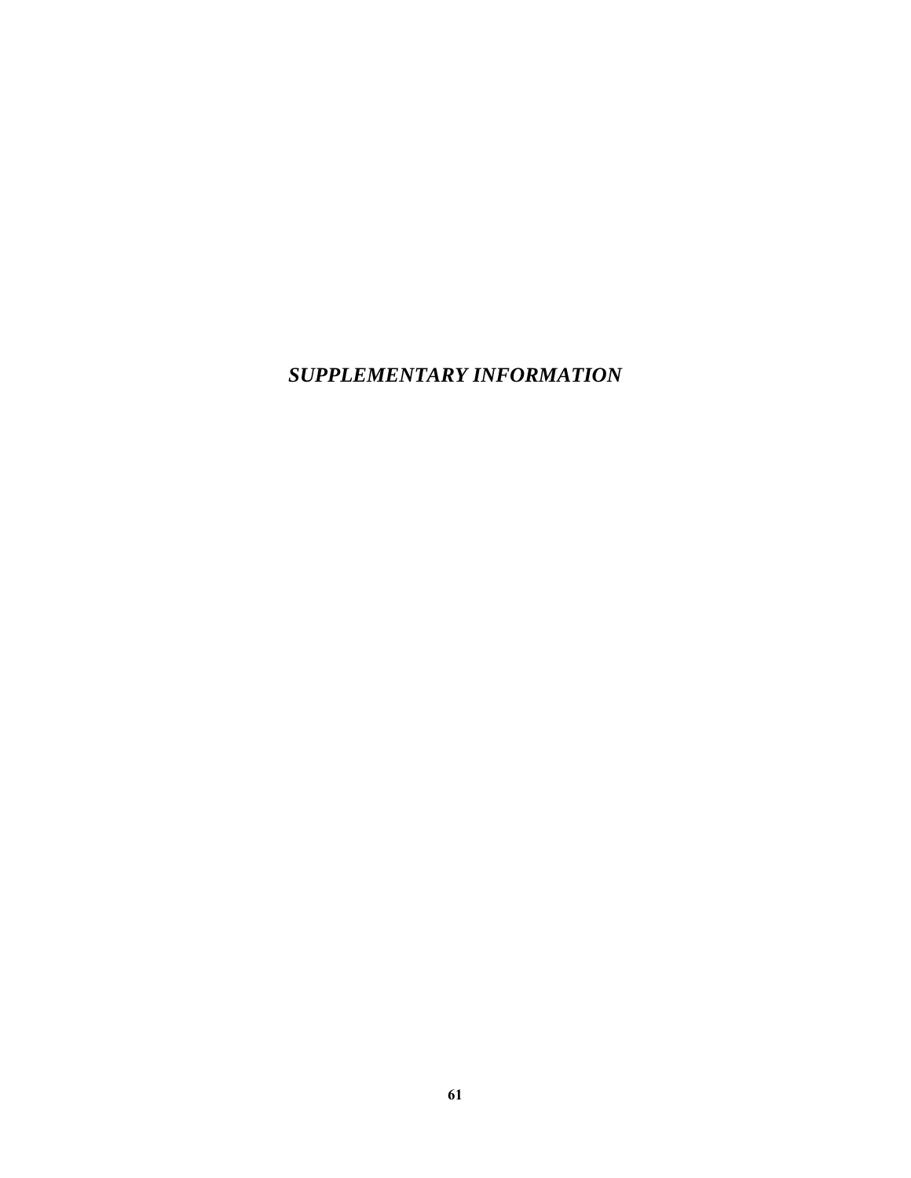# *SUPPLEMENTARY INFORMATION*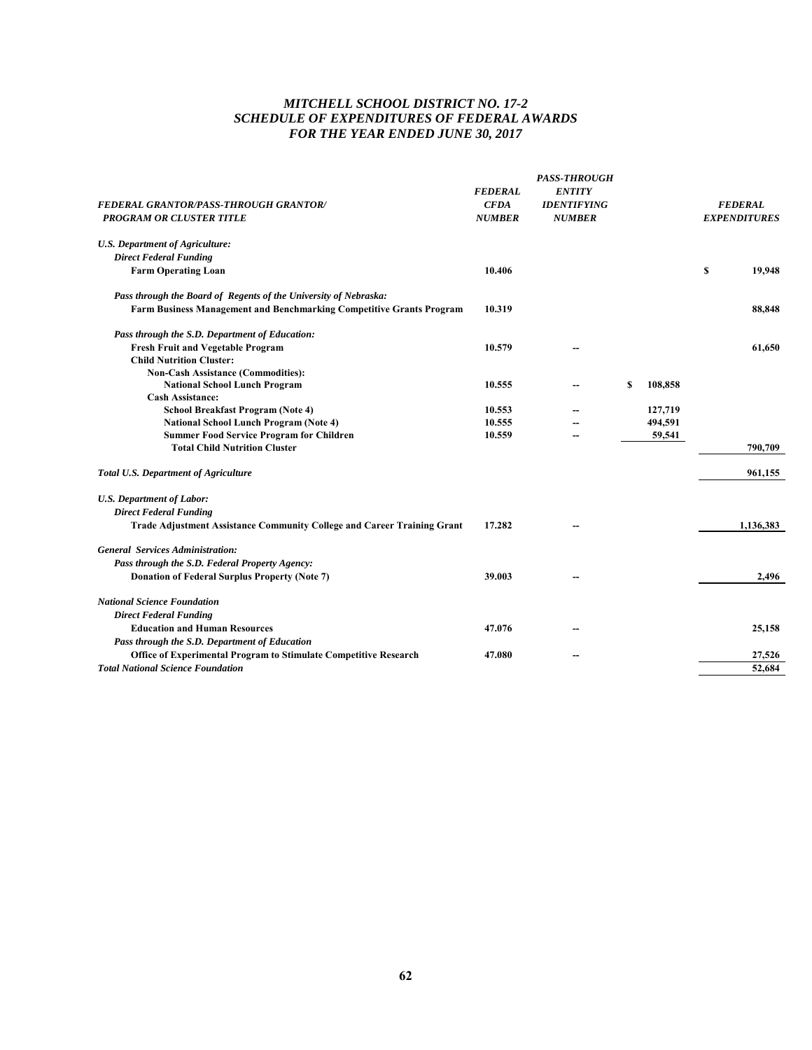# *MITCHELL SCHOOL DISTRICT NO. 17-2*
## *SCHEDULE OF EXPENDITURES OF FEDERAL AWARDS*
## *FOR THE YEAR ENDED JUNE 30, 2017*

| *FEDERAL GRANTOR/PASS-THROUGH GRANTOR/ PROGRAM OR CLUSTER TITLE* | *FEDERAL CFDA NUMBER* | *PASS-THROUGH ENTITY IDENTIFYING NUMBER* | | *FEDERAL EXPENDITURES* |
|---|---|---|---|---|
| ***U.S. Department of Agriculture:*** | | | | |
| ***Direct Federal Funding*** | | | | |
| **Farm Operating Loan** | **10.406** | | | **$ 19,948** |
| ***Pass through the Board of Regents of the University of Nebraska:*** | | | | |
| **Farm Business Management and Benchmarking Competitive Grants Program** | **10.319** | | | **88,848** |
| ***Pass through the S.D. Department of Education:*** | | | | |
| **Fresh Fruit and Vegetable Program** | **10.579** | **--** | | **61,650** |
| **Child Nutrition Cluster:** | | | | |
| **Non-Cash Assistance (Commodities):** | | | | |
| **National School Lunch Program** | **10.555** | **--** | **$ 108,858** | |
| **Cash Assistance:** | | | | |
| **School Breakfast Program (Note 4)** | **10.553** | **--** | **127,719** | |
| **National School Lunch Program (Note 4)** | **10.555** | **--** | **494,591** | |
| **Summer Food Service Program for Children** | **10.559** | **--** | **59,541** | |
| **Total Child Nutrition Cluster** | | | | **790,709** |
| ***Total U.S. Department of Agriculture*** | | | | **961,155** |
| ***U.S. Department of Labor:*** | | | | |
| ***Direct Federal Funding*** | | | | |
| **Trade Adjustment Assistance Community College and Career Training Grant** | **17.282** | **--** | | **1,136,383** |
| ***General Services Administration:*** | | | | |
| ***Pass through the S.D. Federal Property Agency:*** | | | | |
| **Donation of Federal Surplus Property (Note 7)** | **39.003** | **--** | | **2,496** |
| ***National Science Foundation*** | | | | |
| ***Direct Federal Funding*** | | | | |
| **Education and Human Resources** | **47.076** | **--** | | **25,158** |
| ***Pass through the S.D. Department of Education*** | | | | |
| **Office of Experimental Program to Stimulate Competitive Research** | **47.080** | **--** | | **27,526** |
| ***Total National Science Foundation*** | | | | **52,684** |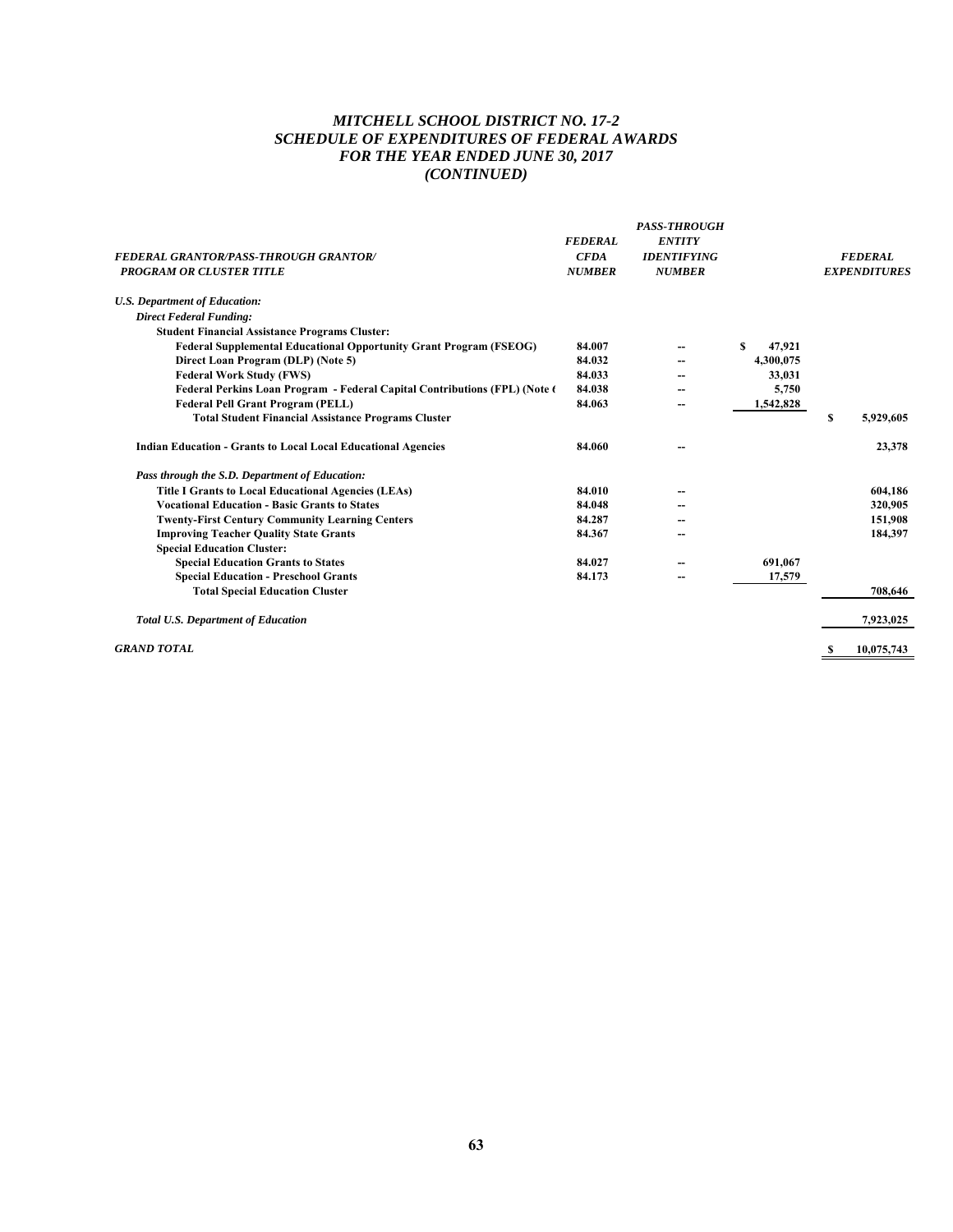# *MITCHELL SCHOOL DISTRICT NO. 17-2*
# *SCHEDULE OF EXPENDITURES OF FEDERAL AWARDS*
# *FOR THE YEAR ENDED JUNE 30, 2017*
# *(CONTINUED)*

| *FEDERAL GRANTOR/PASS-THROUGH GRANTOR/ PROGRAM OR CLUSTER TITLE* | *FEDERAL CFDA NUMBER* | *PASS-THROUGH ENTITY IDENTIFYING NUMBER* | | *FEDERAL EXPENDITURES* |
|---|---|---|---|---|
| *U.S. Department of Education:* | | | | |
| *Direct Federal Funding:* | | | | |
| **Student Financial Assistance Programs Cluster:** | | | | |
| **Federal Supplemental Educational Opportunity Grant Program (FSEOG)** | **84.007** | -- | **$ 47,921** | |
| **Direct Loan Program (DLP) (Note 5)** | **84.032** | -- | **4,300,075** | |
| **Federal Work Study (FWS)** | **84.033** | -- | **33,031** | |
| **Federal Perkins Loan Program - Federal Capital Contributions (FPL) (Note 6** | **84.038** | -- | **5,750** | |
| **Federal Pell Grant Program (PELL)** | **84.063** | -- | **1,542,828** | |
| **Total Student Financial Assistance Programs Cluster** | | | | **$ 5,929,605** |
| **Indian Education - Grants to Local Local Educational Agencies** | **84.060** | -- | | **23,378** |
| *Pass through the S.D. Department of Education:* | | | | |
| **Title I Grants to Local Educational Agencies (LEAs)** | **84.010** | -- | | **604,186** |
| **Vocational Education - Basic Grants to States** | **84.048** | -- | | **320,905** |
| **Twenty-First Century Community Learning Centers** | **84.287** | -- | | **151,908** |
| **Improving Teacher Quality State Grants** | **84.367** | -- | | **184,397** |
| **Special Education Cluster:** | | | | |
| **Special Education Grants to States** | **84.027** | -- | **691,067** | |
| **Special Education - Preschool Grants** | **84.173** | -- | **17,579** | |
| **Total Special Education Cluster** | | | | **708,646** |
| *Total U.S. Department of Education* | | | | **7,923,025** |
| *GRAND TOTAL* | | | | **$ 10,075,743** |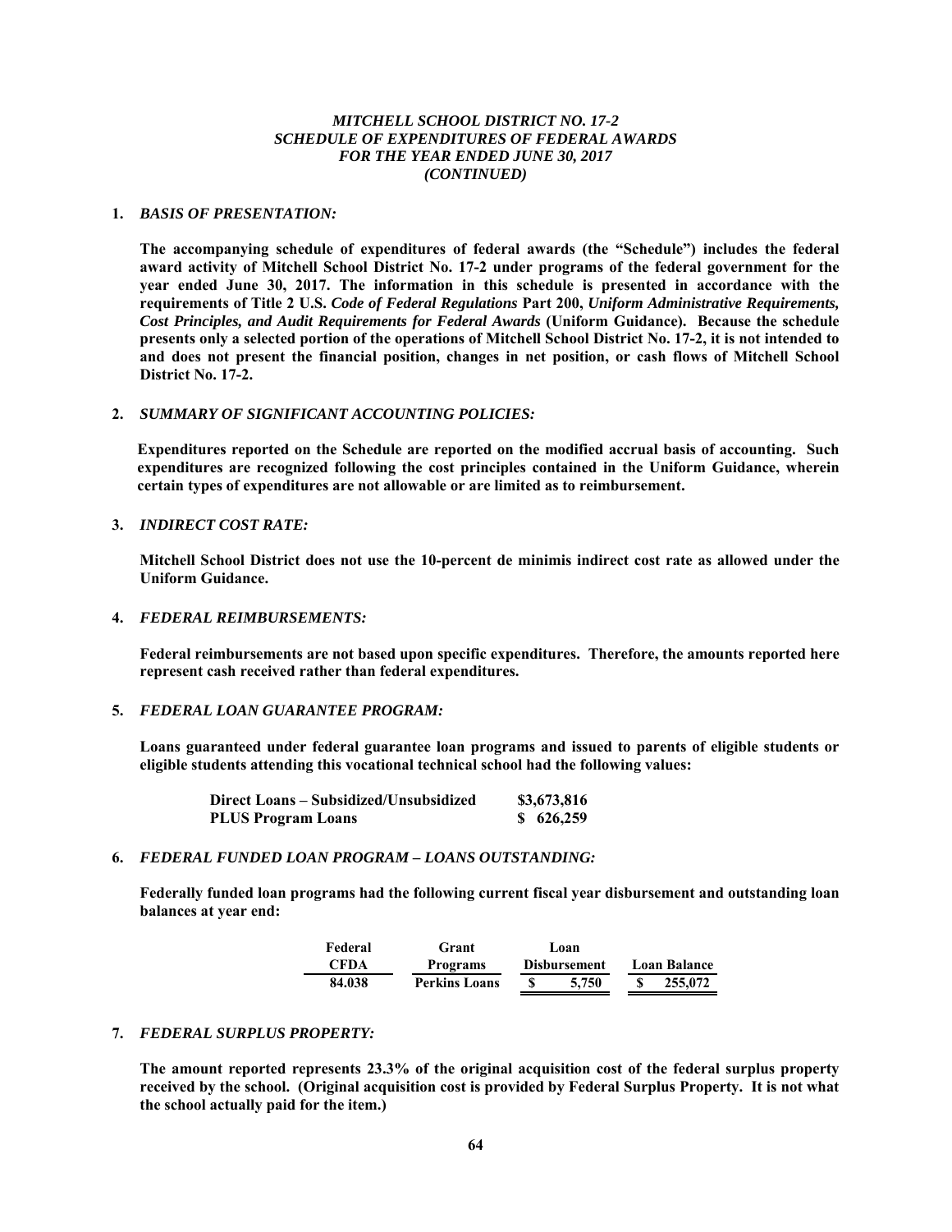# *MITCHELL SCHOOL DISTRICT NO. 17-2*
# *SCHEDULE OF EXPENDITURES OF FEDERAL AWARDS*
# *FOR THE YEAR ENDED JUNE 30, 2017*
# *(CONTINUED)*

**1.** ***BASIS OF PRESENTATION:***

**The accompanying schedule of expenditures of federal awards (the "Schedule") includes the federal award activity of Mitchell School District No. 17-2 under programs of the federal government for the year ended June 30, 2017. The information in this schedule is presented in accordance with the requirements of Title 2 U.S. *Code of Federal Regulations* Part 200, *Uniform Administrative Requirements, Cost Principles, and Audit Requirements for Federal Awards* (Uniform Guidance). Because the schedule presents only a selected portion of the operations of Mitchell School District No. 17-2, it is not intended to and does not present the financial position, changes in net position, or cash flows of Mitchell School District No. 17-2.**

**2.** ***SUMMARY OF SIGNIFICANT ACCOUNTING POLICIES:***

**Expenditures reported on the Schedule are reported on the modified accrual basis of accounting. Such expenditures are recognized following the cost principles contained in the Uniform Guidance, wherein certain types of expenditures are not allowable or are limited as to reimbursement.**

**3.** ***INDIRECT COST RATE:***

**Mitchell School District does not use the 10-percent de minimis indirect cost rate as allowed under the Uniform Guidance.**

**4.** ***FEDERAL REIMBURSEMENTS:***

**Federal reimbursements are not based upon specific expenditures. Therefore, the amounts reported here represent cash received rather than federal expenditures.**

**5.** ***FEDERAL LOAN GUARANTEE PROGRAM:***

**Loans guaranteed under federal guarantee loan programs and issued to parents of eligible students or eligible students attending this vocational technical school had the following values:**

| | |
|---|---|
| **Direct Loans – Subsidized/Unsubsidized** | **\$3,673,816** |
| **PLUS Program Loans** | **\$ 626,259** |

**6.** ***FEDERAL FUNDED LOAN PROGRAM – LOANS OUTSTANDING:***

**Federally funded loan programs had the following current fiscal year disbursement and outstanding loan balances at year end:**

| Federal CFDA | Grant Programs | Loan Disbursement | Loan Balance |
|---|---|---|---|
| 84.038 | Perkins Loans | \$ 5,750 | \$ 255,072 |

**7.** ***FEDERAL SURPLUS PROPERTY:***

**The amount reported represents 23.3% of the original acquisition cost of the federal surplus property received by the school. (Original acquisition cost is provided by Federal Surplus Property. It is not what the school actually paid for the item.)**